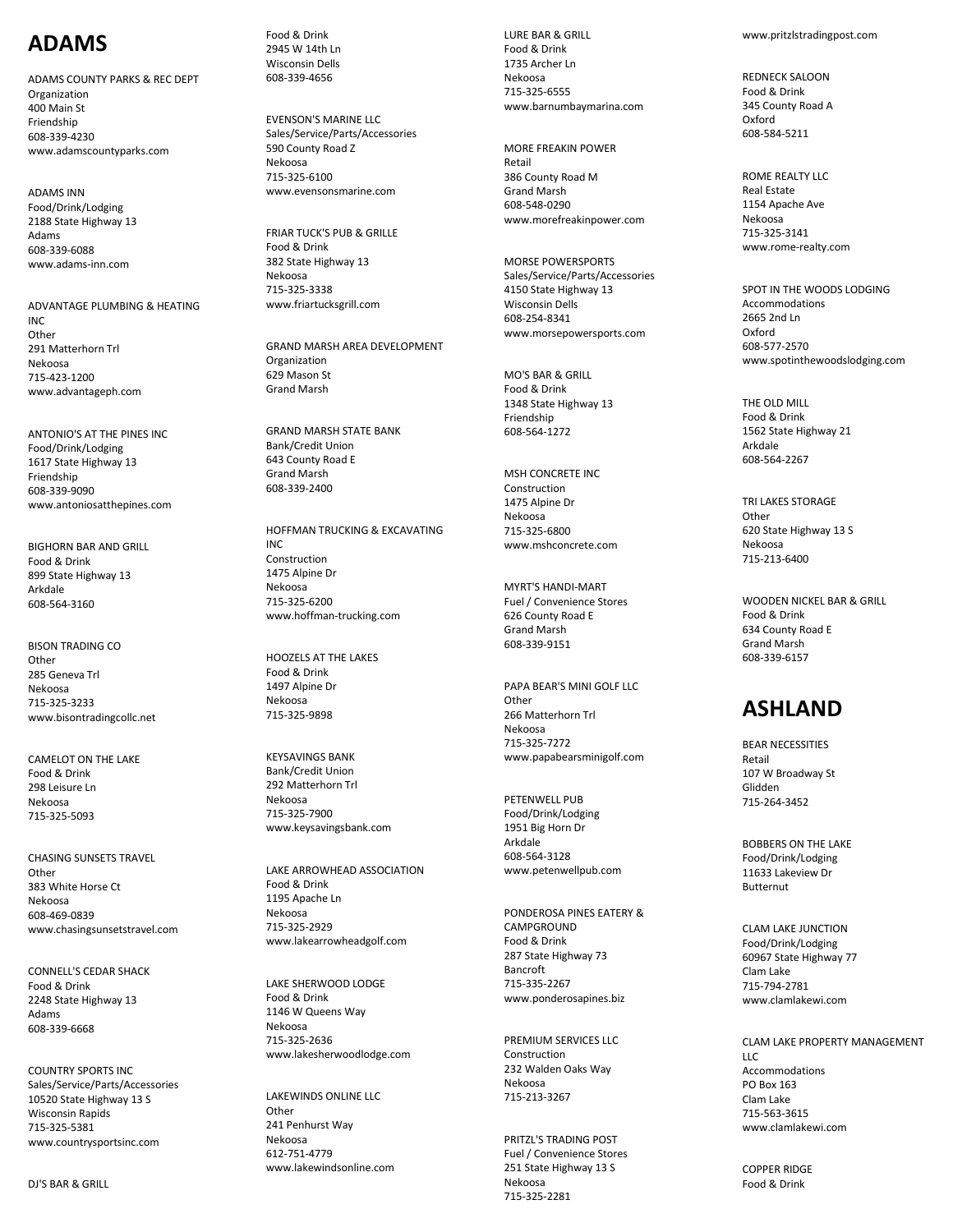# ADAMS

ADAMS COUNTY PARKS & REC DEPT
Organization
400 Main St
Friendship
608-339-4230
www.adamscountyparks.com

ADAMS INN
Food/Drink/Lodging
2188 State Highway 13
Adams
608-339-6088
www.adams-inn.com

ADVANTAGE PLUMBING & HEATING INC
Other
291 Matterhorn Trl
Nekoosa
715-423-1200
www.advantageph.com

ANTONIO'S AT THE PINES INC
Food/Drink/Lodging
1617 State Highway 13
Friendship
608-339-9090
www.antoniosatthepines.com

BIGHORN BAR AND GRILL
Food & Drink
899 State Highway 13
Arkdale
608-564-3160

BISON TRADING CO
Other
285 Geneva Trl
Nekoosa
715-325-3233
www.bisontradingcollc.net

CAMELOT ON THE LAKE
Food & Drink
298 Leisure Ln
Nekoosa
715-325-5093

CHASING SUNSETS TRAVEL
Other
383 White Horse Ct
Nekoosa
608-469-0839
www.chasingsunsetstravel.com

CONNELL'S CEDAR SHACK
Food & Drink
2248 State Highway 13
Adams
608-339-6668

COUNTRY SPORTS INC
Sales/Service/Parts/Accessories
10520 State Highway 13 S
Wisconsin Rapids
715-325-5381
www.countrysportsinc.com

DJ'S BAR & GRILL
Food & Drink
2945 W 14th Ln
Wisconsin Dells
608-339-4656

EVENSON'S MARINE LLC
Sales/Service/Parts/Accessories
590 County Road Z
Nekoosa
715-325-6100
www.evensonsmarine.com

FRIAR TUCK'S PUB & GRILLE
Food & Drink
382 State Highway 13
Nekoosa
715-325-3338
www.friartucksgrill.com

GRAND MARSH AREA DEVELOPMENT
Organization
629 Mason St
Grand Marsh

GRAND MARSH STATE BANK
Bank/Credit Union
643 County Road E
Grand Marsh
608-339-2400

HOFFMAN TRUCKING & EXCAVATING INC
Construction
1475 Alpine Dr
Nekoosa
715-325-6200
www.hoffman-trucking.com

HOOZELS AT THE LAKES
Food & Drink
1497 Alpine Dr
Nekoosa
715-325-9898

KEYSAVINGS BANK
Bank/Credit Union
292 Matterhorn Trl
Nekoosa
715-325-7900
www.keysavingsbank.com

LAKE ARROWHEAD ASSOCIATION
Food & Drink
1195 Apache Ln
Nekoosa
715-325-2929
www.lakearrowheadgolf.com

LAKE SHERWOOD LODGE
Food & Drink
1146 W Queens Way
Nekoosa
715-325-2636
www.lakesherwoodlodge.com

LAKEWINDS ONLINE LLC
Other
241 Penhurst Way
Nekoosa
612-751-4779
www.lakewindsonline.com

LURE BAR & GRILL
Food & Drink
1735 Archer Ln
Nekoosa
715-325-6555
www.barnumbaymarina.com

MORE FREAKIN POWER
Retail
386 County Road M
Grand Marsh
608-548-0290
www.morefreakinpower.com

MORSE POWERSPORTS
Sales/Service/Parts/Accessories
4150 State Highway 13
Wisconsin Dells
608-254-8341
www.morsepowersports.com

MO'S BAR & GRILL
Food & Drink
1348 State Highway 13
Friendship
608-564-1272

MSH CONCRETE INC
Construction
1475 Alpine Dr
Nekoosa
715-325-6800
www.mshconcrete.com

MYRT'S HANDI-MART
Fuel / Convenience Stores
626 County Road E
Grand Marsh
608-339-9151

PAPA BEAR'S MINI GOLF LLC
Other
266 Matterhorn Trl
Nekoosa
715-325-7272
www.papabearsminigolf.com

PETENWELL PUB
Food/Drink/Lodging
1951 Big Horn Dr
Arkdale
608-564-3128
www.petenwellpub.com

PONDEROSA PINES EATERY & CAMPGROUND
Food & Drink
287 State Highway 73
Bancroft
715-335-2267
www.ponderosapines.biz

PREMIUM SERVICES LLC
Construction
232 Walden Oaks Way
Nekoosa
715-213-3267

PRITZL'S TRADING POST
Fuel / Convenience Stores
251 State Highway 13 S
Nekoosa
715-325-2281
www.pritzlstradingpost.com

REDNECK SALOON
Food & Drink
345 County Road A
Oxford
608-584-5211

ROME REALTY LLC
Real Estate
1154 Apache Ave
Nekoosa
715-325-3141
www.rome-realty.com

SPOT IN THE WOODS LODGING
Accommodations
2665 2nd Ln
Oxford
608-577-2570
www.spotinthewoodslodging.com

THE OLD MILL
Food & Drink
1562 State Highway 21
Arkdale
608-564-2267

TRI LAKES STORAGE
Other
620 State Highway 13 S
Nekoosa
715-213-6400

WOODEN NICKEL BAR & GRILL
Food & Drink
634 County Road E
Grand Marsh
608-339-6157

# ASHLAND

BEAR NECESSITIES
Retail
107 W Broadway St
Glidden
715-264-3452

BOBBERS ON THE LAKE
Food/Drink/Lodging
11633 Lakeview Dr
Butternut

CLAM LAKE JUNCTION
Food/Drink/Lodging
60967 State Highway 77
Clam Lake
715-794-2781
www.clamlakewi.com

CLAM LAKE PROPERTY MANAGEMENT LLC
Accommodations
PO Box 163
Clam Lake
715-563-3615
www.clamlakewi.com

COPPER RIDGE
Food & Drink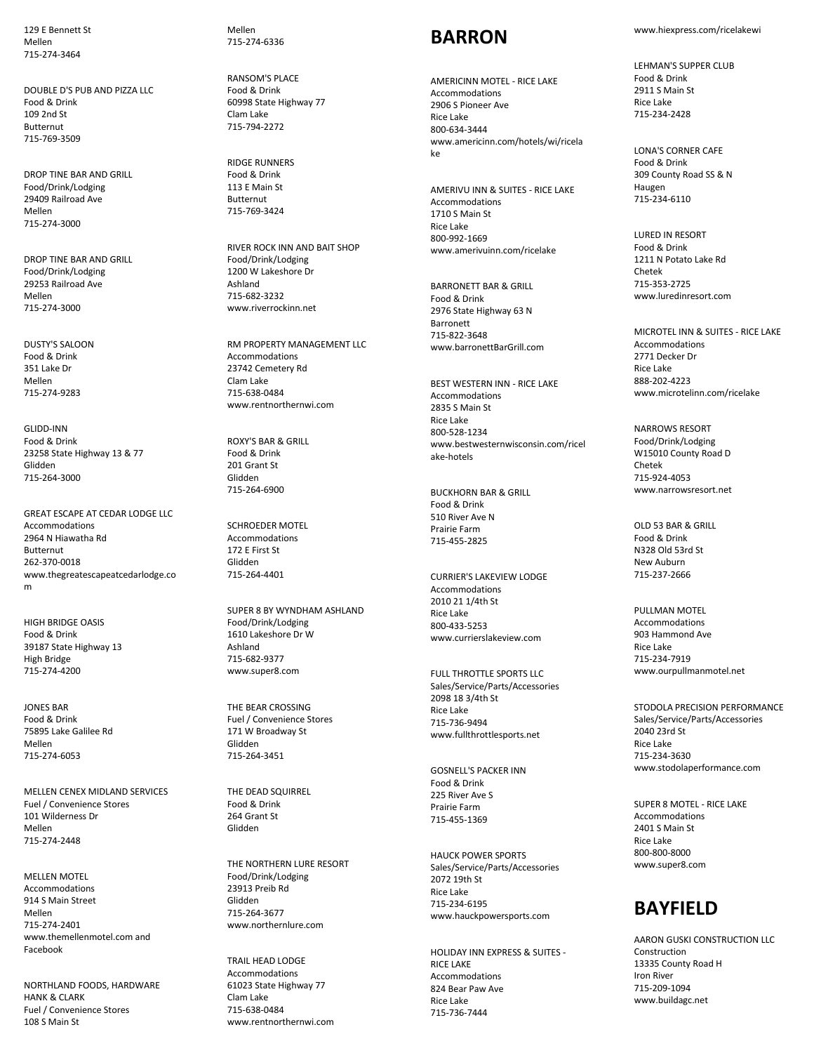129 E Bennett St
Mellen
715-274-3464

DOUBLE D'S PUB AND PIZZA LLC
Food & Drink
109 2nd St
Butternut
715-769-3509

DROP TINE BAR AND GRILL
Food/Drink/Lodging
29409 Railroad Ave
Mellen
715-274-3000

DROP TINE BAR AND GRILL
Food/Drink/Lodging
29253 Railroad Ave
Mellen
715-274-3000

DUSTY'S SALOON
Food & Drink
351 Lake Dr
Mellen
715-274-9283

GLIDD-INN
Food & Drink
23258 State Highway 13 & 77
Glidden
715-264-3000

GREAT ESCAPE AT CEDAR LODGE LLC
Accommodations
2964 N Hiawatha Rd
Butternut
262-370-0018
www.thegreatescapeatcedarlodge.com

HIGH BRIDGE OASIS
Food & Drink
39187 State Highway 13
High Bridge
715-274-4200

JONES BAR
Food & Drink
75895 Lake Galilee Rd
Mellen
715-274-6053

MELLEN CENEX MIDLAND SERVICES
Fuel / Convenience Stores
101 Wilderness Dr
Mellen
715-274-2448

MELLEN MOTEL
Accommodations
914 S Main Street
Mellen
715-274-2401
www.themellenmotel.com and Facebook

NORTHLAND FOODS, HARDWARE HANK & CLARK
Fuel / Convenience Stores
108 S Main St
Mellen
715-274-6336

RANSOM'S PLACE
Food & Drink
60998 State Highway 77
Clam Lake
715-794-2272

RIDGE RUNNERS
Food & Drink
113 E Main St
Butternut
715-769-3424

RIVER ROCK INN AND BAIT SHOP
Food/Drink/Lodging
1200 W Lakeshore Dr
Ashland
715-682-3232
www.riverrockinn.net

RM PROPERTY MANAGEMENT LLC
Accommodations
23742 Cemetery Rd
Clam Lake
715-638-0484
www.rentnorthernwi.com

ROXY'S BAR & GRILL
Food & Drink
201 Grant St
Glidden
715-264-6900

SCHROEDER MOTEL
Accommodations
172 E First St
Glidden
715-264-4401

SUPER 8 BY WYNDHAM ASHLAND
Food/Drink/Lodging
1610 Lakeshore Dr W
Ashland
715-682-9377
www.super8.com

THE BEAR CROSSING
Fuel / Convenience Stores
171 W Broadway St
Glidden
715-264-3451

THE DEAD SQUIRREL
Food & Drink
264 Grant St
Glidden

THE NORTHERN LURE RESORT
Food/Drink/Lodging
23913 Preib Rd
Glidden
715-264-3677
www.northernlure.com

TRAIL HEAD LODGE
Accommodations
61023 State Highway 77
Clam Lake
715-638-0484
www.rentnorthernwi.com

# BARRON

AMERICINN MOTEL - RICE LAKE
Accommodations
2906 S Pioneer Ave
Rice Lake
800-634-3444
www.americinn.com/hotels/wi/ricelake

AMERIVU INN & SUITES - RICE LAKE
Accommodations
1710 S Main St
Rice Lake
800-992-1669
www.amerivuinn.com/ricelake

BARRONETT BAR & GRILL
Food & Drink
2976 State Highway 63 N
Barronett
715-822-3648
www.barronettBarGrill.com

BEST WESTERN INN - RICE LAKE
Accommodations
2835 S Main St
Rice Lake
800-528-1234
www.bestwesternwisconsin.com/ricelake-hotels

BUCKHORN BAR & GRILL
Food & Drink
510 River Ave N
Prairie Farm
715-455-2825

CURRIER'S LAKEVIEW LODGE
Accommodations
2010 21 1/4th St
Rice Lake
800-433-5253
www.currierslakeview.com

FULL THROTTLE SPORTS LLC
Sales/Service/Parts/Accessories
2098 18 3/4th St
Rice Lake
715-736-9494
www.fullthrottlesports.net

GOSNELL'S PACKER INN
Food & Drink
225 River Ave S
Prairie Farm
715-455-1369

HAUCK POWER SPORTS
Sales/Service/Parts/Accessories
2072 19th St
Rice Lake
715-234-6195
www.hauckpowersports.com

HOLIDAY INN EXPRESS & SUITES - RICE LAKE
Accommodations
824 Bear Paw Ave
Rice Lake
715-736-7444
www.hiexpress.com/ricelakewi

LEHMAN'S SUPPER CLUB
Food & Drink
2911 S Main St
Rice Lake
715-234-2428

LONA'S CORNER CAFE
Food & Drink
309 County Road SS & N
Haugen
715-234-6110

LURED IN RESORT
Food & Drink
1211 N Potato Lake Rd
Chetek
715-353-2725
www.luredinresort.com

MICROTEL INN & SUITES - RICE LAKE
Accommodations
2771 Decker Dr
Rice Lake
888-202-4223
www.microtelinn.com/ricelake

NARROWS RESORT
Food/Drink/Lodging
W15010 County Road D
Chetek
715-924-4053
www.narrowsresort.net

OLD 53 BAR & GRILL
Food & Drink
N328 Old 53rd St
New Auburn
715-237-2666

PULLMAN MOTEL
Accommodations
903 Hammond Ave
Rice Lake
715-234-7919
www.ourpullmanmotel.net

STODOLA PRECISION PERFORMANCE
Sales/Service/Parts/Accessories
2040 23rd St
Rice Lake
715-234-3630
www.stodolaperformance.com

SUPER 8 MOTEL - RICE LAKE
Accommodations
2401 S Main St
Rice Lake
800-800-8000
www.super8.com

# BAYFIELD

AARON GUSKI CONSTRUCTION LLC
Construction
13335 County Road H
Iron River
715-209-1094
www.buildagc.net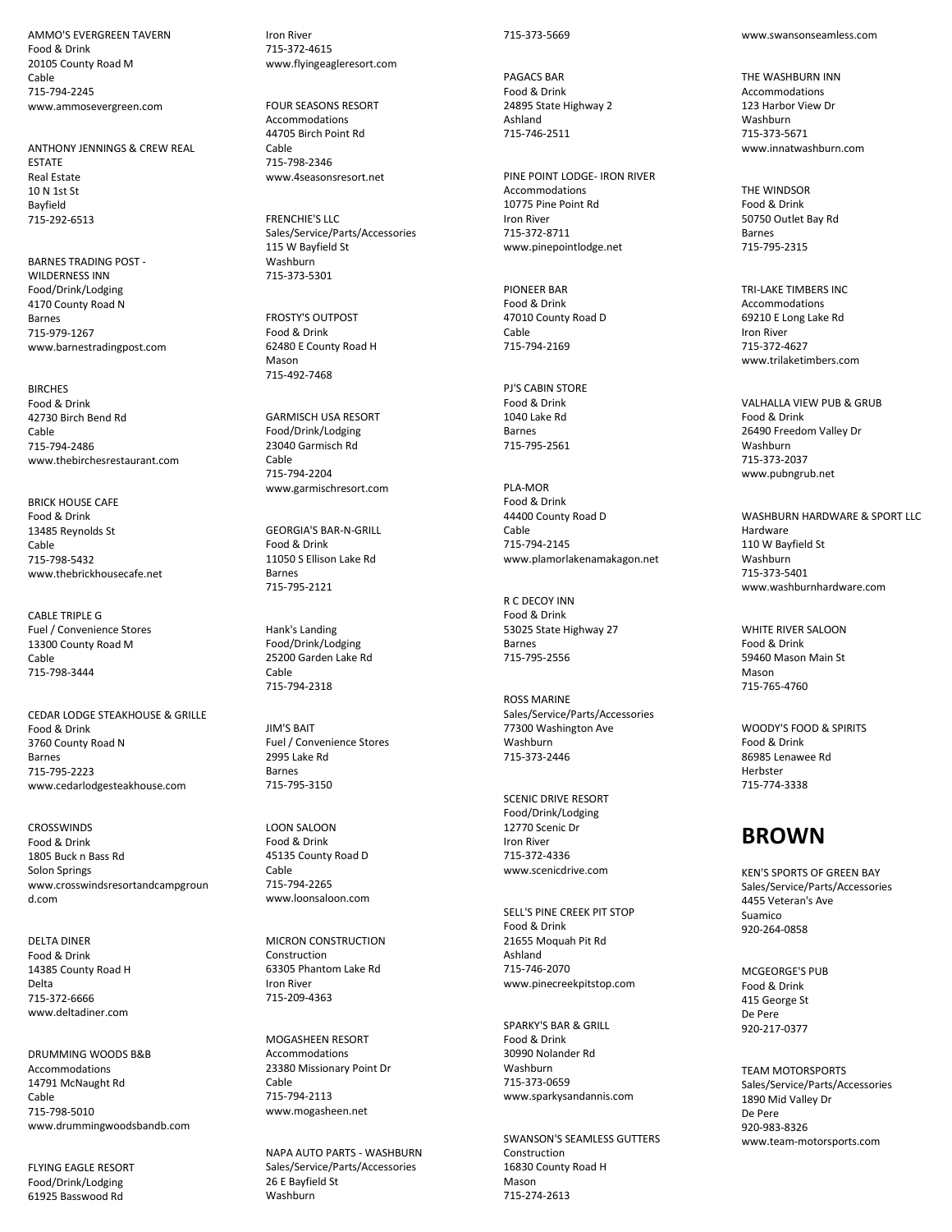AMMO'S EVERGREEN TAVERN
Food & Drink
20105 County Road M
Cable
715-794-2245
www.ammosevergreen.com

ANTHONY JENNINGS & CREW REAL ESTATE
Real Estate
10 N 1st St
Bayfield
715-292-6513

BARNES TRADING POST - WILDERNESS INN
Food/Drink/Lodging
4170 County Road N
Barnes
715-979-1267
www.barnestradingpost.com

BIRCHES
Food & Drink
42730 Birch Bend Rd
Cable
715-794-2486
www.thebirchesrestaurant.com

BRICK HOUSE CAFE
Food & Drink
13485 Reynolds St
Cable
715-798-5432
www.thebrickhousecafe.net

CABLE TRIPLE G
Fuel / Convenience Stores
13300 County Road M
Cable
715-798-3444

CEDAR LODGE STEAKHOUSE & GRILLE
Food & Drink
3760 County Road N
Barnes
715-795-2223
www.cedarlodgesteakhouse.com

CROSSWINDS
Food & Drink
1805 Buck n Bass Rd
Solon Springs
www.crosswindsresortandcampground.com

DELTA DINER
Food & Drink
14385 County Road H
Delta
715-372-6666
www.deltadiner.com

DRUMMING WOODS B&B
Accommodations
14791 McNaught Rd
Cable
715-798-5010
www.drummingwoodsbandb.com

FLYING EAGLE RESORT
Food/Drink/Lodging
61925 Basswood Rd
Iron River
715-372-4615
www.flyingeagleresort.com

FOUR SEASONS RESORT
Accommodations
44705 Birch Point Rd
Cable
715-798-2346
www.4seasonsresort.net

FRENCHIE'S LLC
Sales/Service/Parts/Accessories
115 W Bayfield St
Washburn
715-373-5301

FROSTY'S OUTPOST
Food & Drink
62480 E County Road H
Mason
715-492-7468

GARMISCH USA RESORT
Food/Drink/Lodging
23040 Garmisch Rd
Cable
715-794-2204
www.garmischresort.com

GEORGIA'S BAR-N-GRILL
Food & Drink
11050 S Ellison Lake Rd
Barnes
715-795-2121

Hank's Landing
Food/Drink/Lodging
25200 Garden Lake Rd
Cable
715-794-2318

JIM'S BAIT
Fuel / Convenience Stores
2995 Lake Rd
Barnes
715-795-3150

LOON SALOON
Food & Drink
45135 County Road D
Cable
715-794-2265
www.loonsaloon.com

MICRON CONSTRUCTION
Construction
63305 Phantom Lake Rd
Iron River
715-209-4363

MOGASHEEN RESORT
Accommodations
23380 Missionary Point Dr
Cable
715-794-2113
www.mogasheen.net

NAPA AUTO PARTS - WASHBURN
Sales/Service/Parts/Accessories
26 E Bayfield St
Washburn
715-373-5669

PAGACS BAR
Food & Drink
24895 State Highway 2
Ashland
715-746-2511

PINE POINT LODGE- IRON RIVER
Accommodations
10775 Pine Point Rd
Iron River
715-372-8711
www.pinepointlodge.net

PIONEER BAR
Food & Drink
47010 County Road D
Cable
715-794-2169

PJ'S CABIN STORE
Food & Drink
1040 Lake Rd
Barnes
715-795-2561

PLA-MOR
Food & Drink
44400 County Road D
Cable
715-794-2145
www.plamorlakenamakagon.net

R C DECOY INN
Food & Drink
53025 State Highway 27
Barnes
715-795-2556

ROSS MARINE
Sales/Service/Parts/Accessories
77300 Washington Ave
Washburn
715-373-2446

SCENIC DRIVE RESORT
Food/Drink/Lodging
12770 Scenic Dr
Iron River
715-372-4336
www.scenicdrive.com

SELL'S PINE CREEK PIT STOP
Food & Drink
21655 Moquah Pit Rd
Ashland
715-746-2070
www.pinecreekpitstop.com

SPARKY'S BAR & GRILL
Food & Drink
30990 Nolander Rd
Washburn
715-373-0659
www.sparkysandannis.com

SWANSON'S SEAMLESS GUTTERS
Construction
16830 County Road H
Mason
715-274-2613
www.swansonseamless.com

THE WASHBURN INN
Accommodations
123 Harbor View Dr
Washburn
715-373-5671
www.innatwashburn.com

THE WINDSOR
Food & Drink
50750 Outlet Bay Rd
Barnes
715-795-2315

TRI-LAKE TIMBERS INC
Accommodations
69210 E Long Lake Rd
Iron River
715-372-4627
www.trilaketimbers.com

VALHALLA VIEW PUB & GRUB
Food & Drink
26490 Freedom Valley Dr
Washburn
715-373-2037
www.pubngrub.net

WASHBURN HARDWARE & SPORT LLC
Hardware
110 W Bayfield St
Washburn
715-373-5401
www.washburnhardware.com

WHITE RIVER SALOON
Food & Drink
59460 Mason Main St
Mason
715-765-4760

WOODY'S FOOD & SPIRITS
Food & Drink
86985 Lenawee Rd
Herbster
715-774-3338

# BROWN

KEN'S SPORTS OF GREEN BAY
Sales/Service/Parts/Accessories
4455 Veteran's Ave
Suamico
920-264-0858

MCGEORGE'S PUB
Food & Drink
415 George St
De Pere
920-217-0377

TEAM MOTORSPORTS
Sales/Service/Parts/Accessories
1890 Mid Valley Dr
De Pere
920-983-8326
www.team-motorsports.com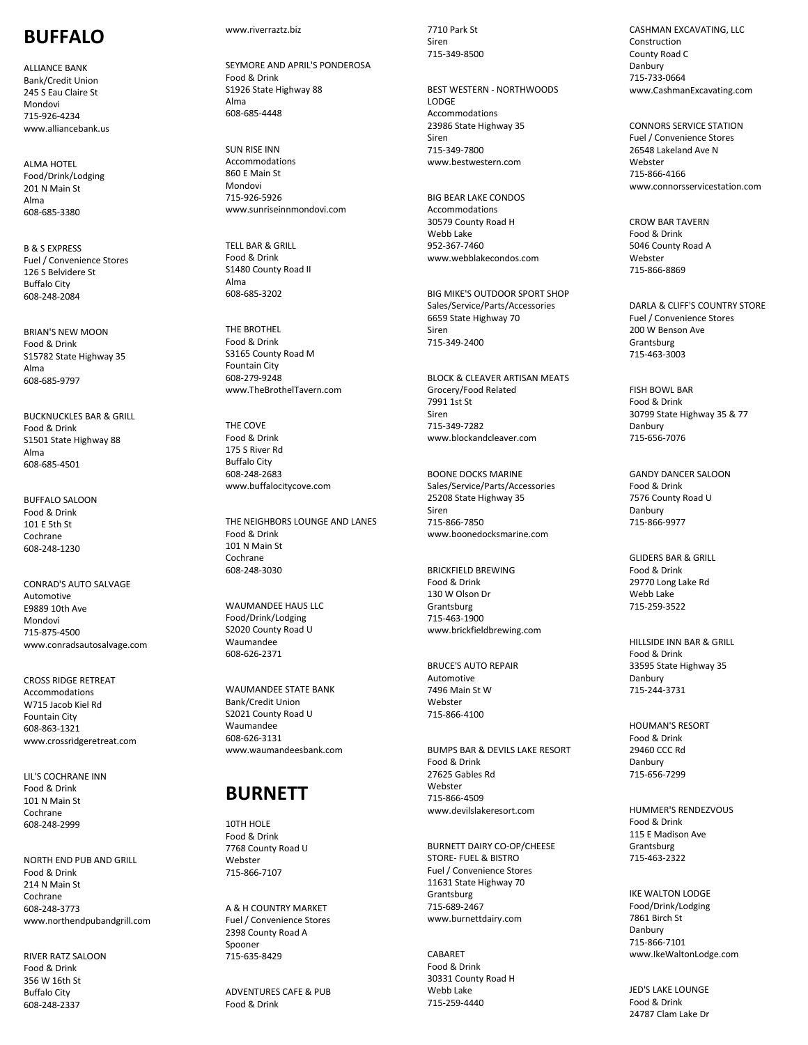# BUFFALO

ALLIANCE BANK
Bank/Credit Union
245 S Eau Claire St
Mondovi
715-926-4234
www.alliancebank.us

ALMA HOTEL
Food/Drink/Lodging
201 N Main St
Alma
608-685-3380

B & S EXPRESS
Fuel / Convenience Stores
126 S Belvidere St
Buffalo City
608-248-2084

BRIAN'S NEW MOON
Food & Drink
S15782 State Highway 35
Alma
608-685-9797

BUCKNUCKLES BAR & GRILL
Food & Drink
S1501 State Highway 88
Alma
608-685-4501

BUFFALO SALOON
Food & Drink
101 E 5th St
Cochrane
608-248-1230

CONRAD'S AUTO SALVAGE
Automotive
E9889 10th Ave
Mondovi
715-875-4500
www.conradsautosalvage.com

CROSS RIDGE RETREAT
Accommodations
W715 Jacob Kiel Rd
Fountain City
608-863-1321
www.crossridgeretreat.com

LIL'S COCHRANE INN
Food & Drink
101 N Main St
Cochrane
608-248-2999

NORTH END PUB AND GRILL
Food & Drink
214 N Main St
Cochrane
608-248-3773
www.northendpubandgrill.com

RIVER RATZ SALOON
Food & Drink
356 W 16th St
Buffalo City
608-248-2337
www.riverraztz.biz

SEYMORE AND APRIL'S PONDEROSA
Food & Drink
S1926 State Highway 88
Alma
608-685-4448

SUN RISE INN
Accommodations
860 E Main St
Mondovi
715-926-5926
www.sunriseinnmondovi.com

TELL BAR & GRILL
Food & Drink
S1480 County Road II
Alma
608-685-3202

THE BROTHEL
Food & Drink
S3165 County Road M
Fountain City
608-279-9248
www.TheBrothelTavern.com

THE COVE
Food & Drink
175 S River Rd
Buffalo City
608-248-2683
www.buffalocitycove.com

THE NEIGHBORS LOUNGE AND LANES
Food & Drink
101 N Main St
Cochrane
608-248-3030

WAUMANDEE HAUS LLC
Food/Drink/Lodging
S2020 County Road U
Waumandee
608-626-2371

WAUMANDEE STATE BANK
Bank/Credit Union
S2021 County Road U
Waumandee
608-626-3131
www.waumandeesbank.com

# BURNETT

10TH HOLE
Food & Drink
7768 County Road U
Webster
715-866-7107

A & H COUNTRY MARKET
Fuel / Convenience Stores
2398 County Road A
Spooner
715-635-8429

ADVENTURES CAFE & PUB
Food & Drink
7710 Park St
Siren
715-349-8500

BEST WESTERN - NORTHWOODS LODGE
Accommodations
23986 State Highway 35
Siren
715-349-7800
www.bestwestern.com

BIG BEAR LAKE CONDOS
Accommodations
30579 County Road H
Webb Lake
952-367-7460
www.webblakecondos.com

BIG MIKE'S OUTDOOR SPORT SHOP
Sales/Service/Parts/Accessories
6659 State Highway 70
Siren
715-349-2400

BLOCK & CLEAVER ARTISAN MEATS
Grocery/Food Related
7991 1st St
Siren
715-349-7282
www.blockandcleaver.com

BOONE DOCKS MARINE
Sales/Service/Parts/Accessories
25208 State Highway 35
Siren
715-866-7850
www.boonedocksmarine.com

BRICKFIELD BREWING
Food & Drink
130 W Olson Dr
Grantsburg
715-463-1900
www.brickfieldbrewing.com

BRUCE'S AUTO REPAIR
Automotive
7496 Main St W
Webster
715-866-4100

BUMPS BAR & DEVILS LAKE RESORT
Food & Drink
27625 Gables Rd
Webster
715-866-4509
www.devilslakeresort.com

BURNETT DAIRY CO-OP/CHEESE STORE- FUEL & BISTRO
Fuel / Convenience Stores
11631 State Highway 70
Grantsburg
715-689-2467
www.burnettdairy.com

CABARET
Food & Drink
30331 County Road H
Webb Lake
715-259-4440

CASHMAN EXCAVATING, LLC
Construction
County Road C
Danbury
715-733-0664
www.CashmanExcavating.com

CONNORS SERVICE STATION
Fuel / Convenience Stores
26548 Lakeland Ave N
Webster
715-866-4166
www.connorsservicestation.com

CROW BAR TAVERN
Food & Drink
5046 County Road A
Webster
715-866-8869

DARLA & CLIFF'S COUNTRY STORE
Fuel / Convenience Stores
200 W Benson Ave
Grantsburg
715-463-3003

FISH BOWL BAR
Food & Drink
30799 State Highway 35 & 77
Danbury
715-656-7076

GANDY DANCER SALOON
Food & Drink
7576 County Road U
Danbury
715-866-9977

GLIDERS BAR & GRILL
Food & Drink
29770 Long Lake Rd
Webb Lake
715-259-3522

HILLSIDE INN BAR & GRILL
Food & Drink
33595 State Highway 35
Danbury
715-244-3731

HOUMAN'S RESORT
Food & Drink
29460 CCC Rd
Danbury
715-656-7299

HUMMER'S RENDEZVOUS
Food & Drink
115 E Madison Ave
Grantsburg
715-463-2322

IKE WALTON LODGE
Food/Drink/Lodging
7861 Birch St
Danbury
715-866-7101
www.IkeWaltonLodge.com

JED'S LAKE LOUNGE
Food & Drink
24787 Clam Lake Dr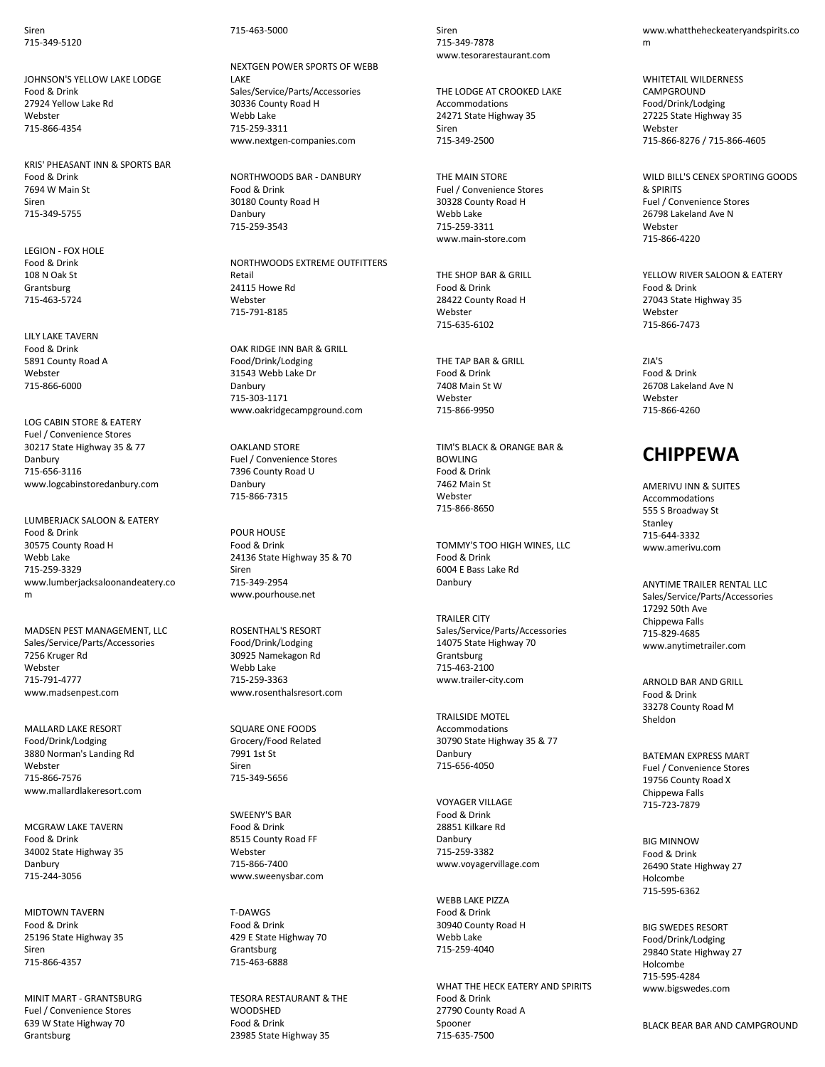Siren
715-349-5120

JOHNSON'S YELLOW LAKE LODGE
Food & Drink
27924 Yellow Lake Rd
Webster
715-866-4354

KRIS' PHEASANT INN & SPORTS BAR
Food & Drink
7694 W Main St
Siren
715-349-5755

LEGION - FOX HOLE
Food & Drink
108 N Oak St
Grantsburg
715-463-5724

LILY LAKE TAVERN
Food & Drink
5891 County Road A
Webster
715-866-6000

LOG CABIN STORE & EATERY
Fuel / Convenience Stores
30217 State Highway 35 & 77
Danbury
715-656-3116
www.logcabinstoredanbury.com

LUMBERJACK SALOON & EATERY
Food & Drink
30575 County Road H
Webb Lake
715-259-3329
www.lumberjacksaloonandeatery.com

MADSEN PEST MANAGEMENT, LLC
Sales/Service/Parts/Accessories
7256 Kruger Rd
Webster
715-791-4777
www.madsenpest.com

MALLARD LAKE RESORT
Food/Drink/Lodging
3880 Norman's Landing Rd
Webster
715-866-7576
www.mallardlakeresort.com

MCGRAW LAKE TAVERN
Food & Drink
34002 State Highway 35
Danbury
715-244-3056

MIDTOWN TAVERN
Food & Drink
25196 State Highway 35
Siren
715-866-4357

MINIT MART - GRANTSBURG
Fuel / Convenience Stores
639 W State Highway 70
Grantsburg
715-463-5000

NEXTGEN POWER SPORTS OF WEBB LAKE
Sales/Service/Parts/Accessories
30336 County Road H
Webb Lake
715-259-3311
www.nextgen-companies.com

NORTHWOODS BAR - DANBURY
Food & Drink
30180 County Road H
Danbury
715-259-3543

NORTHWOODS EXTREME OUTFITTERS
Retail
24115 Howe Rd
Webster
715-791-8185

OAK RIDGE INN BAR & GRILL
Food/Drink/Lodging
31543 Webb Lake Dr
Danbury
715-303-1171
www.oakridgecampground.com

OAKLAND STORE
Fuel / Convenience Stores
7396 County Road U
Danbury
715-866-7315

POUR HOUSE
Food & Drink
24136 State Highway 35 & 70
Siren
715-349-2954
www.pourhouse.net

ROSENTHAL'S RESORT
Food/Drink/Lodging
30925 Namekagon Rd
Webb Lake
715-259-3363
www.rosenthalsresort.com

SQUARE ONE FOODS
Grocery/Food Related
7991 1st St
Siren
715-349-5656

SWEENY'S BAR
Food & Drink
8515 County Road FF
Webster
715-866-7400
www.sweenysbar.com

T-DAWGS
Food & Drink
429 E State Highway 70
Grantsburg
715-463-6888

TESORA RESTAURANT & THE WOODSHED
Food & Drink
23985 State Highway 35
Siren
715-349-7878
www.tesorarestaurant.com

THE LODGE AT CROOKED LAKE
Accommodations
24271 State Highway 35
Siren
715-349-2500

THE MAIN STORE
Fuel / Convenience Stores
30328 County Road H
Webb Lake
715-259-3311
www.main-store.com

THE SHOP BAR & GRILL
Food & Drink
28422 County Road H
Webster
715-635-6102

THE TAP BAR & GRILL
Food & Drink
7408 Main St W
Webster
715-866-9950

TIM'S BLACK & ORANGE BAR & BOWLING
Food & Drink
7462 Main St
Webster
715-866-8650

TOMMY'S TOO HIGH WINES, LLC
Food & Drink
6004 E Bass Lake Rd
Danbury

TRAILER CITY
Sales/Service/Parts/Accessories
14075 State Highway 70
Grantsburg
715-463-2100
www.trailer-city.com

TRAILSIDE MOTEL
Accommodations
30790 State Highway 35 & 77
Danbury
715-656-4050

VOYAGER VILLAGE
Food & Drink
28851 Kilkare Rd
Danbury
715-259-3382
www.voyagervillage.com

WEBB LAKE PIZZA
Food & Drink
30940 County Road H
Webb Lake
715-259-4040

WHAT THE HECK EATERY AND SPIRITS
Food & Drink
27790 County Road A
Spooner
715-635-7500
www.whattheheckeateryandspirits.com

WHITETAIL WILDERNESS CAMPGROUND
Food/Drink/Lodging
27225 State Highway 35
Webster
715-866-8276 / 715-866-4605

WILD BILL'S CENEX SPORTING GOODS & SPIRITS
Fuel / Convenience Stores
26798 Lakeland Ave N
Webster
715-866-4220

YELLOW RIVER SALOON & EATERY
Food & Drink
27043 State Highway 35
Webster
715-866-7473

ZIA'S
Food & Drink
26708 Lakeland Ave N
Webster
715-866-4260

# CHIPPEWA

AMERIVU INN & SUITES
Accommodations
555 S Broadway St
Stanley
715-644-3332
www.amerivu.com

ANYTIME TRAILER RENTAL LLC
Sales/Service/Parts/Accessories
17292 50th Ave
Chippewa Falls
715-829-4685
www.anytimetrailer.com

ARNOLD BAR AND GRILL
Food & Drink
33278 County Road M
Sheldon

BATEMAN EXPRESS MART
Fuel / Convenience Stores
19756 County Road X
Chippewa Falls
715-723-7879

BIG MINNOW
Food & Drink
26490 State Highway 27
Holcombe
715-595-6362

BIG SWEDES RESORT
Food/Drink/Lodging
29840 State Highway 27
Holcombe
715-595-4284
www.bigswedes.com

BLACK BEAR BAR AND CAMPGROUND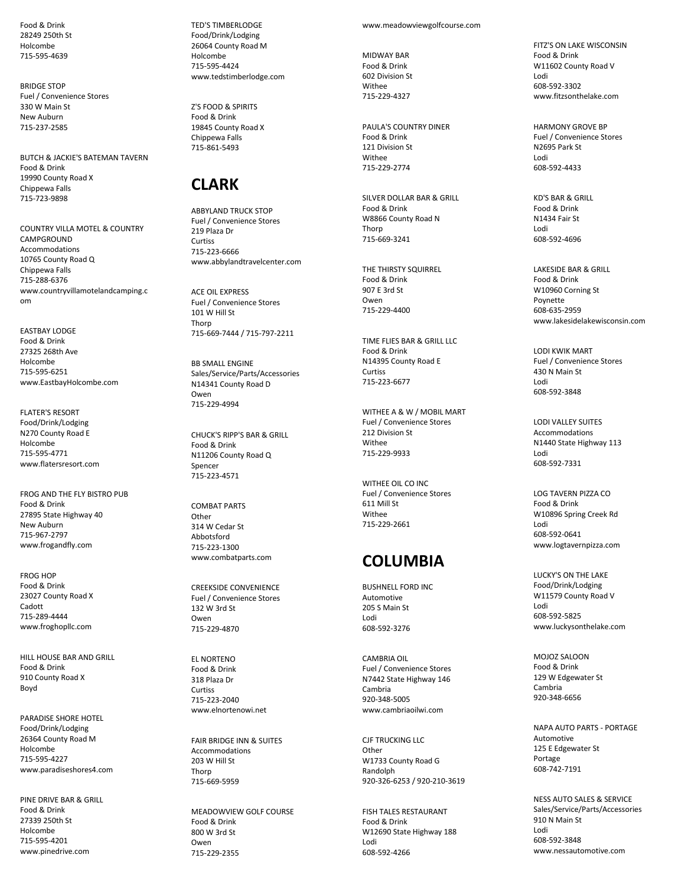Food & Drink
28249 250th St
Holcombe
715-595-4639

BRIDGE STOP
Fuel / Convenience Stores
330 W Main St
New Auburn
715-237-2585

BUTCH & JACKIE'S BATEMAN TAVERN
Food & Drink
19990 County Road X
Chippewa Falls
715-723-9898

COUNTRY VILLA MOTEL & COUNTRY CAMPGROUND
Accommodations
10765 County Road Q
Chippewa Falls
715-288-6376
www.countryvillamotelandcamping.com

EASTBAY LODGE
Food & Drink
27325 268th Ave
Holcombe
715-595-6251
www.EastbayHolcombe.com

FLATER'S RESORT
Food/Drink/Lodging
N270 County Road E
Holcombe
715-595-4771
www.flatersresort.com

FROG AND THE FLY BISTRO PUB
Food & Drink
27895 State Highway 40
New Auburn
715-967-2797
www.frogandfly.com

FROG HOP
Food & Drink
23027 County Road X
Cadott
715-289-4444
www.froghopllc.com

HILL HOUSE BAR AND GRILL
Food & Drink
910 County Road X
Boyd

PARADISE SHORE HOTEL
Food/Drink/Lodging
26364 County Road M
Holcombe
715-595-4227
www.paradiseshores4.com

PINE DRIVE BAR & GRILL
Food & Drink
27339 250th St
Holcombe
715-595-4201
www.pinedrive.com

TED'S TIMBERLODGE
Food/Drink/Lodging
26064 County Road M
Holcombe
715-595-4424
www.tedstimberlodge.com

Z'S FOOD & SPIRITS
Food & Drink
19845 County Road X
Chippewa Falls
715-861-5493

## CLARK

ABBYLAND TRUCK STOP
Fuel / Convenience Stores
219 Plaza Dr
Curtiss
715-223-6666
www.abbylandtravelcenter.com

ACE OIL EXPRESS
Fuel / Convenience Stores
101 W Hill St
Thorp
715-669-7444 / 715-797-2211

BB SMALL ENGINE
Sales/Service/Parts/Accessories
N14341 County Road D
Owen
715-229-4994

CHUCK'S RIPP'S BAR & GRILL
Food & Drink
N11206 County Road Q
Spencer
715-223-4571

COMBAT PARTS
Other
314 W Cedar St
Abbotsford
715-223-1300
www.combatparts.com

CREEKSIDE CONVENIENCE
Fuel / Convenience Stores
132 W 3rd St
Owen
715-229-4870

EL NORTENO
Food & Drink
318 Plaza Dr
Curtiss
715-223-2040
www.elnortenowi.net

FAIR BRIDGE INN & SUITES
Accommodations
203 W Hill St
Thorp
715-669-5959

MEADOWVIEW GOLF COURSE
Food & Drink
800 W 3rd St
Owen
715-229-2355
www.meadowviewgolfcourse.com

MIDWAY BAR
Food & Drink
602 Division St
Withee
715-229-4327

PAULA'S COUNTRY DINER
Food & Drink
121 Division St
Withee
715-229-2774

SILVER DOLLAR BAR & GRILL
Food & Drink
W8866 County Road N
Thorp
715-669-3241

THE THIRSTY SQUIRREL
Food & Drink
907 E 3rd St
Owen
715-229-4400

TIME FLIES BAR & GRILL LLC
Food & Drink
N14395 County Road E
Curtiss
715-223-6677

WITHEE A & W / MOBIL MART
Fuel / Convenience Stores
212 Division St
Withee
715-229-9933

WITHEE OIL CO INC
Fuel / Convenience Stores
611 Mill St
Withee
715-229-2661

## COLUMBIA

BUSHNELL FORD INC
Automotive
205 S Main St
Lodi
608-592-3276

CAMBRIA OIL
Fuel / Convenience Stores
N7442 State Highway 146
Cambria
920-348-5005
www.cambriaoilwi.com

CJF TRUCKING LLC
Other
W1733 County Road G
Randolph
920-326-6253 / 920-210-3619

FISH TALES RESTAURANT
Food & Drink
W12690 State Highway 188
Lodi
608-592-4266

FITZ'S ON LAKE WISCONSIN
Food & Drink
W11602 County Road V
Lodi
608-592-3302
www.fitzsonthelake.com

HARMONY GROVE BP
Fuel / Convenience Stores
N2695 Park St
Lodi
608-592-4433

KD'S BAR & GRILL
Food & Drink
N1434 Fair St
Lodi
608-592-4696

LAKESIDE BAR & GRILL
Food & Drink
W10960 Corning St
Poynette
608-635-2959
www.lakesidelakewisconsin.com

LODI KWIK MART
Fuel / Convenience Stores
430 N Main St
Lodi
608-592-3848

LODI VALLEY SUITES
Accommodations
N1440 State Highway 113
Lodi
608-592-7331

LOG TAVERN PIZZA CO
Food & Drink
W10896 Spring Creek Rd
Lodi
608-592-0641
www.logtavernpizza.com

LUCKY'S ON THE LAKE
Food/Drink/Lodging
W11579 County Road V
Lodi
608-592-5825
www.luckysonthelake.com

MOJOZ SALOON
Food & Drink
129 W Edgewater St
Cambria
920-348-6656

NAPA AUTO PARTS - PORTAGE
Automotive
125 E Edgewater St
Portage
608-742-7191

NESS AUTO SALES & SERVICE
Sales/Service/Parts/Accessories
910 N Main St
Lodi
608-592-3848
www.nessautomotive.com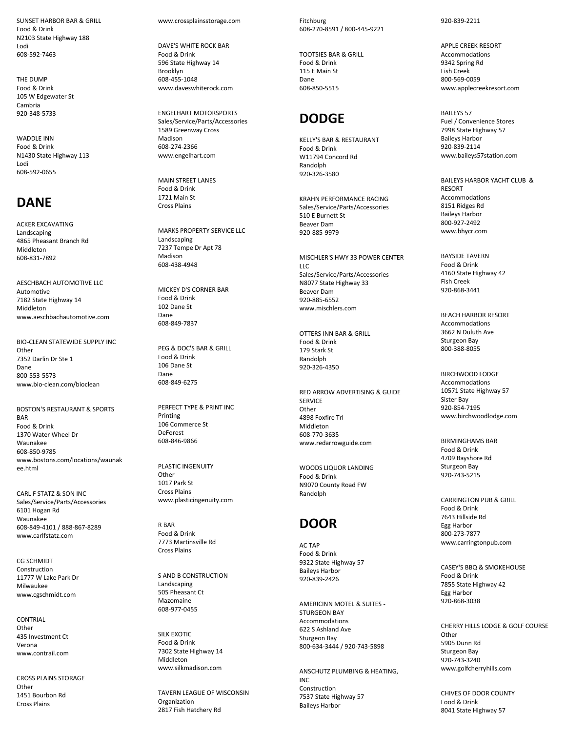SUNSET HARBOR BAR & GRILL
Food & Drink
N2103 State Highway 188
Lodi
608-592-7463

THE DUMP
Food & Drink
105 W Edgewater St
Cambria
920-348-5733

WADDLE INN
Food & Drink
N1430 State Highway 113
Lodi
608-592-0655

## DANE

ACKER EXCAVATING
Landscaping
4865 Pheasant Branch Rd
Middleton
608-831-7892

AESCHBACH AUTOMOTIVE LLC
Automotive
7182 State Highway 14
Middleton
www.aeschbachautomotive.com

BIO-CLEAN STATEWIDE SUPPLY INC
Other
7352 Darlin Dr Ste 1
Dane
800-553-5573
www.bio-clean.com/bioclean

BOSTON'S RESTAURANT & SPORTS BAR
Food & Drink
1370 Water Wheel Dr
Waunakee
608-850-9785
www.bostons.com/locations/waunakee.html

CARL F STATZ & SON INC
Sales/Service/Parts/Accessories
6101 Hogan Rd
Waunakee
608-849-4101 / 888-867-8289
www.carlfstatz.com

CG SCHMIDT
Construction
11777 W Lake Park Dr
Milwaukee
www.cgschmidt.com

CONTRIAL
Other
435 Investment Ct
Verona
www.contrail.com

CROSS PLAINS STORAGE
Other
1451 Bourbon Rd
Cross Plains
www.crossplainsstorage.com

DAVE'S WHITE ROCK BAR
Food & Drink
596 State Highway 14
Brooklyn
608-455-1048
www.daveswhiterock.com

ENGELHART MOTORSPORTS
Sales/Service/Parts/Accessories
1589 Greenway Cross
Madison
608-274-2366
www.engelhart.com

MAIN STREET LANES
Food & Drink
1721 Main St
Cross Plains

MARKS PROPERTY SERVICE LLC
Landscaping
7237 Tempe Dr Apt 78
Madison
608-438-4948

MICKEY D'S CORNER BAR
Food & Drink
102 Dane St
Dane
608-849-7837

PEG & DOC'S BAR & GRILL
Food & Drink
106 Dane St
Dane
608-849-6275

PERFECT TYPE & PRINT INC
Printing
106 Commerce St
DeForest
608-846-9866

PLASTIC INGENUITY
Other
1017 Park St
Cross Plains
www.plasticingenuity.com

R BAR
Food & Drink
7773 Martinsville Rd
Cross Plains

S AND B CONSTRUCTION
Landscaping
505 Pheasant Ct
Mazomaine
608-977-0455

SILK EXOTIC
Food & Drink
7302 State Highway 14
Middleton
www.silkmadison.com

TAVERN LEAGUE OF WISCONSIN
Organization
2817 Fish Hatchery Rd
Fitchburg
608-270-8591 / 800-445-9221

TOOTSIES BAR & GRILL
Food & Drink
115 E Main St
Dane
608-850-5515

## DODGE

KELLY'S BAR & RESTAURANT
Food & Drink
W11794 Concord Rd
Randolph
920-326-3580

KRAHN PERFORMANCE RACING
Sales/Service/Parts/Accessories
510 E Burnett St
Beaver Dam
920-885-9979

MISCHLER'S HWY 33 POWER CENTER LLC
Sales/Service/Parts/Accessories
N8077 State Highway 33
Beaver Dam
920-885-6552
www.mischlers.com

OTTERS INN BAR & GRILL
Food & Drink
179 Stark St
Randolph
920-326-4350

RED ARROW ADVERTISING & GUIDE SERVICE
Other
4898 Foxfire Trl
Middleton
608-770-3635
www.redarrowguide.com

WOODS LIQUOR LANDING
Food & Drink
N9070 County Road FW
Randolph

## DOOR

AC TAP
Food & Drink
9322 State Highway 57
Baileys Harbor
920-839-2426

AMERICINN MOTEL & SUITES - STURGEON BAY
Accommodations
622 S Ashland Ave
Sturgeon Bay
800-634-3444 / 920-743-5898

ANSCHUTZ PLUMBING & HEATING, INC
Construction
7537 State Highway 57
Baileys Harbor
920-839-2211

APPLE CREEK RESORT
Accommodations
9342 Spring Rd
Fish Creek
800-569-0059
www.applecreekresort.com

BAILEYS 57
Fuel / Convenience Stores
7998 State Highway 57
Baileys Harbor
920-839-2114
www.baileys57station.com

BAILEYS HARBOR YACHT CLUB & RESORT
Accommodations
8151 Ridges Rd
Baileys Harbor
800-927-2492
www.bhycr.com

BAYSIDE TAVERN
Food & Drink
4160 State Highway 42
Fish Creek
920-868-3441

BEACH HARBOR RESORT
Accommodations
3662 N Duluth Ave
Sturgeon Bay
800-388-8055

BIRCHWOOD LODGE
Accommodations
10571 State Highway 57
Sister Bay
920-854-7195
www.birchwoodlodge.com

BIRMINGHAMS BAR
Food & Drink
4709 Bayshore Rd
Sturgeon Bay
920-743-5215

CARRINGTON PUB & GRILL
Food & Drink
7643 Hillside Rd
Egg Harbor
800-273-7877
www.carringtonpub.com

CASEY'S BBQ & SMOKEHOUSE
Food & Drink
7855 State Highway 42
Egg Harbor
920-868-3038

CHERRY HILLS LODGE & GOLF COURSE
Other
5905 Dunn Rd
Sturgeon Bay
920-743-3240
www.golfcherryhills.com

CHIVES OF DOOR COUNTY
Food & Drink
8041 State Highway 57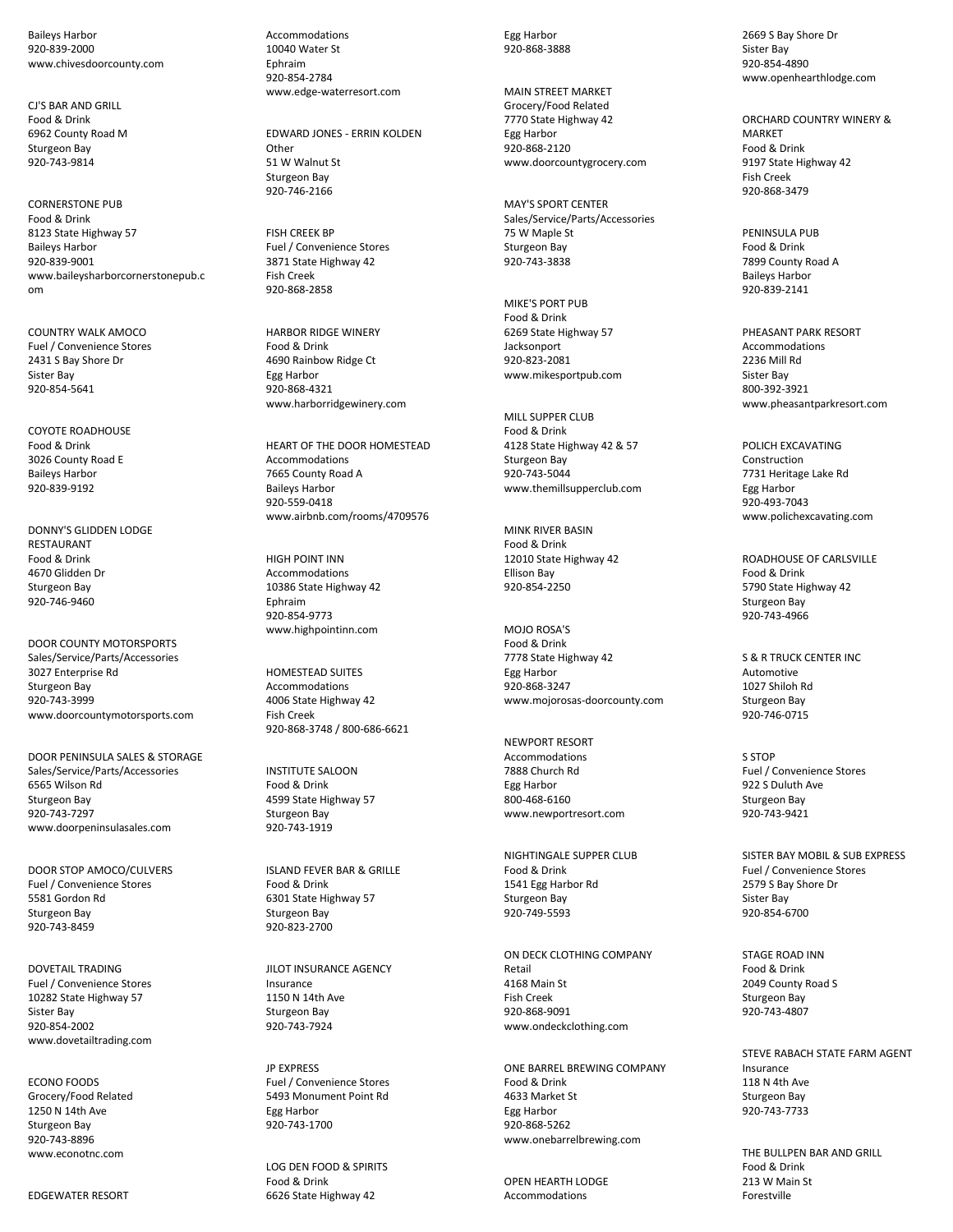Baileys Harbor
920-839-2000
www.chivesdoorcounty.com

CJ'S BAR AND GRILL
Food & Drink
6962 County Road M
Sturgeon Bay
920-743-9814

CORNERSTONE PUB
Food & Drink
8123 State Highway 57
Baileys Harbor
920-839-9001
www.baileysharborcornerstonepub.com

COUNTRY WALK AMOCO
Fuel / Convenience Stores
2431 S Bay Shore Dr
Sister Bay
920-854-5641

COYOTE ROADHOUSE
Food & Drink
3026 County Road E
Baileys Harbor
920-839-9192

DONNY'S GLIDDEN LODGE RESTAURANT
Food & Drink
4670 Glidden Dr
Sturgeon Bay
920-746-9460

DOOR COUNTY MOTORSPORTS
Sales/Service/Parts/Accessories
3027 Enterprise Rd
Sturgeon Bay
920-743-3999
www.doorcountymotorsports.com

DOOR PENINSULA SALES & STORAGE
Sales/Service/Parts/Accessories
6565 Wilson Rd
Sturgeon Bay
920-743-7297
www.doorpeninsulasales.com

DOOR STOP AMOCO/CULVERS
Fuel / Convenience Stores
5581 Gordon Rd
Sturgeon Bay
920-743-8459

DOVETAIL TRADING
Fuel / Convenience Stores
10282 State Highway 57
Sister Bay
920-854-2002
www.dovetailtrading.com

ECONO FOODS
Grocery/Food Related
1250 N 14th Ave
Sturgeon Bay
920-743-8896
www.econotnc.com

EDGEWATER RESORT
Accommodations
10040 Water St
Ephraim
920-854-2784
www.edge-waterresort.com

EDWARD JONES - ERRIN KOLDEN
Other
51 W Walnut St
Sturgeon Bay
920-746-2166

FISH CREEK BP
Fuel / Convenience Stores
3871 State Highway 42
Fish Creek
920-868-2858

HARBOR RIDGE WINERY
Food & Drink
4690 Rainbow Ridge Ct
Egg Harbor
920-868-4321
www.harborridgewinery.com

HEART OF THE DOOR HOMESTEAD
Accommodations
7665 County Road A
Baileys Harbor
920-559-0418
www.airbnb.com/rooms/4709576

HIGH POINT INN
Accommodations
10386 State Highway 42
Ephraim
920-854-9773
www.highpointinn.com

HOMESTEAD SUITES
Accommodations
4006 State Highway 42
Fish Creek
920-868-3748 / 800-686-6621

INSTITUTE SALOON
Food & Drink
4599 State Highway 57
Sturgeon Bay
920-743-1919

ISLAND FEVER BAR & GRILLE
Food & Drink
6301 State Highway 57
Sturgeon Bay
920-823-2700

JILOT INSURANCE AGENCY
Insurance
1150 N 14th Ave
Sturgeon Bay
920-743-7924

JP EXPRESS
Fuel / Convenience Stores
5493 Monument Point Rd
Egg Harbor
920-743-1700

LOG DEN FOOD & SPIRITS
Food & Drink
6626 State Highway 42
Egg Harbor
920-868-3888

MAIN STREET MARKET
Grocery/Food Related
7770 State Highway 42
Egg Harbor
920-868-2120
www.doorcountygrocery.com

MAY'S SPORT CENTER
Sales/Service/Parts/Accessories
75 W Maple St
Sturgeon Bay
920-743-3838

MIKE'S PORT PUB
Food & Drink
6269 State Highway 57
Jacksonport
920-823-2081
www.mikesportpub.com

MILL SUPPER CLUB
Food & Drink
4128 State Highway 42 & 57
Sturgeon Bay
920-743-5044
www.themillsupperclub.com

MINK RIVER BASIN
Food & Drink
12010 State Highway 42
Ellison Bay
920-854-2250

MOJO ROSA'S
Food & Drink
7778 State Highway 42
Egg Harbor
920-868-3247
www.mojorosas-doorcounty.com

NEWPORT RESORT
Accommodations
7888 Church Rd
Egg Harbor
800-468-6160
www.newportresort.com

NIGHTINGALE SUPPER CLUB
Food & Drink
1541 Egg Harbor Rd
Sturgeon Bay
920-749-5593

ON DECK CLOTHING COMPANY
Retail
4168 Main St
Fish Creek
920-868-9091
www.ondeckclothing.com

ONE BARREL BREWING COMPANY
Food & Drink
4633 Market St
Egg Harbor
920-868-5262
www.onebarrelbrewing.com

OPEN HEARTH LODGE
Accommodations
2669 S Bay Shore Dr
Sister Bay
920-854-4890
www.openhearthlodge.com

ORCHARD COUNTRY WINERY & MARKET
Food & Drink
9197 State Highway 42
Fish Creek
920-868-3479

PENINSULA PUB
Food & Drink
7899 County Road A
Baileys Harbor
920-839-2141

PHEASANT PARK RESORT
Accommodations
2236 Mill Rd
Sister Bay
800-392-3921
www.pheasantparkresort.com

POLICH EXCAVATING
Construction
7731 Heritage Lake Rd
Egg Harbor
920-493-7043
www.polichexcavating.com

ROADHOUSE OF CARLSVILLE
Food & Drink
5790 State Highway 42
Sturgeon Bay
920-743-4966

S & R TRUCK CENTER INC
Automotive
1027 Shiloh Rd
Sturgeon Bay
920-746-0715

S STOP
Fuel / Convenience Stores
922 S Duluth Ave
Sturgeon Bay
920-743-9421

SISTER BAY MOBIL & SUB EXPRESS
Fuel / Convenience Stores
2579 S Bay Shore Dr
Sister Bay
920-854-6700

STAGE ROAD INN
Food & Drink
2049 County Road S
Sturgeon Bay
920-743-4807

STEVE RABACH STATE FARM AGENT
Insurance
118 N 4th Ave
Sturgeon Bay
920-743-7733

THE BULLPEN BAR AND GRILL
Food & Drink
213 W Main St
Forestville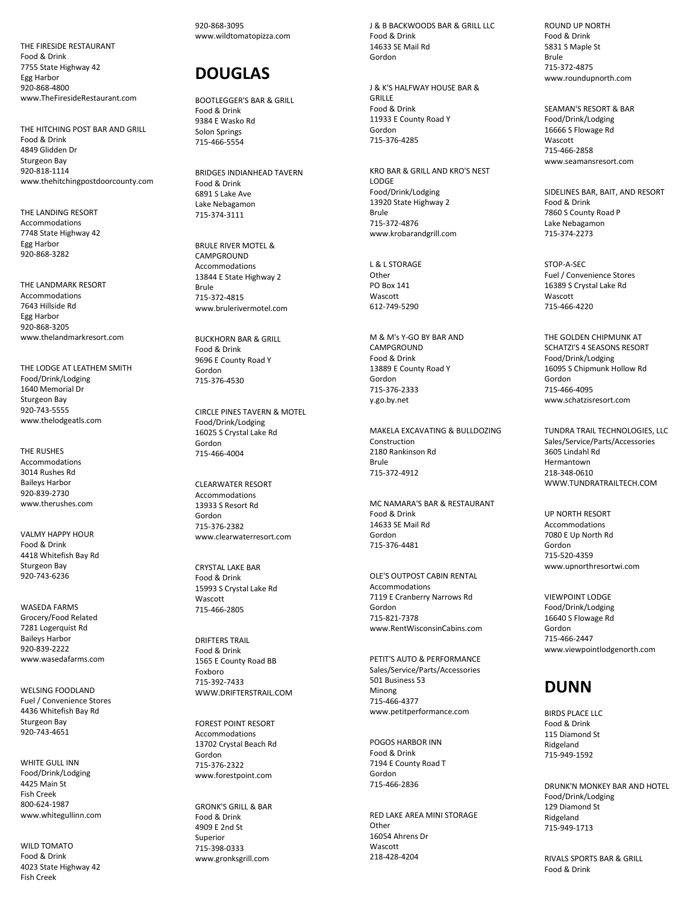THE FIRESIDE RESTAURANT
Food & Drink
7755 State Highway 42
Egg Harbor
920-868-4800
www.TheFiresideRestaurant.com

THE HITCHING POST BAR AND GRILL
Food & Drink
4849 Glidden Dr
Sturgeon Bay
920-818-1114
www.thehitchingpostdoorcounty.com

THE LANDING RESORT
Accommodations
7748 State Highway 42
Egg Harbor
920-868-3282

THE LANDMARK RESORT
Accommodations
7643 Hillside Rd
Egg Harbor
920-868-3205
www.thelandmarkresort.com

THE LODGE AT LEATHEM SMITH
Food/Drink/Lodging
1640 Memorial Dr
Sturgeon Bay
920-743-5555
www.thelodgeatls.com

THE RUSHES
Accommodations
3014 Rushes Rd
Baileys Harbor
920-839-2730
www.therushes.com

VALMY HAPPY HOUR
Food & Drink
4418 Whitefish Bay Rd
Sturgeon Bay
920-743-6236

WASEDA FARMS
Grocery/Food Related
7281 Logerquist Rd
Baileys Harbor
920-839-2222
www.wasedafarms.com

WELSING FOODLAND
Fuel / Convenience Stores
4436 Whitefish Bay Rd
Sturgeon Bay
920-743-4651

WHITE GULL INN
Food/Drink/Lodging
4425 Main St
Fish Creek
800-624-1987
www.whitegullinn.com

WILD TOMATO
Food & Drink
4023 State Highway 42
Fish Creek
920-868-3095
www.wildtomatopizza.com

# DOUGLAS

BOOTLEGGER'S BAR & GRILL
Food & Drink
9384 E Wasko Rd
Solon Springs
715-466-5554

BRIDGES INDIANHEAD TAVERN
Food & Drink
6891 S Lake Ave
Lake Nebagamon
715-374-3111

BRULE RIVER MOTEL & CAMPGROUND
Accommodations
13844 E State Highway 2
Brule
715-372-4815
www.brulerivermotel.com

BUCKHORN BAR & GRILL
Food & Drink
9696 E County Road Y
Gordon
715-376-4530

CIRCLE PINES TAVERN & MOTEL
Food/Drink/Lodging
16025 S Crystal Lake Rd
Gordon
715-466-4004

CLEARWATER RESORT
Accommodations
13933 S Resort Rd
Gordon
715-376-2382
www.clearwaterresort.com

CRYSTAL LAKE BAR
Food & Drink
15993 S Crystal Lake Rd
Wascott
715-466-2805

DRIFTERS TRAIL
Food & Drink
1565 E County Road BB
Foxboro
715-392-7433
WWW.DRIFTERSTRAIL.COM

FOREST POINT RESORT
Accommodations
13702 Crystal Beach Rd
Gordon
715-376-2322
www.forestpoint.com

GRONK'S GRILL & BAR
Food & Drink
4909 E 2nd St
Superior
715-398-0333
www.gronksgrill.com

J & B BACKWOODS BAR & GRILL LLC
Food & Drink
14633 SE Mail Rd
Gordon

J & K'S HALFWAY HOUSE BAR & GRILLE
Food & Drink
11933 E County Road Y
Gordon
715-376-4285

KRO BAR & GRILL AND KRO'S NEST LODGE
Food/Drink/Lodging
13920 State Highway 2
Brule
715-372-4876
www.krobarandgrill.com

L & L STORAGE
Other
PO Box 141
Wascott
612-749-5290

M & M's Y-GO BY BAR AND CAMPGROUND
Food & Drink
13889 E County Road Y
Gordon
715-376-2333
y.go.by.net

MAKELA EXCAVATING & BULLDOZING
Construction
2180 Rankinson Rd
Brule
715-372-4912

MC NAMARA'S BAR & RESTAURANT
Food & Drink
14633 SE Mail Rd
Gordon
715-376-4481

OLE'S OUTPOST CABIN RENTAL
Accommodations
7119 E Cranberry Narrows Rd
Gordon
715-821-7378
www.RentWisconsinCabins.com

PETIT'S AUTO & PERFORMANCE
Sales/Service/Parts/Accessories
501 Business 53
Minong
715-466-4377
www.petitperformance.com

POGOS HARBOR INN
Food & Drink
7194 E County Road T
Gordon
715-466-2836

RED LAKE AREA MINI STORAGE
Other
16054 Ahrens Dr
Wascott
218-428-4204

ROUND UP NORTH
Food & Drink
5831 S Maple St
Brule
715-372-4875
www.roundupnorth.com

SEAMAN'S RESORT & BAR
Food/Drink/Lodging
16666 S Flowage Rd
Wascott
715-466-2858
www.seamansresort.com

SIDELINES BAR, BAIT, AND RESORT
Food & Drink
7860 S County Road P
Lake Nebagamon
715-374-2273

STOP-A-SEC
Fuel / Convenience Stores
16389 S Crystal Lake Rd
Wascott
715-466-4220

THE GOLDEN CHIPMUNK AT SCHATZI'S 4 SEASONS RESORT
Food/Drink/Lodging
16095 S Chipmunk Hollow Rd
Gordon
715-466-4095
www.schatzisresort.com

TUNDRA TRAIL TECHNOLOGIES, LLC
Sales/Service/Parts/Accessories
3605 Lindahl Rd
Hermantown
218-348-0610
WWW.TUNDRATRAILTECH.COM

UP NORTH RESORT
Accommodations
7080 E Up North Rd
Gordon
715-520-4359
www.upnorthresortwi.com

VIEWPOINT LODGE
Food/Drink/Lodging
16640 S Flowage Rd
Gordon
715-466-2447
www.viewpointlodgenorth.com

# DUNN

BIRDS PLACE LLC
Food & Drink
115 Diamond St
Ridgeland
715-949-1592

DRUNK'N MONKEY BAR AND HOTEL
Food/Drink/Lodging
129 Diamond St
Ridgeland
715-949-1713

RIVALS SPORTS BAR & GRILL
Food & Drink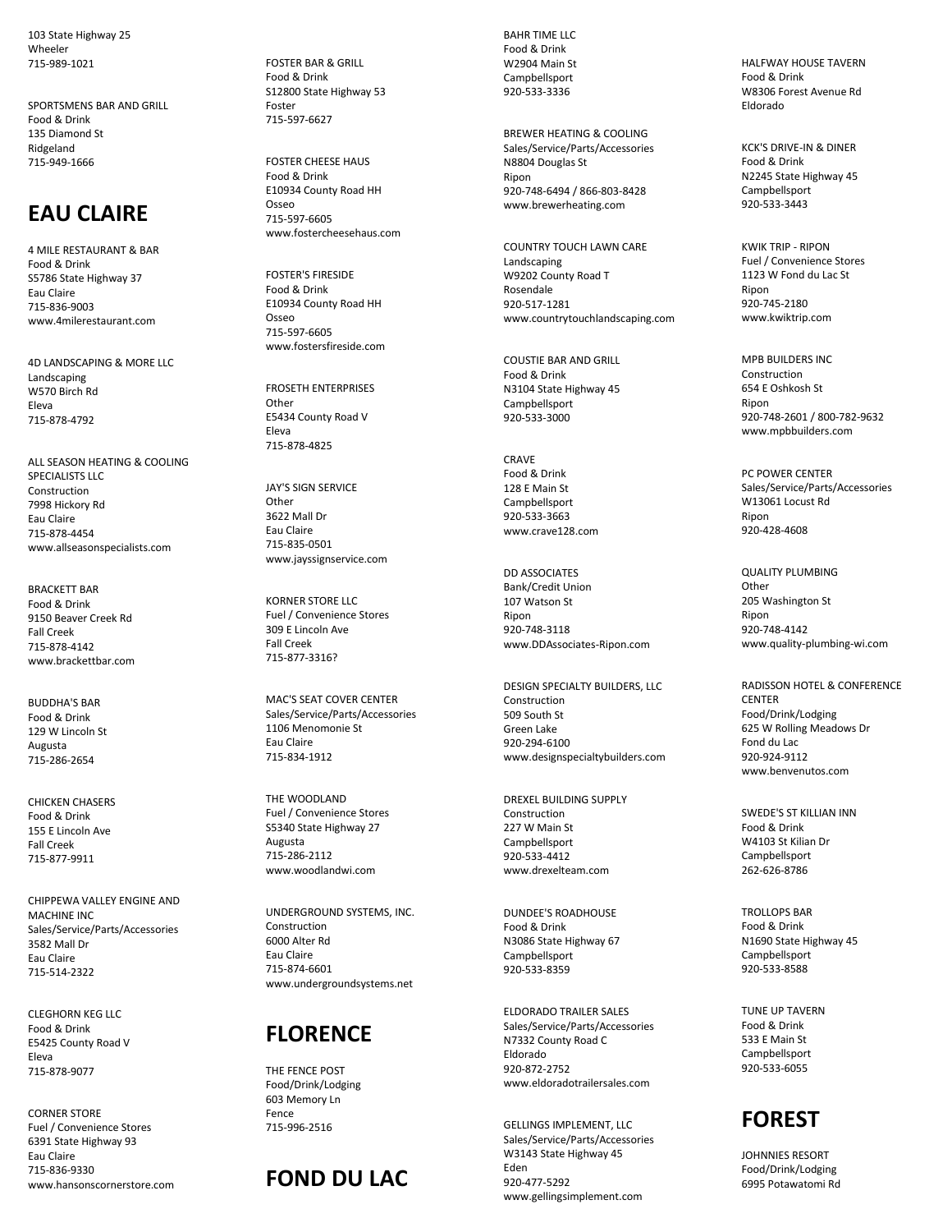103 State Highway 25
Wheeler
715-989-1021

SPORTSMENS BAR AND GRILL
Food & Drink
135 Diamond St
Ridgeland
715-949-1666

## EAU CLAIRE

4 MILE RESTAURANT & BAR
Food & Drink
S5786 State Highway 37
Eau Claire
715-836-9003
www.4milerestaurant.com

4D LANDSCAPING & MORE LLC
Landscaping
W570 Birch Rd
Eleva
715-878-4792

ALL SEASON HEATING & COOLING SPECIALISTS LLC
Construction
7998 Hickory Rd
Eau Claire
715-878-4454
www.allseasonspecialists.com

BRACKETT BAR
Food & Drink
9150 Beaver Creek Rd
Fall Creek
715-878-4142
www.brackettbar.com

BUDDHA'S BAR
Food & Drink
129 W Lincoln St
Augusta
715-286-2654

CHICKEN CHASERS
Food & Drink
155 E Lincoln Ave
Fall Creek
715-877-9911

CHIPPEWA VALLEY ENGINE AND MACHINE INC
Sales/Service/Parts/Accessories
3582 Mall Dr
Eau Claire
715-514-2322

CLEGHORN KEG LLC
Food & Drink
E5425 County Road V
Eleva
715-878-9077

CORNER STORE
Fuel / Convenience Stores
6391 State Highway 93
Eau Claire
715-836-9330
www.hansonscornerstore.com

FOSTER BAR & GRILL
Food & Drink
S12800 State Highway 53
Foster
715-597-6627

FOSTER CHEESE HAUS
Food & Drink
E10934 County Road HH
Osseo
715-597-6605
www.fostercheesehaus.com

FOSTER'S FIRESIDE
Food & Drink
E10934 County Road HH
Osseo
715-597-6605
www.fostersfireside.com

FROSETH ENTERPRISES
Other
E5434 County Road V
Eleva
715-878-4825

JAY'S SIGN SERVICE
Other
3622 Mall Dr
Eau Claire
715-835-0501
www.jayssignservice.com

KORNER STORE LLC
Fuel / Convenience Stores
309 E Lincoln Ave
Fall Creek
715-877-3316?

MAC'S SEAT COVER CENTER
Sales/Service/Parts/Accessories
1106 Menomonie St
Eau Claire
715-834-1912

THE WOODLAND
Fuel / Convenience Stores
S5340 State Highway 27
Augusta
715-286-2112
www.woodlandwi.com

UNDERGROUND SYSTEMS, INC.
Construction
6000 Alter Rd
Eau Claire
715-874-6601
www.undergroundsystems.net

## FLORENCE

THE FENCE POST
Food/Drink/Lodging
603 Memory Ln
Fence
715-996-2516

## FOND DU LAC

BAHR TIME LLC
Food & Drink
W2904 Main St
Campbellsport
920-533-3336

BREWER HEATING & COOLING
Sales/Service/Parts/Accessories
N8804 Douglas St
Ripon
920-748-6494 / 866-803-8428
www.brewerheating.com

COUNTRY TOUCH LAWN CARE
Landscaping
W9202 County Road T
Rosendale
920-517-1281
www.countrytouchlandscaping.com

COUSTIE BAR AND GRILL
Food & Drink
N3104 State Highway 45
Campbellsport
920-533-3000

CRAVE
Food & Drink
128 E Main St
Campbellsport
920-533-3663
www.crave128.com

DD ASSOCIATES
Bank/Credit Union
107 Watson St
Ripon
920-748-3118
www.DDAssociates-Ripon.com

DESIGN SPECIALTY BUILDERS, LLC
Construction
509 South St
Green Lake
920-294-6100
www.designspecialtybuilders.com

DREXEL BUILDING SUPPLY
Construction
227 W Main St
Campbellsport
920-533-4412
www.drexelteam.com

DUNDEE'S ROADHOUSE
Food & Drink
N3086 State Highway 67
Campbellsport
920-533-8359

ELDORADO TRAILER SALES
Sales/Service/Parts/Accessories
N7332 County Road C
Eldorado
920-872-2752
www.eldoradotrailersales.com

GELLINGS IMPLEMENT, LLC
Sales/Service/Parts/Accessories
W3143 State Highway 45
Eden
920-477-5292
www.gellingsimplement.com

HALFWAY HOUSE TAVERN
Food & Drink
W8306 Forest Avenue Rd
Eldorado

KCK'S DRIVE-IN & DINER
Food & Drink
N2245 State Highway 45
Campbellsport
920-533-3443

KWIK TRIP - RIPON
Fuel / Convenience Stores
1123 W Fond du Lac St
Ripon
920-745-2180
www.kwiktrip.com

MPB BUILDERS INC
Construction
654 E Oshkosh St
Ripon
920-748-2601 / 800-782-9632
www.mpbbuilders.com

PC POWER CENTER
Sales/Service/Parts/Accessories
W13061 Locust Rd
Ripon
920-428-4608

QUALITY PLUMBING
Other
205 Washington St
Ripon
920-748-4142
www.quality-plumbing-wi.com

RADISSON HOTEL & CONFERENCE CENTER
Food/Drink/Lodging
625 W Rolling Meadows Dr
Fond du Lac
920-924-9112
www.benvenutos.com

SWEDE'S ST KILLIAN INN
Food & Drink
W4103 St Kilian Dr
Campbellsport
262-626-8786

TROLLOPS BAR
Food & Drink
N1690 State Highway 45
Campbellsport
920-533-8588

TUNE UP TAVERN
Food & Drink
533 E Main St
Campbellsport
920-533-6055

## FOREST

JOHNNIES RESORT
Food/Drink/Lodging
6995 Potawatomi Rd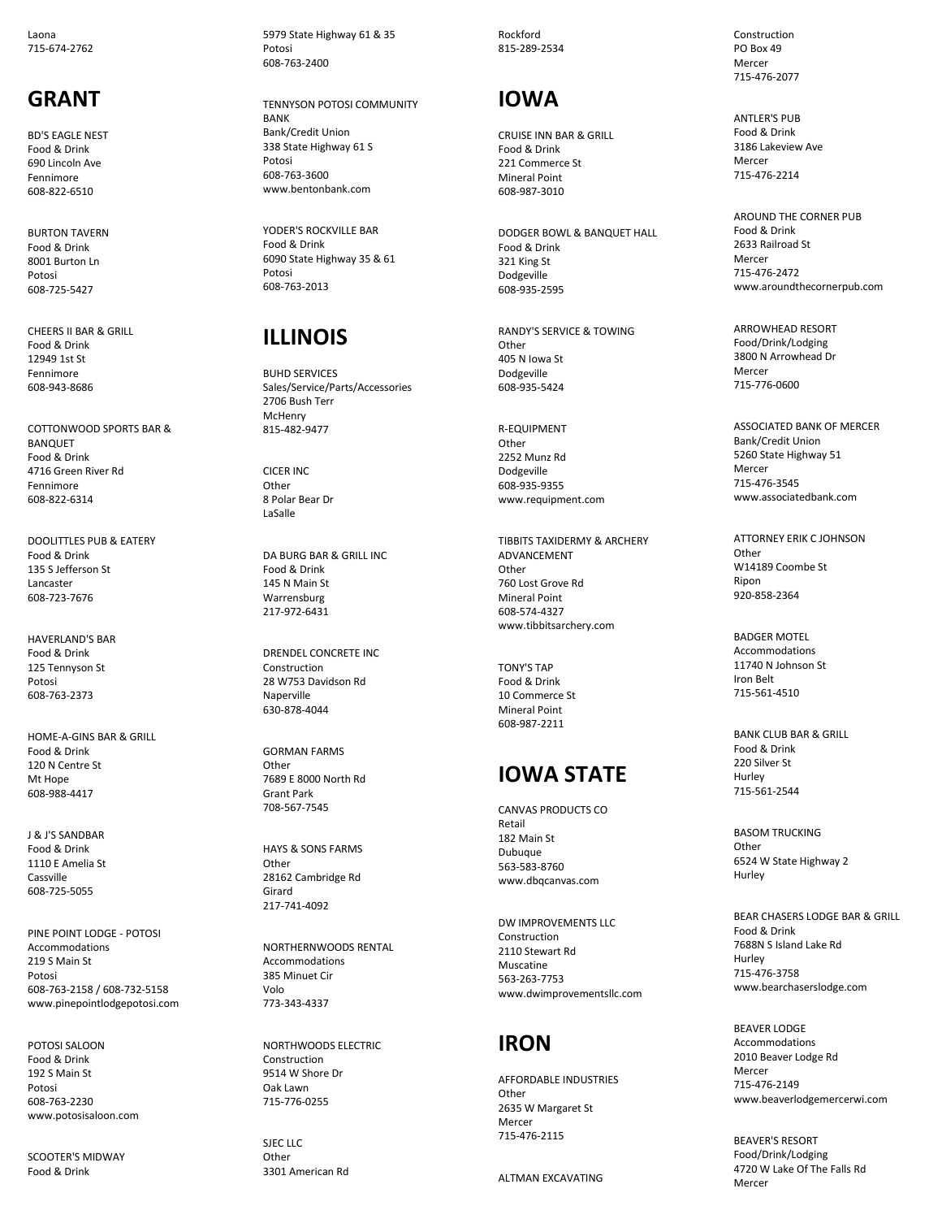Laona
715-674-2762

## GRANT

BD'S EAGLE NEST
Food & Drink
690 Lincoln Ave
Fennimore
608-822-6510

BURTON TAVERN
Food & Drink
8001 Burton Ln
Potosi
608-725-5427

CHEERS II BAR & GRILL
Food & Drink
12949 1st St
Fennimore
608-943-8686

COTTONWOOD SPORTS BAR & BANQUET
Food & Drink
4716 Green River Rd
Fennimore
608-822-6314

DOOLITTLES PUB & EATERY
Food & Drink
135 S Jefferson St
Lancaster
608-723-7676

HAVERLAND'S BAR
Food & Drink
125 Tennyson St
Potosi
608-763-2373

HOME-A-GINS BAR & GRILL
Food & Drink
120 N Centre St
Mt Hope
608-988-4417

J & J'S SANDBAR
Food & Drink
1110 E Amelia St
Cassville
608-725-5055

PINE POINT LODGE - POTOSI
Accommodations
219 S Main St
Potosi
608-763-2158 / 608-732-5158
www.pinepointlodgepotosi.com

POTOSI SALOON
Food & Drink
192 S Main St
Potosi
608-763-2230
www.potosisaloon.com

SCOOTER'S MIDWAY
Food & Drink
5979 State Highway 61 & 35
Potosi
608-763-2400

TENNYSON POTOSI COMMUNITY BANK
Bank/Credit Union
338 State Highway 61 S
Potosi
608-763-3600
www.bentonbank.com

YODER'S ROCKVILLE BAR
Food & Drink
6090 State Highway 35 & 61
Potosi
608-763-2013

## ILLINOIS

BUHD SERVICES
Sales/Service/Parts/Accessories
2706 Bush Terr
McHenry
815-482-9477

CICER INC
Other
8 Polar Bear Dr
LaSalle

DA BURG BAR & GRILL INC
Food & Drink
145 N Main St
Warrensburg
217-972-6431

DRENDEL CONCRETE INC
Construction
28 W753 Davidson Rd
Naperville
630-878-4044

GORMAN FARMS
Other
7689 E 8000 North Rd
Grant Park
708-567-7545

HAYS & SONS FARMS
Other
28162 Cambridge Rd
Girard
217-741-4092

NORTHERNWOODS RENTAL
Accommodations
385 Minuet Cir
Volo
773-343-4337

NORTHWOODS ELECTRIC
Construction
9514 W Shore Dr
Oak Lawn
715-776-0255

SJEC LLC
Other
3301 American Rd
Rockford
815-289-2534

## IOWA

CRUISE INN BAR & GRILL
Food & Drink
221 Commerce St
Mineral Point
608-987-3010

DODGER BOWL & BANQUET HALL
Food & Drink
321 King St
Dodgeville
608-935-2595

RANDY'S SERVICE & TOWING
Other
405 N Iowa St
Dodgeville
608-935-5424

R-EQUIPMENT
Other
2252 Munz Rd
Dodgeville
608-935-9355
www.requipment.com

TIBBITS TAXIDERMY & ARCHERY ADVANCEMENT
Other
760 Lost Grove Rd
Mineral Point
608-574-4327
www.tibbitsarchery.com

TONY'S TAP
Food & Drink
10 Commerce St
Mineral Point
608-987-2211

## IOWA STATE

CANVAS PRODUCTS CO
Retail
182 Main St
Dubuque
563-583-8760
www.dbqcanvas.com

DW IMPROVEMENTS LLC
Construction
2110 Stewart Rd
Muscatine
563-263-7753
www.dwimprovementsllc.com

## IRON

AFFORDABLE INDUSTRIES
Other
2635 W Margaret St
Mercer
715-476-2115

ALTMAN EXCAVATING
Construction
PO Box 49
Mercer
715-476-2077

ANTLER'S PUB
Food & Drink
3186 Lakeview Ave
Mercer
715-476-2214

AROUND THE CORNER PUB
Food & Drink
2633 Railroad St
Mercer
715-476-2472
www.aroundthecornerpub.com

ARROWHEAD RESORT
Food/Drink/Lodging
3800 N Arrowhead Dr
Mercer
715-776-0600

ASSOCIATED BANK OF MERCER
Bank/Credit Union
5260 State Highway 51
Mercer
715-476-3545
www.associatedbank.com

ATTORNEY ERIK C JOHNSON
Other
W14189 Coombe St
Ripon
920-858-2364

BADGER MOTEL
Accommodations
11740 N Johnson St
Iron Belt
715-561-4510

BANK CLUB BAR & GRILL
Food & Drink
220 Silver St
Hurley
715-561-2544

BASOM TRUCKING
Other
6524 W State Highway 2
Hurley

BEAR CHASERS LODGE BAR & GRILL
Food & Drink
7688N S Island Lake Rd
Hurley
715-476-3758
www.bearchaserslodge.com

BEAVER LODGE
Accommodations
2010 Beaver Lodge Rd
Mercer
715-476-2149
www.beaverlodgemercerwi.com

BEAVER'S RESORT
Food/Drink/Lodging
4720 W Lake Of The Falls Rd
Mercer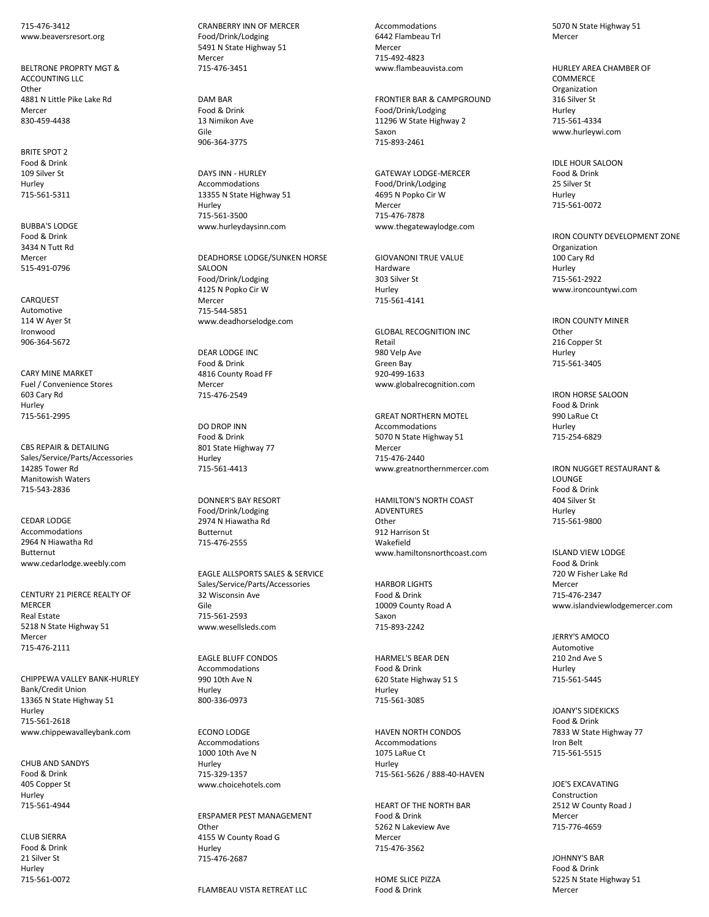715-476-3412
www.beaversresort.org

BELTRONE PROPRTY MGT & ACCOUNTING LLC
Other
4881 N Little Pike Lake Rd
Mercer
830-459-4438

BRITE SPOT 2
Food & Drink
109 Silver St
Hurley
715-561-5311

BUBBA'S LODGE
Food & Drink
3434 N Tutt Rd
Mercer
515-491-0796

CARQUEST
Automotive
114 W Ayer St
Ironwood
906-364-5672

CARY MINE MARKET
Fuel / Convenience Stores
603 Cary Rd
Hurley
715-561-2995

CBS REPAIR & DETAILING
Sales/Service/Parts/Accessories
14285 Tower Rd
Manitowish Waters
715-543-2836

CEDAR LODGE
Accommodations
2964 N Hiawatha Rd
Butternut
www.cedarlodge.weebly.com

CENTURY 21 PIERCE REALTY OF MERCER
Real Estate
5218 N State Highway 51
Mercer
715-476-2111

CHIPPEWA VALLEY BANK-HURLEY
Bank/Credit Union
13365 N State Highway 51
Hurley
715-561-2618
www.chippewavalleybank.com

CHUB AND SANDYS
Food & Drink
405 Copper St
Hurley
715-561-4944

CLUB SIERRA
Food & Drink
21 Silver St
Hurley
715-561-0072

CRANBERRY INN OF MERCER
Food/Drink/Lodging
5491 N State Highway 51
Mercer
715-476-3451

DAM BAR
Food & Drink
13 Nimikon Ave
Gile
906-364-3775

DAYS INN - HURLEY
Accommodations
13355 N State Highway 51
Hurley
715-561-3500
www.hurleydaysinn.com

DEADHORSE LODGE/SUNKEN HORSE SALOON
Food/Drink/Lodging
4125 N Popko Cir W
Mercer
715-544-5851
www.deadhorselodge.com

DEAR LODGE INC
Food & Drink
4816 County Road FF
Mercer
715-476-2549

DO DROP INN
Food & Drink
801 State Highway 77
Hurley
715-561-4413

DONNER'S BAY RESORT
Food/Drink/Lodging
2974 N Hiawatha Rd
Butternut
715-476-2555

EAGLE ALLSPORTS SALES & SERVICE
Sales/Service/Parts/Accessories
32 Wisconsin Ave
Gile
715-561-2593
www.wesellsleds.com

EAGLE BLUFF CONDOS
Accommodations
990 10th Ave N
Hurley
800-336-0973

ECONO LODGE
Accommodations
1000 10th Ave N
Hurley
715-329-1357
www.choicehotels.com

ERSPAMER PEST MANAGEMENT
Other
4155 W County Road G
Hurley
715-476-2687

FLAMBEAU VISTA RETREAT LLC
Accommodations
6442 Flambeau Trl
Mercer
715-492-4823
www.flambeauvista.com

FRONTIER BAR & CAMPGROUND
Food/Drink/Lodging
11296 W State Highway 2
Saxon
715-893-2461

GATEWAY LODGE-MERCER
Food/Drink/Lodging
4695 N Popko Cir W
Mercer
715-476-7878
www.thegatewaylodge.com

GIOVANONI TRUE VALUE
Hardware
303 Silver St
Hurley
715-561-4141

GLOBAL RECOGNITION INC
Retail
980 Velp Ave
Green Bay
920-499-1633
www.globalrecognition.com

GREAT NORTHERN MOTEL
Accommodations
5070 N State Highway 51
Mercer
715-476-2440
www.greatnorthernmercer.com

HAMILTON'S NORTH COAST ADVENTURES
Other
912 Harrison St
Wakefield
www.hamiltonsnorthcoast.com

HARBOR LIGHTS
Food & Drink
10009 County Road A
Saxon
715-893-2242

HARMEL'S BEAR DEN
Food & Drink
620 State Highway 51 S
Hurley
715-561-3085

HAVEN NORTH CONDOS
Accommodations
1075 LaRue Ct
Hurley
715-561-5626 / 888-40-HAVEN

HEART OF THE NORTH BAR
Food & Drink
5262 N Lakeview Ave
Mercer
715-476-3562

HOME SLICE PIZZA
Food & Drink
5070 N State Highway 51
Mercer

HURLEY AREA CHAMBER OF COMMERCE
Organization
316 Silver St
Hurley
715-561-4334
www.hurleywi.com

IDLE HOUR SALOON
Food & Drink
25 Silver St
Hurley
715-561-0072

IRON COUNTY DEVELOPMENT ZONE
Organization
100 Cary Rd
Hurley
715-561-2922
www.ironcountywi.com

IRON COUNTY MINER
Other
216 Copper St
Hurley
715-561-3405

IRON HORSE SALOON
Food & Drink
990 LaRue Ct
Hurley
715-254-6829

IRON NUGGET RESTAURANT & LOUNGE
Food & Drink
404 Silver St
Hurley
715-561-9800

ISLAND VIEW LODGE
Food & Drink
720 W Fisher Lake Rd
Mercer
715-476-2347
www.islandviewlodgemercer.com

JERRY'S AMOCO
Automotive
210 2nd Ave S
Hurley
715-561-5445

JOANY'S SIDEKICKS
Food & Drink
7833 W State Highway 77
Iron Belt
715-561-5515

JOE'S EXCAVATING
Construction
2512 W County Road J
Mercer
715-776-4659

JOHNNY'S BAR
Food & Drink
5225 N State Highway 51
Mercer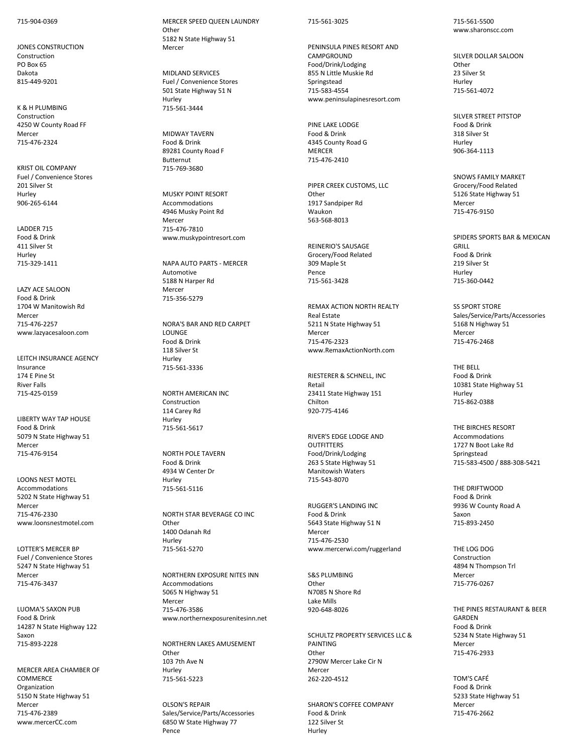715-904-0369

JONES CONSTRUCTION
Construction
PO Box 65
Dakota
815-449-9201

K & H PLUMBING
Construction
4250 W County Road FF
Mercer
715-476-2324

KRIST OIL COMPANY
Fuel / Convenience Stores
201 Silver St
Hurley
906-265-6144

LADDER 715
Food & Drink
411 Silver St
Hurley
715-329-1411

LAZY ACE SALOON
Food & Drink
1704 W Manitowish Rd
Mercer
715-476-2257
www.lazyacesaloon.com

LEITCH INSURANCE AGENCY
Insurance
174 E Pine St
River Falls
715-425-0159

LIBERTY WAY TAP HOUSE
Food & Drink
5079 N State Highway 51
Mercer
715-476-9154

LOONS NEST MOTEL
Accommodations
5202 N State Highway 51
Mercer
715-476-2330
www.loonsnestmotel.com

LOTTER'S MERCER BP
Fuel / Convenience Stores
5247 N State Highway 51
Mercer
715-476-3437

LUOMA'S SAXON PUB
Food & Drink
14287 N State Highway 122
Saxon
715-893-2228

MERCER AREA CHAMBER OF COMMERCE
Organization
5150 N State Highway 51
Mercer
715-476-2389
www.mercerCC.com

MERCER SPEED QUEEN LAUNDRY
Other
5182 N State Highway 51
Mercer

MIDLAND SERVICES
Fuel / Convenience Stores
501 State Highway 51 N
Hurley
715-561-3444

MIDWAY TAVERN
Food & Drink
89281 County Road F
Butternut
715-769-3680

MUSKY POINT RESORT
Accommodations
4946 Musky Point Rd
Mercer
715-476-7810
www.muskypointresort.com

NAPA AUTO PARTS - MERCER
Automotive
5188 N Harper Rd
Mercer
715-356-5279

NORA'S BAR AND RED CARPET LOUNGE
Food & Drink
118 Silver St
Hurley
715-561-3336

NORTH AMERICAN INC
Construction
114 Carey Rd
Hurley
715-561-5617

NORTH POLE TAVERN
Food & Drink
4934 W Center Dr
Hurley
715-561-5116

NORTH STAR BEVERAGE CO INC
Other
1400 Odanah Rd
Hurley
715-561-5270

NORTHERN EXPOSURE NITES INN
Accommodations
5065 N Highway 51
Mercer
715-476-3586
www.northernexposurenitesinn.net

NORTHERN LAKES AMUSEMENT
Other
103 7th Ave N
Hurley
715-561-5223

OLSON'S REPAIR
Sales/Service/Parts/Accessories
6850 W State Highway 77
Pence
715-561-3025

PENINSULA PINES RESORT AND CAMPGROUND
Food/Drink/Lodging
855 N Little Muskie Rd
Springstead
715-583-4554
www.peninsulapinesresort.com

PINE LAKE LODGE
Food & Drink
4345 County Road G
MERCER
715-476-2410

PIPER CREEK CUSTOMS, LLC
Other
1917 Sandpiper Rd
Waukon
563-568-8013

REINERIO'S SAUSAGE
Grocery/Food Related
309 Maple St
Pence
715-561-3428

REMAX ACTION NORTH REALTY
Real Estate
5211 N State Highway 51
Mercer
715-476-2323
www.RemaxActionNorth.com

RIESTERER & SCHNELL, INC
Retail
23411 State Highway 151
Chilton
920-775-4146

RIVER'S EDGE LODGE AND OUTFITTERS
Food/Drink/Lodging
263 S State Highway 51
Manitowish Waters
715-543-8070

RUGGER'S LANDING INC
Food & Drink
5643 State Highway 51 N
Mercer
715-476-2530
www.mercerwi.com/ruggerland

S&S PLUMBING
Other
N7085 N Shore Rd
Lake Mills
920-648-8026

SCHULTZ PROPERTY SERVICES LLC & PAINTING
Other
2790W Mercer Lake Cir N
Mercer
262-220-4512

SHARON'S COFFEE COMPANY
Food & Drink
122 Silver St
Hurley
715-561-5500
www.sharonscc.com

SILVER DOLLAR SALOON
Other
23 Silver St
Hurley
715-561-4072

SILVER STREET PITSTOP
Food & Drink
318 Silver St
Hurley
906-364-1113

SNOWS FAMILY MARKET
Grocery/Food Related
5126 State Highway 51
Mercer
715-476-9150

SPIDERS SPORTS BAR & MEXICAN GRILL
Food & Drink
219 Silver St
Hurley
715-360-0442

SS SPORT STORE
Sales/Service/Parts/Accessories
5168 N Highway 51
Mercer
715-476-2468

THE BELL
Food & Drink
10381 State Highway 51
Hurley
715-862-0388

THE BIRCHES RESORT
Accommodations
1727 N Boot Lake Rd
Springstead
715-583-4500 / 888-308-5421

THE DRIFTWOOD
Food & Drink
9936 W County Road A
Saxon
715-893-2450

THE LOG DOG
Construction
4894 N Thompson Trl
Mercer
715-776-0267

THE PINES RESTAURANT & BEER GARDEN
Food & Drink
5234 N State Highway 51
Mercer
715-476-2933

TOM'S CAFÉ
Food & Drink
5233 State Highway 51
Mercer
715-476-2662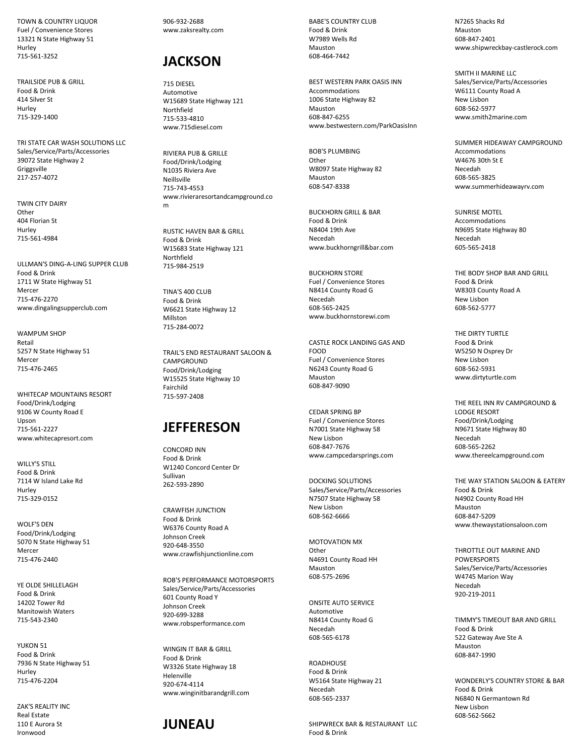TOWN & COUNTRY LIQUOR
Fuel / Convenience Stores
13321 N State Highway 51
Hurley
715-561-3252

TRAILSIDE PUB & GRILL
Food & Drink
414 Silver St
Hurley
715-329-1400

TRI STATE CAR WASH SOLUTIONS LLC
Sales/Service/Parts/Accessories
39072 State Highway 2
Griggsville
217-257-4072

TWIN CITY DAIRY
Other
404 Florian St
Hurley
715-561-4984

ULLMAN'S DING-A-LING SUPPER CLUB
Food & Drink
1711 W State Highway 51
Mercer
715-476-2270
www.dingalingsupperclub.com

WAMPUM SHOP
Retail
5257 N State Highway 51
Mercer
715-476-2465

WHITECAP MOUNTAINS RESORT
Food/Drink/Lodging
9106 W County Road E
Upson
715-561-2227
www.whitecapresort.com

WILLY'S STILL
Food & Drink
7114 W Island Lake Rd
Hurley
715-329-0152

WOLF'S DEN
Food/Drink/Lodging
5070 N State Highway 51
Mercer
715-476-2440

YE OLDE SHILLELAGH
Food & Drink
14202 Tower Rd
Manitowish Waters
715-543-2340

YUKON 51
Food & Drink
7936 N State Highway 51
Hurley
715-476-2204

ZAK'S REALITY INC
Real Estate
110 E Aurora St
Ironwood
906-932-2688
www.zaksrealty.com

## JACKSON

715 DIESEL
Automotive
W15689 State Highway 121
Northfield
715-533-4810
www.715diesel.com

RIVIERA PUB & GRILLE
Food/Drink/Lodging
N1035 Riviera Ave
Neillsville
715-743-4553
www.rivieraresortandcampground.com

RUSTIC HAVEN BAR & GRILL
Food & Drink
W15683 State Highway 121
Northfield
715-984-2519

TINA'S 400 CLUB
Food & Drink
W6621 State Highway 12
Millston
715-284-0072

TRAIL'S END RESTAURANT SALOON & CAMPGROUND
Food/Drink/Lodging
W15525 State Highway 10
Fairchild
715-597-2408

## JEFFERESON

CONCORD INN
Food & Drink
W1240 Concord Center Dr
Sullivan
262-593-2890

CRAWFISH JUNCTION
Food & Drink
W6376 County Road A
Johnson Creek
920-648-3550
www.crawfishjunctionline.com

ROB'S PERFORMANCE MOTORSPORTS
Sales/Service/Parts/Accessories
601 County Road Y
Johnson Creek
920-699-3288
www.robsperformance.com

WINGIN IT BAR & GRILL
Food & Drink
W3326 State Highway 18
Helenville
920-674-4114
www.winginitbarandgrill.com

## JUNEAU

BABE'S COUNTRY CLUB
Food & Drink
W7989 Wells Rd
Mauston
608-464-7442

BEST WESTERN PARK OASIS INN
Accommodations
1006 State Highway 82
Mauston
608-847-6255
www.bestwestern.com/ParkOasisInn

BOB'S PLUMBING
Other
W8097 State Highway 82
Mauston
608-547-8338

BUCKHORN GRILL & BAR
Food & Drink
N8404 19th Ave
Necedah
www.buckhorngrill&bar.com

BUCKHORN STORE
Fuel / Convenience Stores
N8414 County Road G
Necedah
608-565-2425
www.buckhornstorewi.com

CASTLE ROCK LANDING GAS AND FOOD
Fuel / Convenience Stores
N6243 County Road G
Mauston
608-847-9090

CEDAR SPRING BP
Fuel / Convenience Stores
N7001 State Highway 58
New Lisbon
608-847-7676
www.campcedarsprings.com

DOCKING SOLUTIONS
Sales/Service/Parts/Accessories
N7507 State Highway 58
New Lisbon
608-562-6666

MOTOVATION MX
Other
N4691 County Road HH
Mauston
608-575-2696

ONSITE AUTO SERVICE
Automotive
N8414 County Road G
Necedah
608-565-6178

ROADHOUSE
Food & Drink
W5164 State Highway 21
Necedah
608-565-2337

SHIPWRECK BAR & RESTAURANT LLC
Food & Drink
N7265 Shacks Rd
Mauston
608-847-2401
www.shipwreckbay-castlerock.com

SMITH II MARINE LLC
Sales/Service/Parts/Accessories
W6111 County Road A
New Lisbon
608-562-5977
www.smith2marine.com

SUMMER HIDEAWAY CAMPGROUND
Accommodations
W4676 30th St E
Necedah
608-565-3825
www.summerhideawayrv.com

SUNRISE MOTEL
Accommodations
N9695 State Highway 80
Necedah
605-565-2418

THE BODY SHOP BAR AND GRILL
Food & Drink
W8303 County Road A
New Lisbon
608-562-5777

THE DIRTY TURTLE
Food & Drink
W5250 N Osprey Dr
New Lisbon
608-562-5931
www.dirtyturtle.com

THE REEL INN RV CAMPGROUND & LODGE RESORT
Food/Drink/Lodging
N9671 State Highway 80
Necedah
608-565-2262
www.thereelcampground.com

THE WAY STATION SALOON & EATERY
Food & Drink
N4902 County Road HH
Mauston
608-847-5209
www.thewaystationsaloon.com

THROTTLE OUT MARINE AND POWERSPORTS
Sales/Service/Parts/Accessories
W4745 Marion Way
Necedah
920-219-2011

TIMMY'S TIMEOUT BAR AND GRILL
Food & Drink
522 Gateway Ave Ste A
Mauston
608-847-1990

WONDERLY'S COUNTRY STORE & BAR
Food & Drink
N6840 N Germantown Rd
New Lisbon
608-562-5662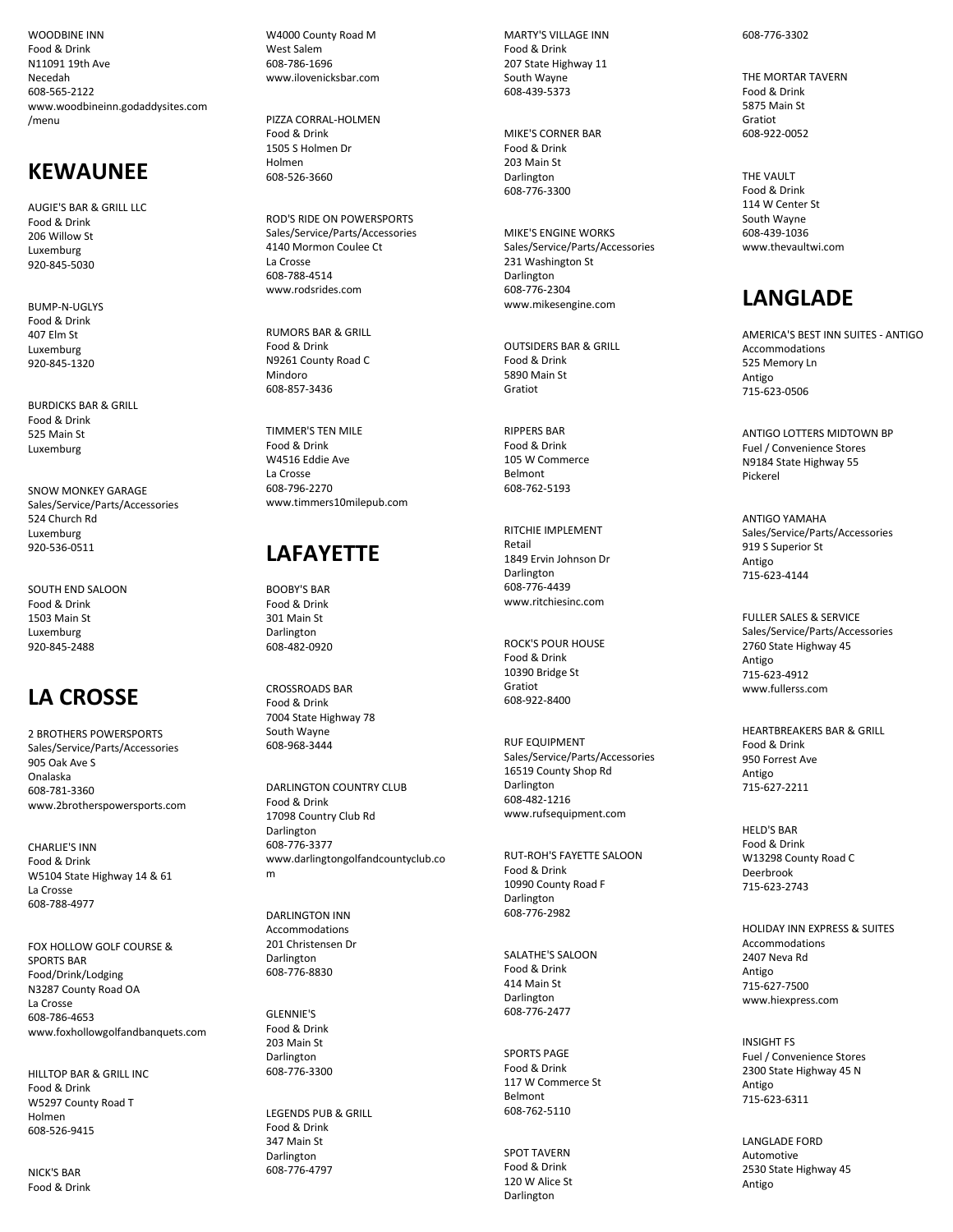WOODBINE INN
Food & Drink
N11091 19th Ave
Necedah
608-565-2122
www.woodbineinn.godaddysites.com/menu

## KEWAUNEE

AUGIE'S BAR & GRILL LLC
Food & Drink
206 Willow St
Luxemburg
920-845-5030

BUMP-N-UGLYS
Food & Drink
407 Elm St
Luxemburg
920-845-1320

BURDICKS BAR & GRILL
Food & Drink
525 Main St
Luxemburg

SNOW MONKEY GARAGE
Sales/Service/Parts/Accessories
524 Church Rd
Luxemburg
920-536-0511

SOUTH END SALOON
Food & Drink
1503 Main St
Luxemburg
920-845-2488

## LA CROSSE

2 BROTHERS POWERSPORTS
Sales/Service/Parts/Accessories
905 Oak Ave S
Onalaska
608-781-3360
www.2brotherspowersports.com

CHARLIE'S INN
Food & Drink
W5104 State Highway 14 & 61
La Crosse
608-788-4977

FOX HOLLOW GOLF COURSE & SPORTS BAR
Food/Drink/Lodging
N3287 County Road OA
La Crosse
608-786-4653
www.foxhollowgolfandbanquets.com

HILLTOP BAR & GRILL INC
Food & Drink
W5297 County Road T
Holmen
608-526-9415

NICK'S BAR
Food & Drink
W4000 County Road M
West Salem
608-786-1696
www.ilovenicksbar.com

PIZZA CORRAL-HOLMEN
Food & Drink
1505 S Holmen Dr
Holmen
608-526-3660

ROD'S RIDE ON POWERSPORTS
Sales/Service/Parts/Accessories
4140 Mormon Coulee Ct
La Crosse
608-788-4514
www.rodsrides.com

RUMORS BAR & GRILL
Food & Drink
N9261 County Road C
Mindoro
608-857-3436

TIMMER'S TEN MILE
Food & Drink
W4516 Eddie Ave
La Crosse
608-796-2270
www.timmers10milepub.com

## LAFAYETTE

BOOBY'S BAR
Food & Drink
301 Main St
Darlington
608-482-0920

CROSSROADS BAR
Food & Drink
7004 State Highway 78
South Wayne
608-968-3444

DARLINGTON COUNTRY CLUB
Food & Drink
17098 Country Club Rd
Darlington
608-776-3377
www.darlingtongolfandcountyclub.com

DARLINGTON INN
Accommodations
201 Christensen Dr
Darlington
608-776-8830

GLENNIE'S
Food & Drink
203 Main St
Darlington
608-776-3300

LEGENDS PUB & GRILL
Food & Drink
347 Main St
Darlington
608-776-4797

MARTY'S VILLAGE INN
Food & Drink
207 State Highway 11
South Wayne
608-439-5373

MIKE'S CORNER BAR
Food & Drink
203 Main St
Darlington
608-776-3300

MIKE'S ENGINE WORKS
Sales/Service/Parts/Accessories
231 Washington St
Darlington
608-776-2304
www.mikesengine.com

OUTSIDERS BAR & GRILL
Food & Drink
5890 Main St
Gratiot

RIPPERS BAR
Food & Drink
105 W Commerce
Belmont
608-762-5193

RITCHIE IMPLEMENT
Retail
1849 Ervin Johnson Dr
Darlington
608-776-4439
www.ritchiesinc.com

ROCK'S POUR HOUSE
Food & Drink
10390 Bridge St
Gratiot
608-922-8400

RUF EQUIPMENT
Sales/Service/Parts/Accessories
16519 County Shop Rd
Darlington
608-482-1216
www.rufsequipment.com

RUT-ROH'S FAYETTE SALOON
Food & Drink
10990 County Road F
Darlington
608-776-2982

SALATHE'S SALOON
Food & Drink
414 Main St
Darlington
608-776-2477

SPORTS PAGE
Food & Drink
117 W Commerce St
Belmont
608-762-5110

SPOT TAVERN
Food & Drink
120 W Alice St
Darlington
608-776-3302

THE MORTAR TAVERN
Food & Drink
5875 Main St
Gratiot
608-922-0052

THE VAULT
Food & Drink
114 W Center St
South Wayne
608-439-1036
www.thevaultwi.com

## LANGLADE

AMERICA'S BEST INN SUITES - ANTIGO
Accommodations
525 Memory Ln
Antigo
715-623-0506

ANTIGO LOTTERS MIDTOWN BP
Fuel / Convenience Stores
N9184 State Highway 55
Pickerel

ANTIGO YAMAHA
Sales/Service/Parts/Accessories
919 S Superior St
Antigo
715-623-4144

FULLER SALES & SERVICE
Sales/Service/Parts/Accessories
2760 State Highway 45
Antigo
715-623-4912
www.fullerss.com

HEARTBREAKERS BAR & GRILL
Food & Drink
950 Forrest Ave
Antigo
715-627-2211

HELD'S BAR
Food & Drink
W13298 County Road C
Deerbrook
715-623-2743

HOLIDAY INN EXPRESS & SUITES
Accommodations
2407 Neva Rd
Antigo
715-627-7500
www.hiexpress.com

INSIGHT FS
Fuel / Convenience Stores
2300 State Highway 45 N
Antigo
715-623-6311

LANGLADE FORD
Automotive
2530 State Highway 45
Antigo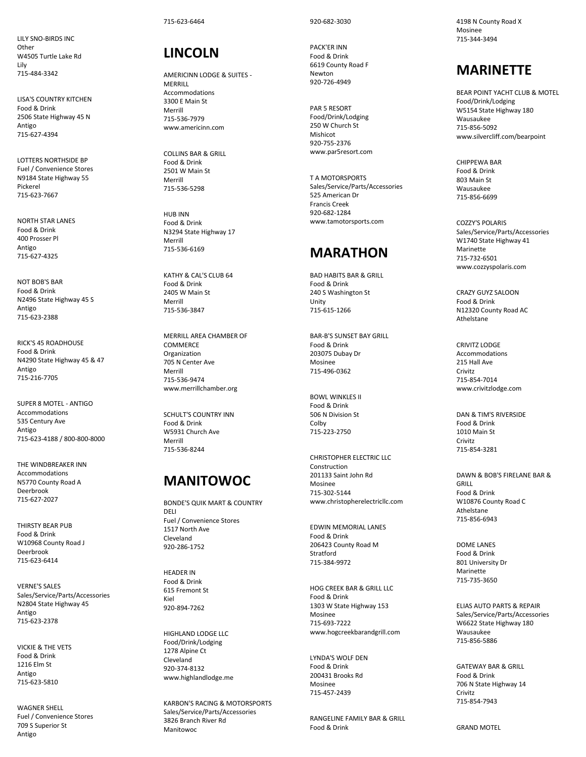LILY SNO-BIRDS INC
Other
W4505 Turtle Lake Rd
Lily
715-484-3342

LISA'S COUNTRY KITCHEN
Food & Drink
2506 State Highway 45 N
Antigo
715-627-4394

LOTTERS NORTHSIDE BP
Fuel / Convenience Stores
N9184 State Highway 55
Pickerel
715-623-7667

NORTH STAR LANES
Food & Drink
400 Prosser Pl
Antigo
715-627-4325

NOT BOB'S BAR
Food & Drink
N2496 State Highway 45 S
Antigo
715-623-2388

RICK'S 45 ROADHOUSE
Food & Drink
N4290 State Highway 45 & 47
Antigo
715-216-7705

SUPER 8 MOTEL - ANTIGO
Accommodations
535 Century Ave
Antigo
715-623-4188 / 800-800-8000

THE WINDBREAKER INN
Accommodations
N5770 County Road A
Deerbrook
715-627-2027

THIRSTY BEAR PUB
Food & Drink
W10968 County Road J
Deerbrook
715-623-6414

VERNE'S SALES
Sales/Service/Parts/Accessories
N2804 State Highway 45
Antigo
715-623-2378

VICKIE & THE VETS
Food & Drink
1216 Elm St
Antigo
715-623-5810

WAGNER SHELL
Fuel / Convenience Stores
709 S Superior St
Antigo
715-623-6464

# LINCOLN

AMERICINN LODGE & SUITES - MERRILL
Accommodations
3300 E Main St
Merrill
715-536-7979
www.americinn.com

COLLINS BAR & GRILL
Food & Drink
2501 W Main St
Merrill
715-536-5298

HUB INN
Food & Drink
N3294 State Highway 17
Merrill
715-536-6169

KATHY & CAL'S CLUB 64
Food & Drink
2405 W Main St
Merrill
715-536-3847

MERRILL AREA CHAMBER OF COMMERCE
Organization
705 N Center Ave
Merrill
715-536-9474
www.merrillchamber.org

SCHULT'S COUNTRY INN
Food & Drink
W5931 Church Ave
Merrill
715-536-8244

# MANITOWOC

BONDE'S QUIK MART & COUNTRY DELI
Fuel / Convenience Stores
1517 North Ave
Cleveland
920-286-1752

HEADER IN
Food & Drink
615 Fremont St
Kiel
920-894-7262

HIGHLAND LODGE LLC
Food/Drink/Lodging
1278 Alpine Ct
Cleveland
920-374-8132
www.highlandlodge.me

KARBON'S RACING & MOTORSPORTS
Sales/Service/Parts/Accessories
3826 Branch River Rd
Manitowoc
920-682-3030

PACK'ER INN
Food & Drink
6619 County Road F
Newton
920-726-4949

PAR 5 RESORT
Food/Drink/Lodging
250 W Church St
Mishicot
920-755-2376
www.par5resort.com

T A MOTORSPORTS
Sales/Service/Parts/Accessories
525 American Dr
Francis Creek
920-682-1284
www.tamotorsports.com

# MARATHON

BAD HABITS BAR & GRILL
Food & Drink
240 S Washington St
Unity
715-615-1266

BAR-B'S SUNSET BAY GRILL
Food & Drink
203075 Dubay Dr
Mosinee
715-496-0362

BOWL WINKLES II
Food & Drink
506 N Division St
Colby
715-223-2750

CHRISTOPHER ELECTRIC LLC
Construction
201133 Saint John Rd
Mosinee
715-302-5144
www.christopherelectricllc.com

EDWIN MEMORIAL LANES
Food & Drink
206423 County Road M
Stratford
715-384-9972

HOG CREEK BAR & GRILL LLC
Food & Drink
1303 W State Highway 153
Mosinee
715-693-7222
www.hogcreekbarandgrill.com

LYNDA'S WOLF DEN
Food & Drink
200431 Brooks Rd
Mosinee
715-457-2439

RANGELINE FAMILY BAR & GRILL
Food & Drink
4198 N County Road X
Mosinee
715-344-3494

# MARINETTE

BEAR POINT YACHT CLUB & MOTEL
Food/Drink/Lodging
W5154 State Highway 180
Wausaukee
715-856-5092
www.silvercliff.com/bearpoint

CHIPPEWA BAR
Food & Drink
803 Main St
Wausaukee
715-856-6699

COZZY'S POLARIS
Sales/Service/Parts/Accessories
W1740 State Highway 41
Marinette
715-732-6501
www.cozzyspolaris.com

CRAZY GUYZ SALOON
Food & Drink
N12320 County Road AC
Athelstane

CRIVITZ LODGE
Accommodations
215 Hall Ave
Crivitz
715-854-7014
www.crivitzlodge.com

DAN & TIM'S RIVERSIDE
Food & Drink
1010 Main St
Crivitz
715-854-3281

DAWN & BOB'S FIRELANE BAR & GRILL
Food & Drink
W10876 County Road C
Athelstane
715-856-6943

DOME LANES
Food & Drink
801 University Dr
Marinette
715-735-3650

ELIAS AUTO PARTS & REPAIR
Sales/Service/Parts/Accessories
W6622 State Highway 180
Wausaukee
715-856-5886

GATEWAY BAR & GRILL
Food & Drink
706 N State Highway 14
Crivitz
715-854-7943

GRAND MOTEL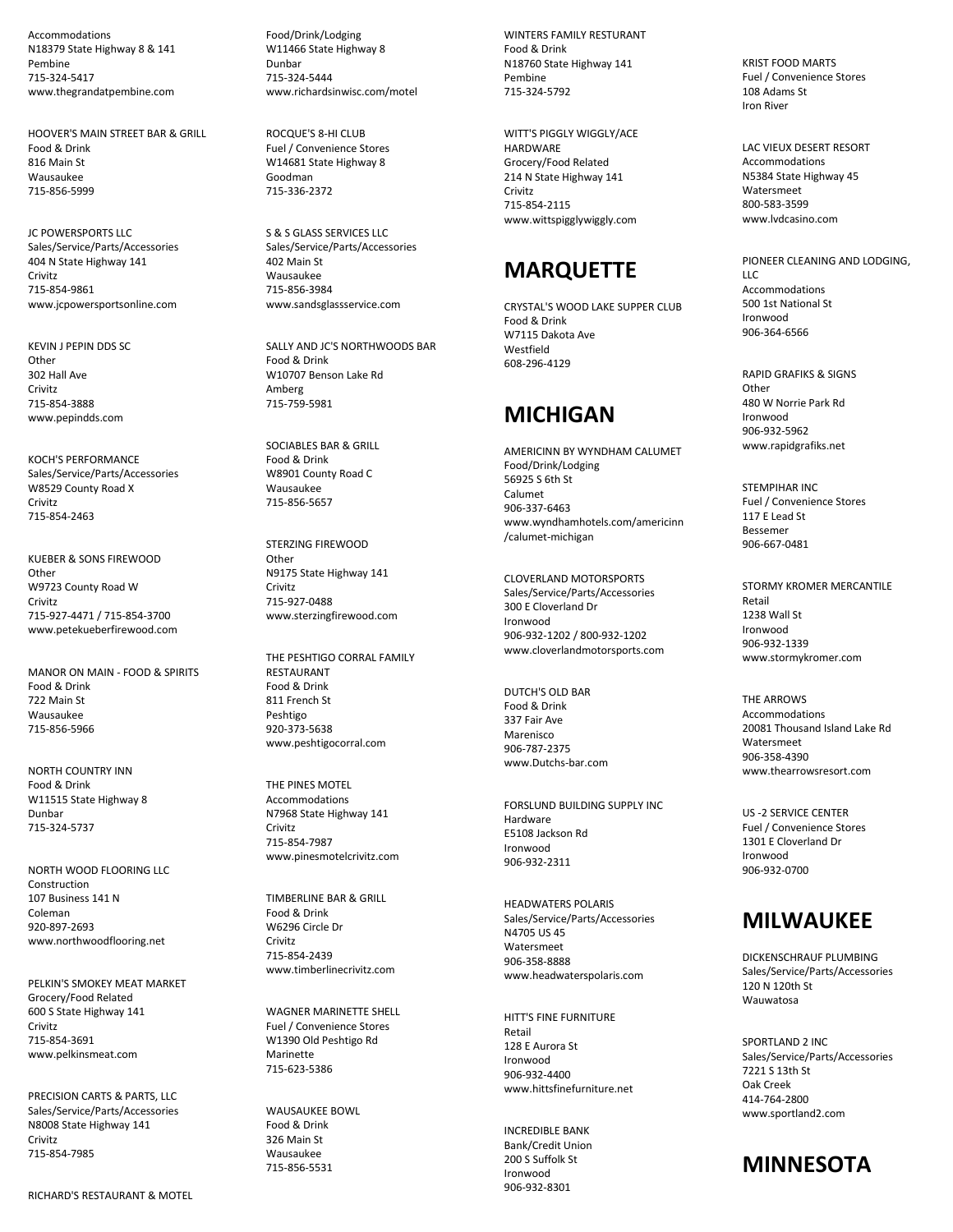Accommodations
N18379 State Highway 8 & 141
Pembine
715-324-5417
www.thegrandatpembine.com

HOOVER'S MAIN STREET BAR & GRILL
Food & Drink
816 Main St
Wausaukee
715-856-5999

JC POWERSPORTS LLC
Sales/Service/Parts/Accessories
404 N State Highway 141
Crivitz
715-854-9861
www.jcpowersportsonline.com

KEVIN J PEPIN DDS SC
Other
302 Hall Ave
Crivitz
715-854-3888
www.pepindds.com

KOCH'S PERFORMANCE
Sales/Service/Parts/Accessories
W8529 County Road X
Crivitz
715-854-2463

KUEBER & SONS FIREWOOD
Other
W9723 County Road W
Crivitz
715-927-4471 / 715-854-3700
www.petekueberfirewood.com

MANOR ON MAIN - FOOD & SPIRITS
Food & Drink
722 Main St
Wausaukee
715-856-5966

NORTH COUNTRY INN
Food & Drink
W11515 State Highway 8
Dunbar
715-324-5737

NORTH WOOD FLOORING LLC
Construction
107 Business 141 N
Coleman
920-897-2693
www.northwoodflooring.net

PELKIN'S SMOKEY MEAT MARKET
Grocery/Food Related
600 S State Highway 141
Crivitz
715-854-3691
www.pelkinsmeat.com

PRECISION CARTS & PARTS, LLC
Sales/Service/Parts/Accessories
N8008 State Highway 141
Crivitz
715-854-7985

RICHARD'S RESTAURANT & MOTEL
Food/Drink/Lodging
W11466 State Highway 8
Dunbar
715-324-5444
www.richardsinwisc.com/motel

ROCQUE'S 8-HI CLUB
Fuel / Convenience Stores
W14681 State Highway 8
Goodman
715-336-2372

S & S GLASS SERVICES LLC
Sales/Service/Parts/Accessories
402 Main St
Wausaukee
715-856-3984
www.sandsglassservice.com

SALLY AND JC'S NORTHWOODS BAR
Food & Drink
W10707 Benson Lake Rd
Amberg
715-759-5981

SOCIABLES BAR & GRILL
Food & Drink
W8901 County Road C
Wausaukee
715-856-5657

STERZING FIREWOOD
Other
N9175 State Highway 141
Crivitz
715-927-0488
www.sterzingfirewood.com

THE PESHTIGO CORRAL FAMILY RESTAURANT
Food & Drink
811 French St
Peshtigo
920-373-5638
www.peshtigocorral.com

THE PINES MOTEL
Accommodations
N7968 State Highway 141
Crivitz
715-854-7987
www.pinesmotelcrivitz.com

TIMBERLINE BAR & GRILL
Food & Drink
W6296 Circle Dr
Crivitz
715-854-2439
www.timberlinecrivitz.com

WAGNER MARINETTE SHELL
Fuel / Convenience Stores
W1390 Old Peshtigo Rd
Marinette
715-623-5386

WAUSAUKEE BOWL
Food & Drink
326 Main St
Wausaukee
715-856-5531

WINTERS FAMILY RESTURANT
Food & Drink
N18760 State Highway 141
Pembine
715-324-5792

WITT'S PIGGLY WIGGLY/ACE HARDWARE
Grocery/Food Related
214 N State Highway 141
Crivitz
715-854-2115
www.wittspigglywiggly.com

# MARQUETTE

CRYSTAL'S WOOD LAKE SUPPER CLUB
Food & Drink
W7115 Dakota Ave
Westfield
608-296-4129

# MICHIGAN

AMERICINN BY WYNDHAM CALUMET
Food/Drink/Lodging
56925 S 6th St
Calumet
906-337-6463
www.wyndhamhotels.com/americinn/calumet-michigan

CLOVERLAND MOTORSPORTS
Sales/Service/Parts/Accessories
300 E Cloverland Dr
Ironwood
906-932-1202 / 800-932-1202
www.cloverlandmotorsports.com

DUTCH'S OLD BAR
Food & Drink
337 Fair Ave
Marenisco
906-787-2375
www.Dutchs-bar.com

FORSLUND BUILDING SUPPLY INC
Hardware
E5108 Jackson Rd
Ironwood
906-932-2311

HEADWATERS POLARIS
Sales/Service/Parts/Accessories
N4705 US 45
Watersmeet
906-358-8888
www.headwaterspolaris.com

HITT'S FINE FURNITURE
Retail
128 E Aurora St
Ironwood
906-932-4400
www.hittsfinefurniture.net

INCREDIBLE BANK
Bank/Credit Union
200 S Suffolk St
Ironwood
906-932-8301

KRIST FOOD MARTS
Fuel / Convenience Stores
108 Adams St
Iron River

LAC VIEUX DESERT RESORT
Accommodations
N5384 State Highway 45
Watersmeet
800-583-3599
www.lvdcasino.com

PIONEER CLEANING AND LODGING, LLC
Accommodations
500 1st National St
Ironwood
906-364-6566

RAPID GRAFIKS & SIGNS
Other
480 W Norrie Park Rd
Ironwood
906-932-5962
www.rapidgrafiks.net

STEMPIHAR INC
Fuel / Convenience Stores
117 E Lead St
Bessemer
906-667-0481

STORMY KROMER MERCANTILE
Retail
1238 Wall St
Ironwood
906-932-1339
www.stormykromer.com

THE ARROWS
Accommodations
20081 Thousand Island Lake Rd
Watersmeet
906-358-4390
www.thearrowsresort.com

US -2 SERVICE CENTER
Fuel / Convenience Stores
1301 E Cloverland Dr
Ironwood
906-932-0700

# MILWAUKEE

DICKENSCHRAUF PLUMBING
Sales/Service/Parts/Accessories
120 N 120th St
Wauwatosa

SPORTLAND 2 INC
Sales/Service/Parts/Accessories
7221 S 13th St
Oak Creek
414-764-2800
www.sportland2.com

# MINNESOTA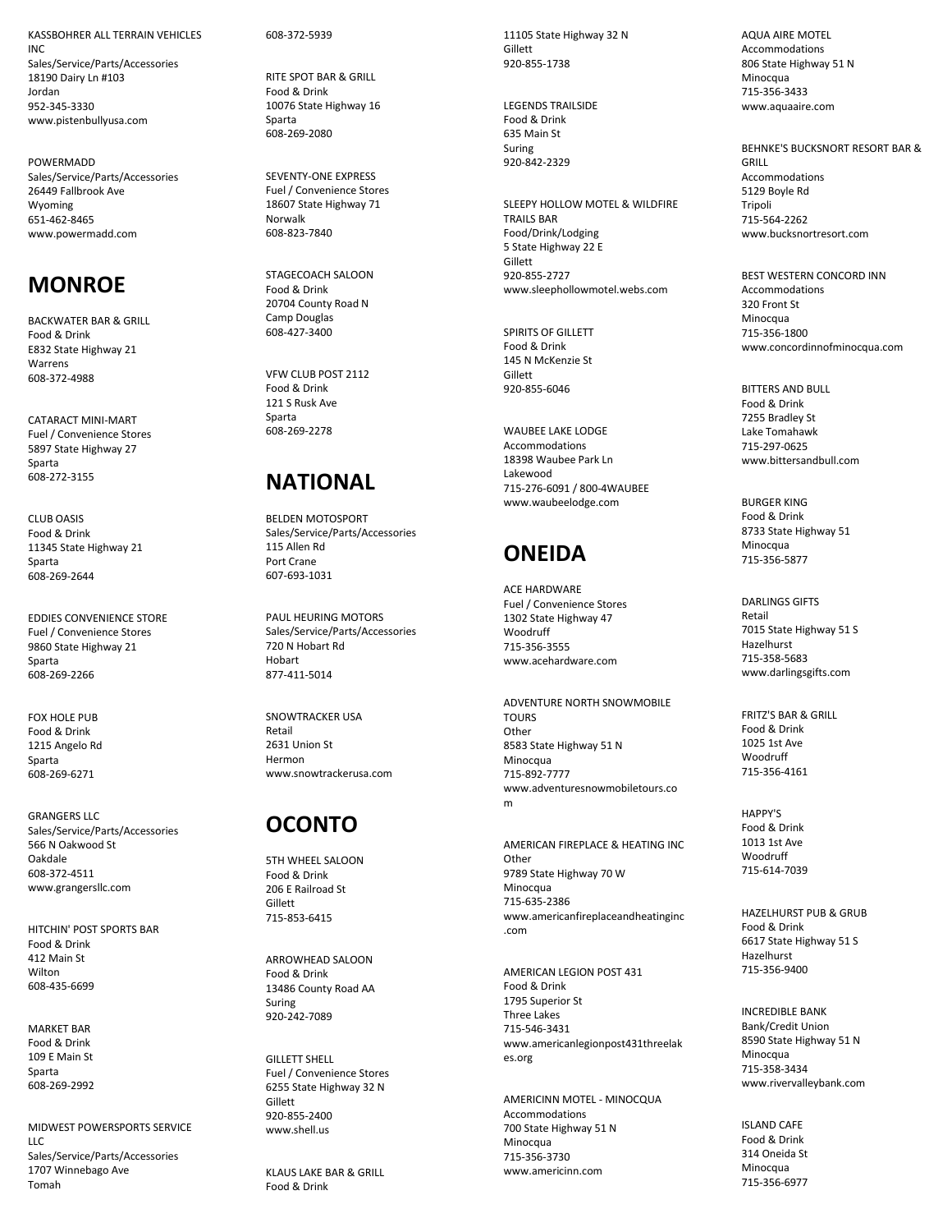KASSBOHRER ALL TERRAIN VEHICLES INC
Sales/Service/Parts/Accessories
18190 Dairy Ln #103
Jordan
952-345-3330
www.pistenbullyusa.com

POWERMADD
Sales/Service/Parts/Accessories
26449 Fallbrook Ave
Wyoming
651-462-8465
www.powermadd.com

## MONROE

BACKWATER BAR & GRILL
Food & Drink
E832 State Highway 21
Warrens
608-372-4988

CATARACT MINI-MART
Fuel / Convenience Stores
5897 State Highway 27
Sparta
608-272-3155

CLUB OASIS
Food & Drink
11345 State Highway 21
Sparta
608-269-2644

EDDIES CONVENIENCE STORE
Fuel / Convenience Stores
9860 State Highway 21
Sparta
608-269-2266

FOX HOLE PUB
Food & Drink
1215 Angelo Rd
Sparta
608-269-6271

GRANGERS LLC
Sales/Service/Parts/Accessories
566 N Oakwood St
Oakdale
608-372-4511
www.grangersllc.com

HITCHIN' POST SPORTS BAR
Food & Drink
412 Main St
Wilton
608-435-6699

MARKET BAR
Food & Drink
109 E Main St
Sparta
608-269-2992

MIDWEST POWERSPORTS SERVICE LLC
Sales/Service/Parts/Accessories
1707 Winnebago Ave
Tomah
608-372-5939

RITE SPOT BAR & GRILL
Food & Drink
10076 State Highway 16
Sparta
608-269-2080

SEVENTY-ONE EXPRESS
Fuel / Convenience Stores
18607 State Highway 71
Norwalk
608-823-7840

STAGECOACH SALOON
Food & Drink
20704 County Road N
Camp Douglas
608-427-3400

VFW CLUB POST 2112
Food & Drink
121 S Rusk Ave
Sparta
608-269-2278

## NATIONAL

BELDEN MOTOSPORT
Sales/Service/Parts/Accessories
115 Allen Rd
Port Crane
607-693-1031

PAUL HEURING MOTORS
Sales/Service/Parts/Accessories
720 N Hobart Rd
Hobart
877-411-5014

SNOWTRACKER USA
Retail
2631 Union St
Hermon
www.snowtrackerusa.com

## OCONTO

5TH WHEEL SALOON
Food & Drink
206 E Railroad St
Gillett
715-853-6415

ARROWHEAD SALOON
Food & Drink
13486 County Road AA
Suring
920-242-7089

GILLETT SHELL
Fuel / Convenience Stores
6255 State Highway 32 N
Gillett
920-855-2400
www.shell.us

KLAUS LAKE BAR & GRILL
Food & Drink
11105 State Highway 32 N
Gillett
920-855-1738

LEGENDS TRAILSIDE
Food & Drink
635 Main St
Suring
920-842-2329

SLEEPY HOLLOW MOTEL & WILDFIRE TRAILS BAR
Food/Drink/Lodging
5 State Highway 22 E
Gillett
920-855-2727
www.sleephollowmotel.webs.com

SPIRITS OF GILLETT
Food & Drink
145 N McKenzie St
Gillett
920-855-6046

WAUBEE LAKE LODGE
Accommodations
18398 Waubee Park Ln
Lakewood
715-276-6091 / 800-4WAUBEE
www.waubeelodge.com

## ONEIDA

ACE HARDWARE
Fuel / Convenience Stores
1302 State Highway 47
Woodruff
715-356-3555
www.acehardware.com

ADVENTURE NORTH SNOWMOBILE TOURS
Other
8583 State Highway 51 N
Minocqua
715-892-7777
www.adventuresnowmobiletours.com

AMERICAN FIREPLACE & HEATING INC
Other
9789 State Highway 70 W
Minocqua
715-635-2386
www.americanfireplaceandheatinginc.com

AMERICAN LEGION POST 431
Food & Drink
1795 Superior St
Three Lakes
715-546-3431
www.americanlegionpost431threelakes.org

AMERICINN MOTEL - MINOCQUA
Accommodations
700 State Highway 51 N
Minocqua
715-356-3730
www.americinn.com

AQUA AIRE MOTEL
Accommodations
806 State Highway 51 N
Minocqua
715-356-3433
www.aquaaire.com

BEHNKE'S BUCKSNORT RESORT BAR & GRILL
Accommodations
5129 Boyle Rd
Tripoli
715-564-2262
www.bucksnortresort.com

BEST WESTERN CONCORD INN
Accommodations
320 Front St
Minocqua
715-356-1800
www.concordinnofminocqua.com

BITTERS AND BULL
Food & Drink
7255 Bradley St
Lake Tomahawk
715-297-0625
www.bittersandbull.com

BURGER KING
Food & Drink
8733 State Highway 51
Minocqua
715-356-5877

DARLINGS GIFTS
Retail
7015 State Highway 51 S
Hazelhurst
715-358-5683
www.darlingsgifts.com

FRITZ'S BAR & GRILL
Food & Drink
1025 1st Ave
Woodruff
715-356-4161

HAPPY'S
Food & Drink
1013 1st Ave
Woodruff
715-614-7039

HAZELHURST PUB & GRUB
Food & Drink
6617 State Highway 51 S
Hazelhurst
715-356-9400

INCREDIBLE BANK
Bank/Credit Union
8590 State Highway 51 N
Minocqua
715-358-3434
www.rivervalleybank.com

ISLAND CAFE
Food & Drink
314 Oneida St
Minocqua
715-356-6977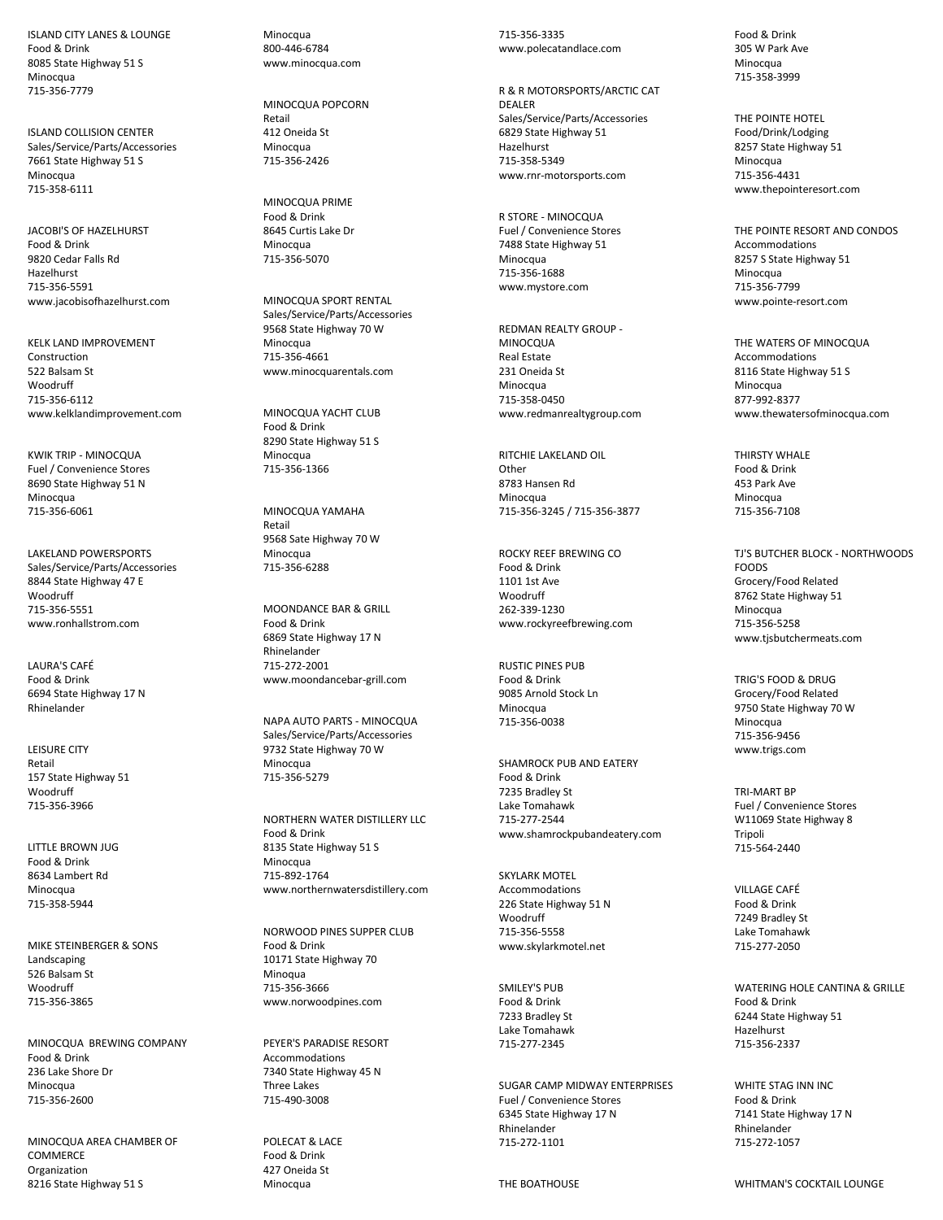ISLAND CITY LANES & LOUNGE
Food & Drink
8085 State Highway 51 S
Minocqua
715-356-7779

ISLAND COLLISION CENTER
Sales/Service/Parts/Accessories
7661 State Highway 51 S
Minocqua
715-358-6111

JACOBI'S OF HAZELHURST
Food & Drink
9820 Cedar Falls Rd
Hazelhurst
715-356-5591
www.jacobisofhazelhurst.com

KELK LAND IMPROVEMENT
Construction
522 Balsam St
Woodruff
715-356-6112
www.kelklandimprovement.com

KWIK TRIP - MINOCQUA
Fuel / Convenience Stores
8690 State Highway 51 N
Minocqua
715-356-6061

LAKELAND POWERSPORTS
Sales/Service/Parts/Accessories
8844 State Highway 47 E
Woodruff
715-356-5551
www.ronhallstrom.com

LAURA'S CAFÉ
Food & Drink
6694 State Highway 17 N
Rhinelander

LEISURE CITY
Retail
157 State Highway 51
Woodruff
715-356-3966

LITTLE BROWN JUG
Food & Drink
8634 Lambert Rd
Minocqua
715-358-5944

MIKE STEINBERGER & SONS
Landscaping
526 Balsam St
Woodruff
715-356-3865

MINOCQUA BREWING COMPANY
Food & Drink
236 Lake Shore Dr
Minocqua
715-356-2600

MINOCQUA AREA CHAMBER OF COMMERCE
Organization
8216 State Highway 51 S
Minocqua
800-446-6784
www.minocqua.com

MINOCQUA POPCORN
Retail
412 Oneida St
Minocqua
715-356-2426

MINOCQUA PRIME
Food & Drink
8645 Curtis Lake Dr
Minocqua
715-356-5070

MINOCQUA SPORT RENTAL
Sales/Service/Parts/Accessories
9568 State Highway 70 W
Minocqua
715-356-4661
www.minocquarentals.com

MINOCQUA YACHT CLUB
Food & Drink
8290 State Highway 51 S
Minocqua
715-356-1366

MINOCQUA YAMAHA
Retail
9568 Sate Highway 70 W
Minocqua
715-356-6288

MOONDANCE BAR & GRILL
Food & Drink
6869 State Highway 17 N
Rhinelander
715-272-2001
www.moondancebar-grill.com

NAPA AUTO PARTS - MINOCQUA
Sales/Service/Parts/Accessories
9732 State Highway 70 W
Minocqua
715-356-5279

NORTHERN WATER DISTILLERY LLC
Food & Drink
8135 State Highway 51 S
Minocqua
715-892-1764
www.northernwatersdistillery.com

NORWOOD PINES SUPPER CLUB
Food & Drink
10171 State Highway 70
Minoqua
715-356-3666
www.norwoodpines.com

PEYER'S PARADISE RESORT
Accommodations
7340 State Highway 45 N
Three Lakes
715-490-3008

POLECAT & LACE
Food & Drink
427 Oneida St
Minocqua
715-356-3335
www.polecatandlace.com

R & R MOTORSPORTS/ARCTIC CAT DEALER
Sales/Service/Parts/Accessories
6829 State Highway 51
Hazelhurst
715-358-5349
www.rnr-motorsports.com

R STORE - MINOCQUA
Fuel / Convenience Stores
7488 State Highway 51
Minocqua
715-356-1688
www.mystore.com

REDMAN REALTY GROUP - MINOCQUA
Real Estate
231 Oneida St
Minocqua
715-358-0450
www.redmanrealtygroup.com

RITCHIE LAKELAND OIL
Other
8783 Hansen Rd
Minocqua
715-356-3245 / 715-356-3877

ROCKY REEF BREWING CO
Food & Drink
1101 1st Ave
Woodruff
262-339-1230
www.rockyreefbrewing.com

RUSTIC PINES PUB
Food & Drink
9085 Arnold Stock Ln
Minocqua
715-356-0038

SHAMROCK PUB AND EATERY
Food & Drink
7235 Bradley St
Lake Tomahawk
715-277-2544
www.shamrockpubandeatery.com

SKYLARK MOTEL
Accommodations
226 State Highway 51 N
Woodruff
715-356-5558
www.skylarkmotel.net

SMILEY'S PUB
Food & Drink
7233 Bradley St
Lake Tomahawk
715-277-2345

SUGAR CAMP MIDWAY ENTERPRISES
Fuel / Convenience Stores
6345 State Highway 17 N
Rhinelander
715-272-1101

THE BOATHOUSE
Food & Drink
305 W Park Ave
Minocqua
715-358-3999

THE POINTE HOTEL
Food/Drink/Lodging
8257 State Highway 51
Minocqua
715-356-4431
www.thepointeresort.com

THE POINTE RESORT AND CONDOS
Accommodations
8257 S State Highway 51
Minocqua
715-356-7799
www.pointe-resort.com

THE WATERS OF MINOCQUA
Accommodations
8116 State Highway 51 S
Minocqua
877-992-8377
www.thewatersofminocqua.com

THIRSTY WHALE
Food & Drink
453 Park Ave
Minocqua
715-356-7108

TJ'S BUTCHER BLOCK - NORTHWOODS FOODS
Grocery/Food Related
8762 State Highway 51
Minocqua
715-356-5258
www.tjsbutchermeats.com

TRIG'S FOOD & DRUG
Grocery/Food Related
9750 State Highway 70 W
Minocqua
715-356-9456
www.trigs.com

TRI-MART BP
Fuel / Convenience Stores
W11069 State Highway 8
Tripoli
715-564-2440

VILLAGE CAFÉ
Food & Drink
7249 Bradley St
Lake Tomahawk
715-277-2050

WATERING HOLE CANTINA & GRILLE
Food & Drink
6244 State Highway 51
Hazelhurst
715-356-2337

WHITE STAG INN INC
Food & Drink
7141 State Highway 17 N
Rhinelander
715-272-1057

WHITMAN'S COCKTAIL LOUNGE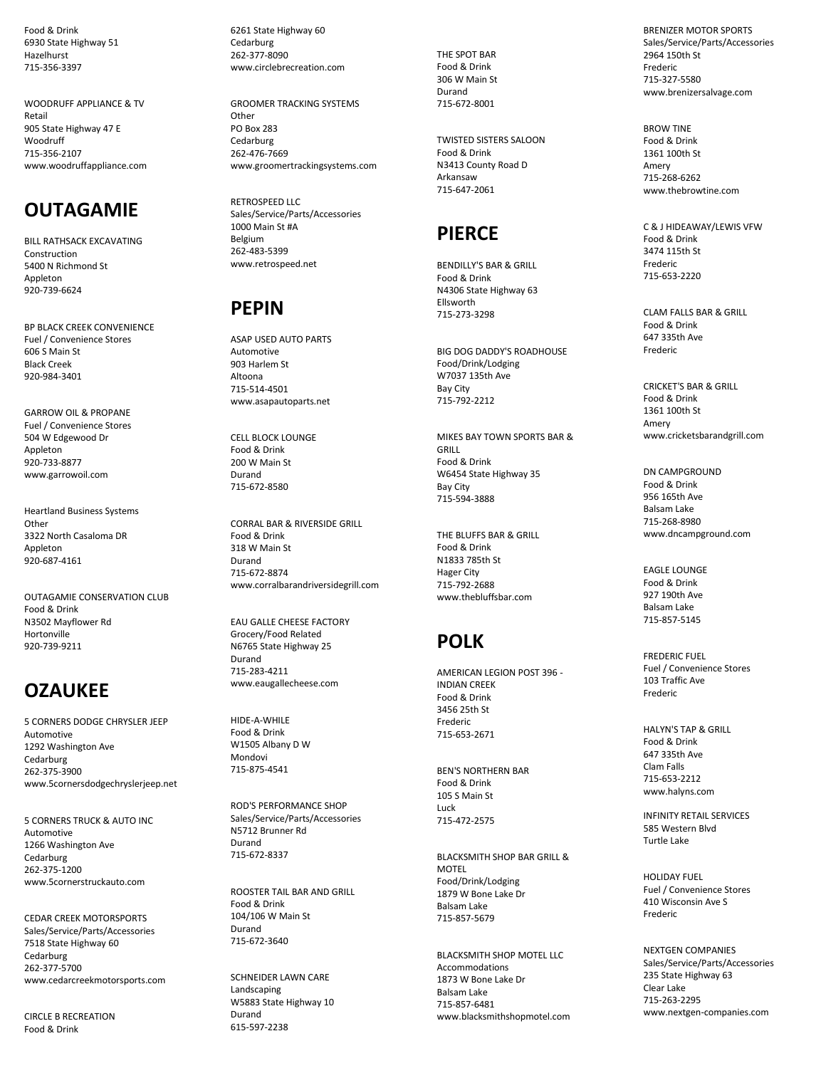Food & Drink
6930 State Highway 51
Hazelhurst
715-356-3397

WOODRUFF APPLIANCE & TV
Retail
905 State Highway 47 E
Woodruff
715-356-2107
www.woodruffappliance.com

## OUTAGAMIE

BILL RATHSACK EXCAVATING
Construction
5400 N Richmond St
Appleton
920-739-6624

BP BLACK CREEK CONVENIENCE
Fuel / Convenience Stores
606 S Main St
Black Creek
920-984-3401

GARROW OIL & PROPANE
Fuel / Convenience Stores
504 W Edgewood Dr
Appleton
920-733-8877
www.garrowoil.com

Heartland Business Systems
Other
3322 North Casaloma DR
Appleton
920-687-4161

OUTAGAMIE CONSERVATION CLUB
Food & Drink
N3502 Mayflower Rd
Hortonville
920-739-9211

## OZAUKEE

5 CORNERS DODGE CHRYSLER JEEP
Automotive
1292 Washington Ave
Cedarburg
262-375-3900
www.5cornersdodgechryslerjeep.net

5 CORNERS TRUCK & AUTO INC
Automotive
1266 Washington Ave
Cedarburg
262-375-1200
www.5cornerstruckauto.com

CEDAR CREEK MOTORSPORTS
Sales/Service/Parts/Accessories
7518 State Highway 60
Cedarburg
262-377-5700
www.cedarcreekmotorsports.com

CIRCLE B RECREATION
Food & Drink
6261 State Highway 60
Cedarburg
262-377-8090
www.circlebrecreation.com

GROOMER TRACKING SYSTEMS
Other
PO Box 283
Cedarburg
262-476-7669
www.groomertrackingsystems.com

RETROSPEED LLC
Sales/Service/Parts/Accessories
1000 Main St #A
Belgium
262-483-5399
www.retrospeed.net

## PEPIN

ASAP USED AUTO PARTS
Automotive
903 Harlem St
Altoona
715-514-4501
www.asapautoparts.net

CELL BLOCK LOUNGE
Food & Drink
200 W Main St
Durand
715-672-8580

CORRAL BAR & RIVERSIDE GRILL
Food & Drink
318 W Main St
Durand
715-672-8874
www.corralbarandriversidegrill.com

EAU GALLE CHEESE FACTORY
Grocery/Food Related
N6765 State Highway 25
Durand
715-283-4211
www.eaugallecheese.com

HIDE-A-WHILE
Food & Drink
W1505 Albany D W
Mondovi
715-875-4541

ROD'S PERFORMANCE SHOP
Sales/Service/Parts/Accessories
N5712 Brunner Rd
Durand
715-672-8337

ROOSTER TAIL BAR AND GRILL
Food & Drink
104/106 W Main St
Durand
715-672-3640

SCHNEIDER LAWN CARE
Landscaping
W5883 State Highway 10
Durand
615-597-2238

THE SPOT BAR
Food & Drink
306 W Main St
Durand
715-672-8001

TWISTED SISTERS SALOON
Food & Drink
N3413 County Road D
Arkansaw
715-647-2061

## PIERCE

BENDILLY'S BAR & GRILL
Food & Drink
N4306 State Highway 63
Ellsworth
715-273-3298

BIG DOG DADDY'S ROADHOUSE
Food/Drink/Lodging
W7037 135th Ave
Bay City
715-792-2212

MIKES BAY TOWN SPORTS BAR & GRILL
Food & Drink
W6454 State Highway 35
Bay City
715-594-3888

THE BLUFFS BAR & GRILL
Food & Drink
N1833 785th St
Hager City
715-792-2688
www.thebluffsbar.com

## POLK

AMERICAN LEGION POST 396 - INDIAN CREEK
Food & Drink
3456 25th St
Frederic
715-653-2671

BEN'S NORTHERN BAR
Food & Drink
105 S Main St
Luck
715-472-2575

BLACKSMITH SHOP BAR GRILL & MOTEL
Food/Drink/Lodging
1879 W Bone Lake Dr
Balsam Lake
715-857-5679

BLACKSMITH SHOP MOTEL LLC
Accommodations
1873 W Bone Lake Dr
Balsam Lake
715-857-6481
www.blacksmithshopmotel.com

BRENIZER MOTOR SPORTS
Sales/Service/Parts/Accessories
2964 150th St
Frederic
715-327-5580
www.brenizersalvage.com

BROW TINE
Food & Drink
1361 100th St
Amery
715-268-6262
www.thebrowtine.com

C & J HIDEAWAY/LEWIS VFW
Food & Drink
3474 115th St
Frederic
715-653-2220

CLAM FALLS BAR & GRILL
Food & Drink
647 335th Ave
Frederic

CRICKET'S BAR & GRILL
Food & Drink
1361 100th St
Amery
www.cricketsbarandgrill.com

DN CAMPGROUND
Food & Drink
956 165th Ave
Balsam Lake
715-268-8980
www.dncampground.com

EAGLE LOUNGE
Food & Drink
927 190th Ave
Balsam Lake
715-857-5145

FREDERIC FUEL
Fuel / Convenience Stores
103 Traffic Ave
Frederic

HALYN'S TAP & GRILL
Food & Drink
647 335th Ave
Clam Falls
715-653-2212
www.halyns.com

INFINITY RETAIL SERVICES
585 Western Blvd
Turtle Lake

HOLIDAY FUEL
Fuel / Convenience Stores
410 Wisconsin Ave S
Frederic

NEXTGEN COMPANIES
Sales/Service/Parts/Accessories
235 State Highway 63
Clear Lake
715-263-2295
www.nextgen-companies.com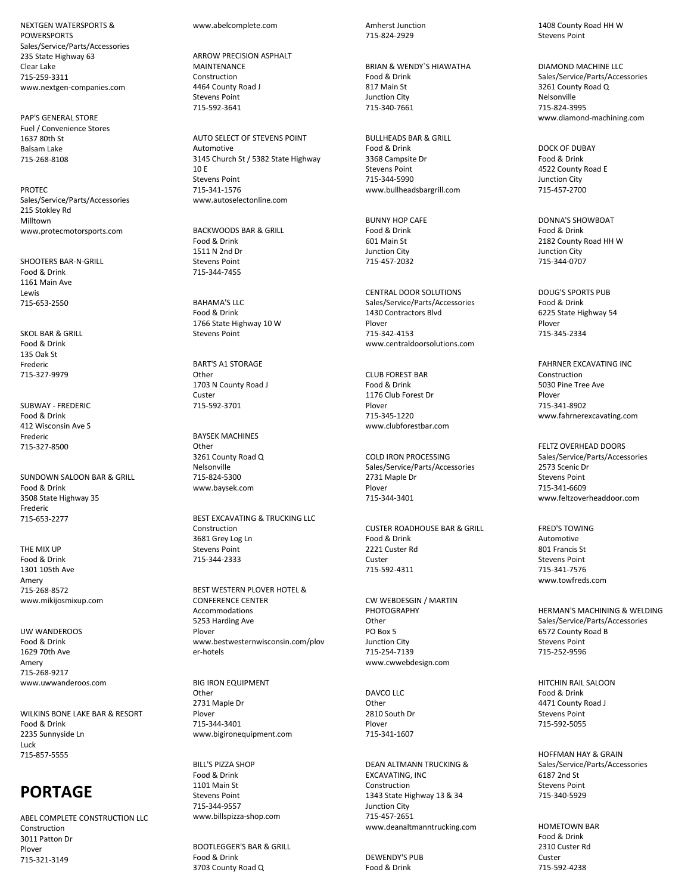NEXTGEN WATERSPORTS & POWERSPORTS
Sales/Service/Parts/Accessories
235 State Highway 63
Clear Lake
715-259-3311
www.nextgen-companies.com

PAP'S GENERAL STORE
Fuel / Convenience Stores
1637 80th St
Balsam Lake
715-268-8108

PROTEC
Sales/Service/Parts/Accessories
215 Stokley Rd
Milltown
www.protecmotorsports.com

SHOOTERS BAR-N-GRILL
Food & Drink
1161 Main Ave
Lewis
715-653-2550

SKOL BAR & GRILL
Food & Drink
135 Oak St
Frederic
715-327-9979

SUBWAY - FREDERIC
Food & Drink
412 Wisconsin Ave S
Frederic
715-327-8500

SUNDOWN SALOON BAR & GRILL
Food & Drink
3508 State Highway 35
Frederic
715-653-2277

THE MIX UP
Food & Drink
1301 105th Ave
Amery
715-268-8572
www.mikijosmixup.com

UW WANDEROOS
Food & Drink
1629 70th Ave
Amery
715-268-9217
www.uwwanderoos.com

WILKINS BONE LAKE BAR & RESORT
Food & Drink
2235 Sunnyside Ln
Luck
715-857-5555

# PORTAGE

ABEL COMPLETE CONSTRUCTION LLC
Construction
3011 Patton Dr
Plover
715-321-3149
www.abelcomplete.com

ARROW PRECISION ASPHALT MAINTENANCE
Construction
4464 County Road J
Stevens Point
715-592-3641

AUTO SELECT OF STEVENS POINT
Automotive
3145 Church St / 5382 State Highway 10 E
Stevens Point
715-341-1576
www.autoselectonline.com

BACKWOODS BAR & GRILL
Food & Drink
1511 N 2nd Dr
Stevens Point
715-344-7455

BAHAMA'S LLC
Food & Drink
1766 State Highway 10 W
Stevens Point

BART'S A1 STORAGE
Other
1703 N County Road J
Custer
715-592-3701

BAYSEK MACHINES
Other
3261 County Road Q
Nelsonville
715-824-5300
www.baysek.com

BEST EXCAVATING & TRUCKING LLC
Construction
3681 Grey Log Ln
Stevens Point
715-344-2333

BEST WESTERN PLOVER HOTEL & CONFERENCE CENTER
Accommodations
5253 Harding Ave
Plover
www.bestwesternwisconsin.com/plover-hotels

BIG IRON EQUIPMENT
Other
2731 Maple Dr
Plover
715-344-3401
www.bigironequipment.com

BILL'S PIZZA SHOP
Food & Drink
1101 Main St
Stevens Point
715-344-9557
www.billspizza-shop.com

BOOTLEGGER'S BAR & GRILL
Food & Drink
3703 County Road Q
Amherst Junction
715-824-2929

BRIAN & WENDY`S HIAWATHA
Food & Drink
817 Main St
Junction City
715-340-7661

BULLHEADS BAR & GRILL
Food & Drink
3368 Campsite Dr
Stevens Point
715-344-5990
www.bullheadsbargrill.com

BUNNY HOP CAFE
Food & Drink
601 Main St
Junction City
715-457-2032

CENTRAL DOOR SOLUTIONS
Sales/Service/Parts/Accessories
1430 Contractors Blvd
Plover
715-342-4153
www.centraldoorsolutions.com

CLUB FOREST BAR
Food & Drink
1176 Club Forest Dr
Plover
715-345-1220
www.clubforestbar.com

COLD IRON PROCESSING
Sales/Service/Parts/Accessories
2731 Maple Dr
Plover
715-344-3401

CUSTER ROADHOUSE BAR & GRILL
Food & Drink
2221 Custer Rd
Custer
715-592-4311

CW WEBDESGIN / MARTIN PHOTOGRAPHY
Other
PO Box 5
Junction City
715-254-7139
www.cwwebdesign.com

DAVCO LLC
Other
2810 South Dr
Plover
715-341-1607

DEAN ALTMANN TRUCKING & EXCAVATING, INC
Construction
1343 State Highway 13 & 34
Junction City
715-457-2651
www.deanaltmanntrucking.com

DEWENDY'S PUB
Food & Drink
1408 County Road HH W
Stevens Point

DIAMOND MACHINE LLC
Sales/Service/Parts/Accessories
3261 County Road Q
Nelsonville
715-824-3995
www.diamond-machining.com

DOCK OF DUBAY
Food & Drink
4522 County Road E
Junction City
715-457-2700

DONNA'S SHOWBOAT
Food & Drink
2182 County Road HH W
Junction City
715-344-0707

DOUG'S SPORTS PUB
Food & Drink
6225 State Highway 54
Plover
715-345-2334

FAHRNER EXCAVATING INC
Construction
5030 Pine Tree Ave
Plover
715-341-8902
www.fahrnerexcavating.com

FELTZ OVERHEAD DOORS
Sales/Service/Parts/Accessories
2573 Scenic Dr
Stevens Point
715-341-6609
www.feltzoverheaddoor.com

FRED'S TOWING
Automotive
801 Francis St
Stevens Point
715-341-7576
www.towfreds.com

HERMAN'S MACHINING & WELDING
Sales/Service/Parts/Accessories
6572 County Road B
Stevens Point
715-252-9596

HITCHIN RAIL SALOON
Food & Drink
4471 County Road J
Stevens Point
715-592-5055

HOFFMAN HAY & GRAIN
Sales/Service/Parts/Accessories
6187 2nd St
Stevens Point
715-340-5929

HOMETOWN BAR
Food & Drink
2310 Custer Rd
Custer
715-592-4238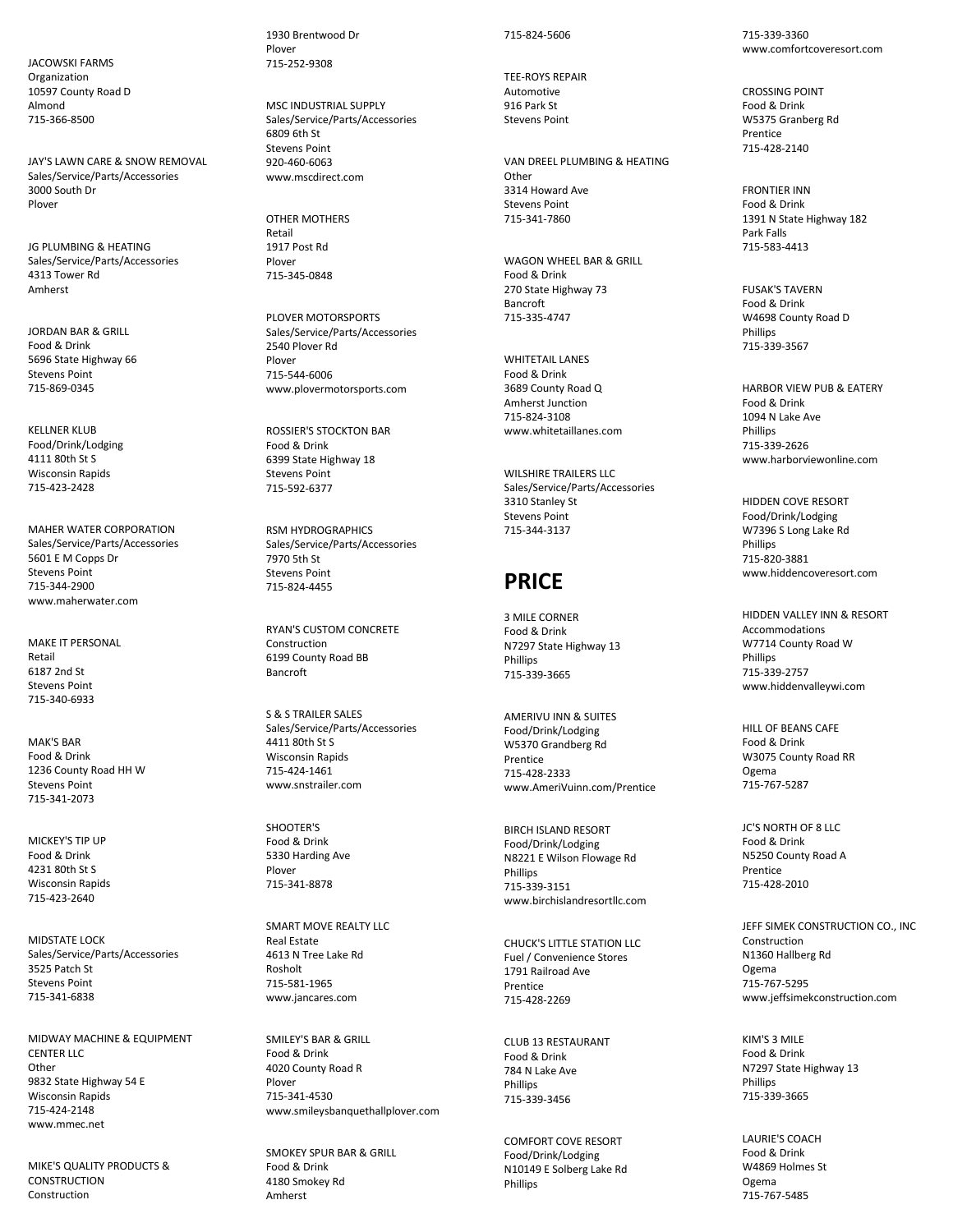JACOWSKI FARMS
Organization
10597 County Road D
Almond
715-366-8500

JAY'S LAWN CARE & SNOW REMOVAL
Sales/Service/Parts/Accessories
3000 South Dr
Plover

JG PLUMBING & HEATING
Sales/Service/Parts/Accessories
4313 Tower Rd
Amherst

JORDAN BAR & GRILL
Food & Drink
5696 State Highway 66
Stevens Point
715-869-0345

KELLNER KLUB
Food/Drink/Lodging
4111 80th St S
Wisconsin Rapids
715-423-2428

MAHER WATER CORPORATION
Sales/Service/Parts/Accessories
5601 E M Copps Dr
Stevens Point
715-344-2900
www.maherwater.com

MAKE IT PERSONAL
Retail
6187 2nd St
Stevens Point
715-340-6933

MAK'S BAR
Food & Drink
1236 County Road HH W
Stevens Point
715-341-2073

MICKEY'S TIP UP
Food & Drink
4231 80th St S
Wisconsin Rapids
715-423-2640

MIDSTATE LOCK
Sales/Service/Parts/Accessories
3525 Patch St
Stevens Point
715-341-6838

MIDWAY MACHINE & EQUIPMENT CENTER LLC
Other
9832 State Highway 54 E
Wisconsin Rapids
715-424-2148
www.mmec.net

MIKE'S QUALITY PRODUCTS & CONSTRUCTION
Construction
1930 Brentwood Dr
Plover
715-252-9308

MSC INDUSTRIAL SUPPLY
Sales/Service/Parts/Accessories
6809 6th St
Stevens Point
920-460-6063
www.mscdirect.com

OTHER MOTHERS
Retail
1917 Post Rd
Plover
715-345-0848

PLOVER MOTORSPORTS
Sales/Service/Parts/Accessories
2540 Plover Rd
Plover
715-544-6006
www.plovermotorsports.com

ROSSIER'S STOCKTON BAR
Food & Drink
6399 State Highway 18
Stevens Point
715-592-6377

RSM HYDROGRAPHICS
Sales/Service/Parts/Accessories
7970 5th St
Stevens Point
715-824-4455

RYAN'S CUSTOM CONCRETE
Construction
6199 County Road BB
Bancroft

S & S TRAILER SALES
Sales/Service/Parts/Accessories
4411 80th St S
Wisconsin Rapids
715-424-1461
www.snstrailer.com

SHOOTER'S
Food & Drink
5330 Harding Ave
Plover
715-341-8878

SMART MOVE REALTY LLC
Real Estate
4613 N Tree Lake Rd
Rosholt
715-581-1965
www.jancares.com

SMILEY'S BAR & GRILL
Food & Drink
4020 County Road R
Plover
715-341-4530
www.smileysbanquethallplover.com

SMOKEY SPUR BAR & GRILL
Food & Drink
4180 Smokey Rd
Amherst
715-824-5606

TEE-ROYS REPAIR
Automotive
916 Park St
Stevens Point

VAN DREEL PLUMBING & HEATING
Other
3314 Howard Ave
Stevens Point
715-341-7860

WAGON WHEEL BAR & GRILL
Food & Drink
270 State Highway 73
Bancroft
715-335-4747

WHITETAIL LANES
Food & Drink
3689 County Road Q
Amherst Junction
715-824-3108
www.whitetaillanes.com

WILSHIRE TRAILERS LLC
Sales/Service/Parts/Accessories
3310 Stanley St
Stevens Point
715-344-3137

# PRICE

3 MILE CORNER
Food & Drink
N7297 State Highway 13
Phillips
715-339-3665

AMERIVU INN & SUITES
Food/Drink/Lodging
W5370 Grandberg Rd
Prentice
715-428-2333
www.AmeriVuinn.com/Prentice

BIRCH ISLAND RESORT
Food/Drink/Lodging
N8221 E Wilson Flowage Rd
Phillips
715-339-3151
www.birchislandresortllc.com

CHUCK'S LITTLE STATION LLC
Fuel / Convenience Stores
1791 Railroad Ave
Prentice
715-428-2269

CLUB 13 RESTAURANT
Food & Drink
784 N Lake Ave
Phillips
715-339-3456

COMFORT COVE RESORT
Food/Drink/Lodging
N10149 E Solberg Lake Rd
Phillips
715-339-3360
www.comfortcoveresort.com

CROSSING POINT
Food & Drink
W5375 Granberg Rd
Prentice
715-428-2140

FRONTIER INN
Food & Drink
1391 N State Highway 182
Park Falls
715-583-4413

FUSAK'S TAVERN
Food & Drink
W4698 County Road D
Phillips
715-339-3567

HARBOR VIEW PUB & EATERY
Food & Drink
1094 N Lake Ave
Phillips
715-339-2626
www.harborviewonline.com

HIDDEN COVE RESORT
Food/Drink/Lodging
W7396 S Long Lake Rd
Phillips
715-820-3881
www.hiddencoveresort.com

HIDDEN VALLEY INN & RESORT
Accommodations
W7714 County Road W
Phillips
715-339-2757
www.hiddenvalleywi.com

HILL OF BEANS CAFE
Food & Drink
W3075 County Road RR
Ogema
715-767-5287

JC'S NORTH OF 8 LLC
Food & Drink
N5250 County Road A
Prentice
715-428-2010

JEFF SIMEK CONSTRUCTION CO., INC
Construction
N1360 Hallberg Rd
Ogema
715-767-5295
www.jeffsimekconstruction.com

KIM'S 3 MILE
Food & Drink
N7297 State Highway 13
Phillips
715-339-3665

LAURIE'S COACH
Food & Drink
W4869 Holmes St
Ogema
715-767-5485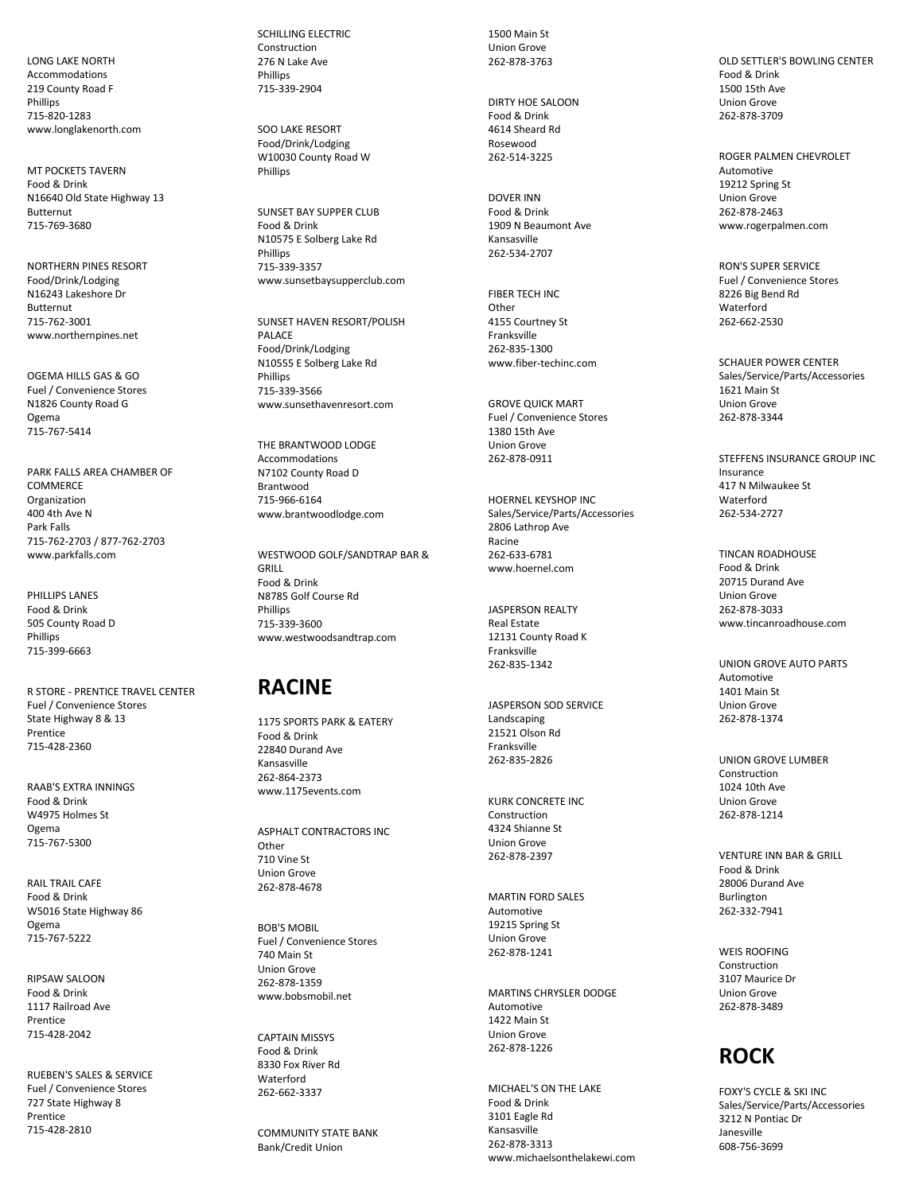LONG LAKE NORTH
Accommodations
219 County Road F
Phillips
715-820-1283
www.longlakenorth.com

MT POCKETS TAVERN
Food & Drink
N16640 Old State Highway 13
Butternut
715-769-3680

NORTHERN PINES RESORT
Food/Drink/Lodging
N16243 Lakeshore Dr
Butternut
715-762-3001
www.northernpines.net

OGEMA HILLS GAS & GO
Fuel / Convenience Stores
N1826 County Road G
Ogema
715-767-5414

PARK FALLS AREA CHAMBER OF COMMERCE
Organization
400 4th Ave N
Park Falls
715-762-2703 / 877-762-2703
www.parkfalls.com

PHILLIPS LANES
Food & Drink
505 County Road D
Phillips
715-399-6663

R STORE - PRENTICE TRAVEL CENTER
Fuel / Convenience Stores
State Highway 8 & 13
Prentice
715-428-2360

RAAB'S EXTRA INNINGS
Food & Drink
W4975 Holmes St
Ogema
715-767-5300

RAIL TRAIL CAFE
Food & Drink
W5016 State Highway 86
Ogema
715-767-5222

RIPSAW SALOON
Food & Drink
1117 Railroad Ave
Prentice
715-428-2042

RUEBEN'S SALES & SERVICE
Fuel / Convenience Stores
727 State Highway 8
Prentice
715-428-2810

SCHILLING ELECTRIC
Construction
276 N Lake Ave
Phillips
715-339-2904

SOO LAKE RESORT
Food/Drink/Lodging
W10030 County Road W
Phillips

SUNSET BAY SUPPER CLUB
Food & Drink
N10575 E Solberg Lake Rd
Phillips
715-339-3357
www.sunsetbaysupperclub.com

SUNSET HAVEN RESORT/POLISH PALACE
Food/Drink/Lodging
N10555 E Solberg Lake Rd
Phillips
715-339-3566
www.sunsethavenresort.com

THE BRANTWOOD LODGE
Accommodations
N7102 County Road D
Brantwood
715-966-6164
www.brantwoodlodge.com

WESTWOOD GOLF/SANDTRAP BAR & GRILL
Food & Drink
N8785 Golf Course Rd
Phillips
715-339-3600
www.westwoodsandtrap.com

# RACINE

1175 SPORTS PARK & EATERY
Food & Drink
22840 Durand Ave
Kansasville
262-864-2373
www.1175events.com

ASPHALT CONTRACTORS INC
Other
710 Vine St
Union Grove
262-878-4678

BOB'S MOBIL
Fuel / Convenience Stores
740 Main St
Union Grove
262-878-1359
www.bobsmobil.net

CAPTAIN MISSYS
Food & Drink
8330 Fox River Rd
Waterford
262-662-3337

COMMUNITY STATE BANK
Bank/Credit Union
1500 Main St
Union Grove
262-878-3763

DIRTY HOE SALOON
Food & Drink
4614 Sheard Rd
Rosewood
262-514-3225

DOVER INN
Food & Drink
1909 N Beaumont Ave
Kansasville
262-534-2707

FIBER TECH INC
Other
4155 Courtney St
Franksville
262-835-1300
www.fiber-techinc.com

GROVE QUICK MART
Fuel / Convenience Stores
1380 15th Ave
Union Grove
262-878-0911

HOERNEL KEYSHOP INC
Sales/Service/Parts/Accessories
2806 Lathrop Ave
Racine
262-633-6781
www.hoernel.com

JASPERSON REALTY
Real Estate
12131 County Road K
Franksville
262-835-1342

JASPERSON SOD SERVICE
Landscaping
21521 Olson Rd
Franksville
262-835-2826

KURK CONCRETE INC
Construction
4324 Shianne St
Union Grove
262-878-2397

MARTIN FORD SALES
Automotive
19215 Spring St
Union Grove
262-878-1241

MARTINS CHRYSLER DODGE
Automotive
1422 Main St
Union Grove
262-878-1226

MICHAEL'S ON THE LAKE
Food & Drink
3101 Eagle Rd
Kansasville
262-878-3313
www.michaelsonthelakewi.com

OLD SETTLER'S BOWLING CENTER
Food & Drink
1500 15th Ave
Union Grove
262-878-3709

ROGER PALMEN CHEVROLET
Automotive
19212 Spring St
Union Grove
262-878-2463
www.rogerpalmen.com

RON'S SUPER SERVICE
Fuel / Convenience Stores
8226 Big Bend Rd
Waterford
262-662-2530

SCHAUER POWER CENTER
Sales/Service/Parts/Accessories
1621 Main St
Union Grove
262-878-3344

STEFFENS INSURANCE GROUP INC
Insurance
417 N Milwaukee St
Waterford
262-534-2727

TINCAN ROADHOUSE
Food & Drink
20715 Durand Ave
Union Grove
262-878-3033
www.tincanroadhouse.com

UNION GROVE AUTO PARTS
Automotive
1401 Main St
Union Grove
262-878-1374

UNION GROVE LUMBER
Construction
1024 10th Ave
Union Grove
262-878-1214

VENTURE INN BAR & GRILL
Food & Drink
28006 Durand Ave
Burlington
262-332-7941

WEIS ROOFING
Construction
3107 Maurice Dr
Union Grove
262-878-3489

# ROCK

FOXY'S CYCLE & SKI INC
Sales/Service/Parts/Accessories
3212 N Pontiac Dr
Janesville
608-756-3699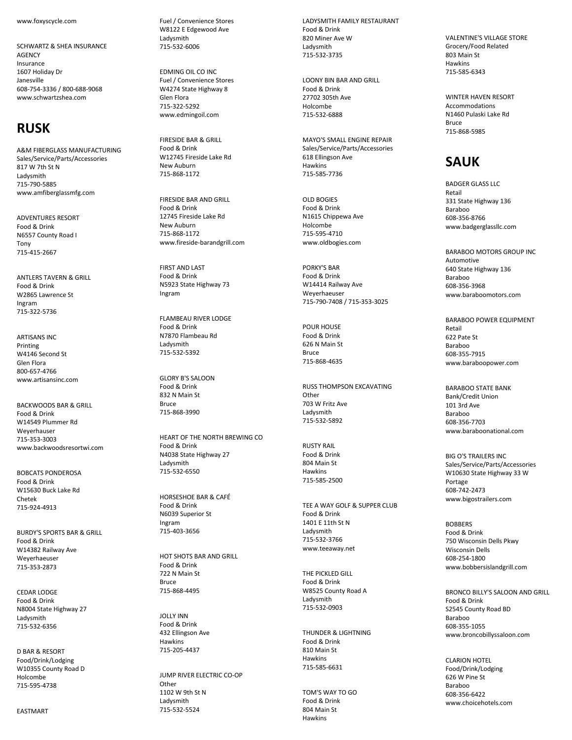www.foxyscycle.com

SCHWARTZ & SHEA INSURANCE AGENCY
Insurance
1607 Holiday Dr
Janesville
608-754-3336 / 800-688-9068
www.schwartzshea.com

# RUSK

A&M FIBERGLASS MANUFACTURING
Sales/Service/Parts/Accessories
817 W 7th St N
Ladysmith
715-790-5885
www.amfiberglassmfg.com

ADVENTURES RESORT
Food & Drink
N6557 County Road I
Tony
715-415-2667

ANTLERS TAVERN & GRILL
Food & Drink
W2865 Lawrence St
Ingram
715-322-5736

ARTISANS INC
Printing
W4146 Second St
Glen Flora
800-657-4766
www.artisansinc.com

BACKWOODS BAR & GRILL
Food & Drink
W14549 Plummer Rd
Weyerhauser
715-353-3003
www.backwoodsresortwi.com

BOBCATS PONDEROSA
Food & Drink
W15630 Buck Lake Rd
Chetek
715-924-4913

BURDY'S SPORTS BAR & GRILL
Food & Drink
W14382 Railway Ave
Weyerhaeuser
715-353-2873

CEDAR LODGE
Food & Drink
N8004 State Highway 27
Ladysmith
715-532-6356

D BAR & RESORT
Food/Drink/Lodging
W10355 County Road D
Holcombe
715-595-4738

EASTMART
Fuel / Convenience Stores
W8122 E Edgewood Ave
Ladysmith
715-532-6006

EDMING OIL CO INC
Fuel / Convenience Stores
W4274 State Highway 8
Glen Flora
715-322-5292
www.edmingoil.com

FIRESIDE BAR & GRILL
Food & Drink
W12745 Fireside Lake Rd
New Auburn
715-868-1172

FIRESIDE BAR AND GRILL
Food & Drink
12745 Fireside Lake Rd
New Auburn
715-868-1172
www.fireside-barandgrill.com

FIRST AND LAST
Food & Drink
N5923 State Highway 73
Ingram

FLAMBEAU RIVER LODGE
Food & Drink
N7870 Flambeau Rd
Ladysmith
715-532-5392

GLORY B'S SALOON
Food & Drink
832 N Main St
Bruce
715-868-3990

HEART OF THE NORTH BREWING CO
Food & Drink
N4038 State Highway 27
Ladysmith
715-532-6550

HORSESHOE BAR & CAFÉ
Food & Drink
N6039 Superior St
Ingram
715-403-3656

HOT SHOTS BAR AND GRILL
Food & Drink
722 N Main St
Bruce
715-868-4495

JOLLY INN
Food & Drink
432 Ellingson Ave
Hawkins
715-205-4437

JUMP RIVER ELECTRIC CO-OP
Other
1102 W 9th St N
Ladysmith
715-532-5524

LADYSMITH FAMILY RESTAURANT
Food & Drink
820 Miner Ave W
Ladysmith
715-532-3735

LOONY BIN BAR AND GRILL
Food & Drink
27702 305th Ave
Holcombe
715-532-6888

MAYO'S SMALL ENGINE REPAIR
Sales/Service/Parts/Accessories
618 Ellingson Ave
Hawkins
715-585-7736

OLD BOGIES
Food & Drink
N1615 Chippewa Ave
Holcombe
715-595-4710
www.oldbogies.com

PORKY'S BAR
Food & Drink
W14414 Railway Ave
Weyerhaeuser
715-790-7408 / 715-353-3025

POUR HOUSE
Food & Drink
626 N Main St
Bruce
715-868-4635

RUSS THOMPSON EXCAVATING
Other
703 W Fritz Ave
Ladysmith
715-532-5892

RUSTY RAIL
Food & Drink
804 Main St
Hawkins
715-585-2500

TEE A WAY GOLF & SUPPER CLUB
Food & Drink
1401 E 11th St N
Ladysmith
715-532-3766
www.teeaway.net

THE PICKLED GILL
Food & Drink
W8525 County Road A
Ladysmith
715-532-0903

THUNDER & LIGHTNING
Food & Drink
810 Main St
Hawkins
715-585-6631

TOM'S WAY TO GO
Food & Drink
804 Main St
Hawkins

VALENTINE'S VILLAGE STORE
Grocery/Food Related
803 Main St
Hawkins
715-585-6343

WINTER HAVEN RESORT
Accommodations
N1460 Pulaski Lake Rd
Bruce
715-868-5985

# SAUK

BADGER GLASS LLC
Retail
331 State Highway 136
Baraboo
608-356-8766
www.badgerglassllc.com

BARABOO MOTORS GROUP INC
Automotive
640 State Highway 136
Baraboo
608-356-3968
www.baraboomotors.com

BARABOO POWER EQUIPMENT
Retail
622 Pate St
Baraboo
608-355-7915
www.baraboopower.com

BARABOO STATE BANK
Bank/Credit Union
101 3rd Ave
Baraboo
608-356-7703
www.baraboonational.com

BIG O'S TRAILERS INC
Sales/Service/Parts/Accessories
W10630 State Highway 33 W
Portage
608-742-2473
www.bigostrailers.com

BOBBERS
Food & Drink
750 Wisconsin Dells Pkwy
Wisconsin Dells
608-254-1800
www.bobbersislandgrill.com

BRONCO BILLY'S SALOON AND GRILL
Food & Drink
S2545 County Road BD
Baraboo
608-355-1055
www.broncobillyssaloon.com

CLARION HOTEL
Food/Drink/Lodging
626 W Pine St
Baraboo
608-356-6422
www.choicehotels.com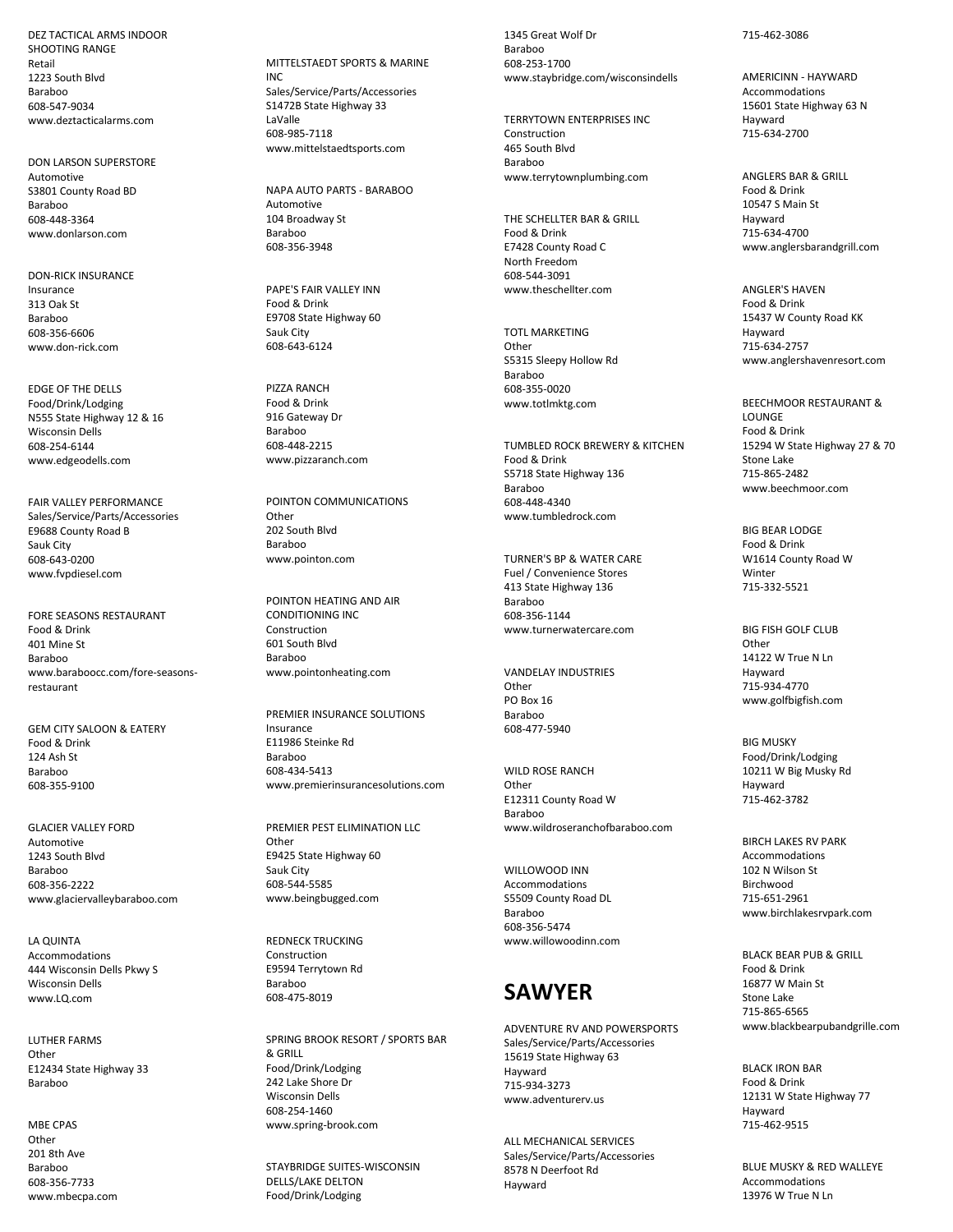DEZ TACTICAL ARMS INDOOR SHOOTING RANGE
Retail
1223 South Blvd
Baraboo
608-547-9034
www.deztacticalarms.com

DON LARSON SUPERSTORE
Automotive
S3801 County Road BD
Baraboo
608-448-3364
www.donlarson.com

DON-RICK INSURANCE
Insurance
313 Oak St
Baraboo
608-356-6606
www.don-rick.com

EDGE OF THE DELLS
Food/Drink/Lodging
N555 State Highway 12 & 16
Wisconsin Dells
608-254-6144
www.edgeodells.com

FAIR VALLEY PERFORMANCE
Sales/Service/Parts/Accessories
E9688 County Road B
Sauk City
608-643-0200
www.fvpdiesel.com

FORE SEASONS RESTAURANT
Food & Drink
401 Mine St
Baraboo
www.baraboocc.com/fore-seasons-restaurant

GEM CITY SALOON & EATERY
Food & Drink
124 Ash St
Baraboo
608-355-9100

GLACIER VALLEY FORD
Automotive
1243 South Blvd
Baraboo
608-356-2222
www.glaciervalleybaraboo.com

LA QUINTA
Accommodations
444 Wisconsin Dells Pkwy S
Wisconsin Dells
www.LQ.com

LUTHER FARMS
Other
E12434 State Highway 33
Baraboo

MBE CPAS
Other
201 8th Ave
Baraboo
608-356-7733
www.mbecpa.com

MITTELSTAEDT SPORTS & MARINE INC
Sales/Service/Parts/Accessories
S1472B State Highway 33
LaValle
608-985-7118
www.mittelstaedtsports.com

NAPA AUTO PARTS - BARABOO
Automotive
104 Broadway St
Baraboo
608-356-3948

PAPE'S FAIR VALLEY INN
Food & Drink
E9708 State Highway 60
Sauk City
608-643-6124

PIZZA RANCH
Food & Drink
916 Gateway Dr
Baraboo
608-448-2215
www.pizzaranch.com

POINTON COMMUNICATIONS
Other
202 South Blvd
Baraboo
www.pointon.com

POINTON HEATING AND AIR CONDITIONING INC
Construction
601 South Blvd
Baraboo
www.pointonheating.com

PREMIER INSURANCE SOLUTIONS
Insurance
E11986 Steinke Rd
Baraboo
608-434-5413
www.premierinsurancesolutions.com

PREMIER PEST ELIMINATION LLC
Other
E9425 State Highway 60
Sauk City
608-544-5585
www.beingbugged.com

REDNECK TRUCKING
Construction
E9594 Terrytown Rd
Baraboo
608-475-8019

SPRING BROOK RESORT / SPORTS BAR & GRILL
Food/Drink/Lodging
242 Lake Shore Dr
Wisconsin Dells
608-254-1460
www.spring-brook.com

STAYBRIDGE SUITES-WISCONSIN DELLS/LAKE DELTON
Food/Drink/Lodging
1345 Great Wolf Dr
Baraboo
608-253-1700
www.staybridge.com/wisconsindells

TERRYTOWN ENTERPRISES INC
Construction
465 South Blvd
Baraboo
www.terrytownplumbing.com

THE SCHELLTER BAR & GRILL
Food & Drink
E7428 County Road C
North Freedom
608-544-3091
www.theschellter.com

TOTL MARKETING
Other
S5315 Sleepy Hollow Rd
Baraboo
608-355-0020
www.totlmktg.com

TUMBLED ROCK BREWERY & KITCHEN
Food & Drink
S5718 State Highway 136
Baraboo
608-448-4340
www.tumbledrock.com

TURNER'S BP & WATER CARE
Fuel / Convenience Stores
413 State Highway 136
Baraboo
608-356-1144
www.turnerwatercare.com

VANDELAY INDUSTRIES
Other
PO Box 16
Baraboo
608-477-5940

WILD ROSE RANCH
Other
E12311 County Road W
Baraboo
www.wildroseranchofbaraboo.com

WILLOWOOD INN
Accommodations
S5509 County Road DL
Baraboo
608-356-5474
www.willowoodinn.com

# SAWYER

ADVENTURE RV AND POWERSPORTS
Sales/Service/Parts/Accessories
15619 State Highway 63
Hayward
715-934-3273
www.adventurerv.us

ALL MECHANICAL SERVICES
Sales/Service/Parts/Accessories
8578 N Deerfoot Rd
Hayward
715-462-3086

AMERICINN - HAYWARD
Accommodations
15601 State Highway 63 N
Hayward
715-634-2700

ANGLERS BAR & GRILL
Food & Drink
10547 S Main St
Hayward
715-634-4700
www.anglersbarandgrill.com

ANGLER'S HAVEN
Food & Drink
15437 W County Road KK
Hayward
715-634-2757
www.anglershavenresort.com

BEECHMOOR RESTAURANT & LOUNGE
Food & Drink
15294 W State Highway 27 & 70
Stone Lake
715-865-2482
www.beechmoor.com

BIG BEAR LODGE
Food & Drink
W1614 County Road W
Winter
715-332-5521

BIG FISH GOLF CLUB
Other
14122 W True N Ln
Hayward
715-934-4770
www.golfbigfish.com

BIG MUSKY
Food/Drink/Lodging
10211 W Big Musky Rd
Hayward
715-462-3782

BIRCH LAKES RV PARK
Accommodations
102 N Wilson St
Birchwood
715-651-2961
www.birchlakesrvpark.com

BLACK BEAR PUB & GRILL
Food & Drink
16877 W Main St
Stone Lake
715-865-6565
www.blackbearpubandgrille.com

BLACK IRON BAR
Food & Drink
12131 W State Highway 77
Hayward
715-462-9515

BLUE MUSKY & RED WALLEYE
Accommodations
13976 W True N Ln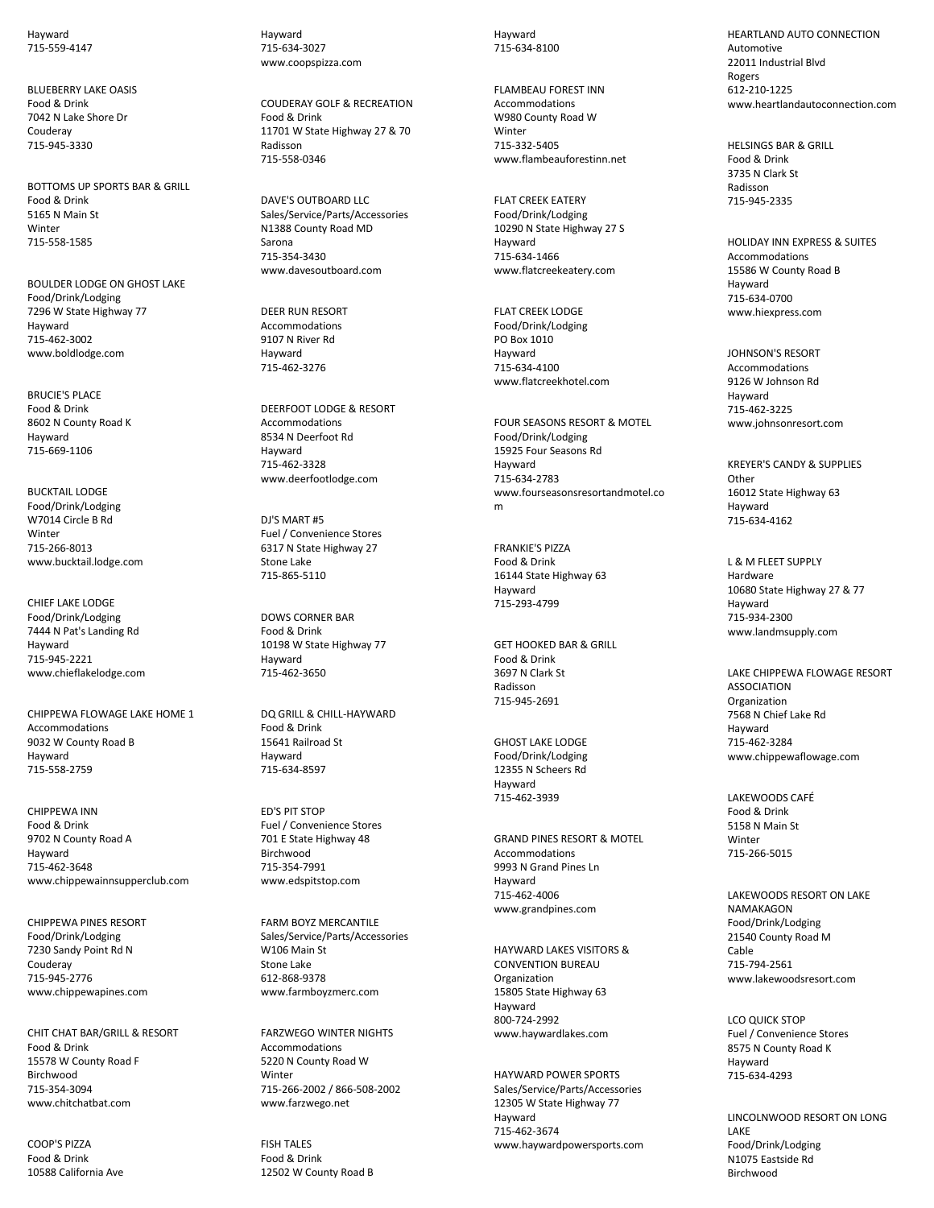Hayward
715-559-4147

BLUEBERRY LAKE OASIS
Food & Drink
7042 N Lake Shore Dr
Couderay
715-945-3330

BOTTOMS UP SPORTS BAR & GRILL
Food & Drink
5165 N Main St
Winter
715-558-1585

BOULDER LODGE ON GHOST LAKE
Food/Drink/Lodging
7296 W State Highway 77
Hayward
715-462-3002
www.boldlodge.com

BRUCIE'S PLACE
Food & Drink
8602 N County Road K
Hayward
715-669-1106

BUCKTAIL LODGE
Food/Drink/Lodging
W7014 Circle B Rd
Winter
715-266-8013
www.bucktail.lodge.com

CHIEF LAKE LODGE
Food/Drink/Lodging
7444 N Pat's Landing Rd
Hayward
715-945-2221
www.chieflakelodge.com

CHIPPEWA FLOWAGE LAKE HOME 1
Accommodations
9032 W County Road B
Hayward
715-558-2759

CHIPPEWA INN
Food & Drink
9702 N County Road A
Hayward
715-462-3648
www.chippewainnsupperclub.com

CHIPPEWA PINES RESORT
Food/Drink/Lodging
7230 Sandy Point Rd N
Couderay
715-945-2776
www.chippewapines.com

CHIT CHAT BAR/GRILL & RESORT
Food & Drink
15578 W County Road F
Birchwood
715-354-3094
www.chitchatbat.com

COOP'S PIZZA
Food & Drink
10588 California Ave
Hayward
715-634-3027
www.coopspizza.com

COUDERAY GOLF & RECREATION
Food & Drink
11701 W State Highway 27 & 70
Radisson
715-558-0346

DAVE'S OUTBOARD LLC
Sales/Service/Parts/Accessories
N1388 County Road MD
Sarona
715-354-3430
www.davesoutboard.com

DEER RUN RESORT
Accommodations
9107 N River Rd
Hayward
715-462-3276

DEERFOOT LODGE & RESORT
Accommodations
8534 N Deerfoot Rd
Hayward
715-462-3328
www.deerfootlodge.com

DJ'S MART #5
Fuel / Convenience Stores
6317 N State Highway 27
Stone Lake
715-865-5110

DOWS CORNER BAR
Food & Drink
10198 W State Highway 77
Hayward
715-462-3650

DQ GRILL & CHILL-HAYWARD
Food & Drink
15641 Railroad St
Hayward
715-634-8597

ED'S PIT STOP
Fuel / Convenience Stores
701 E State Highway 48
Birchwood
715-354-7991
www.edspitstop.com

FARM BOYZ MERCANTILE
Sales/Service/Parts/Accessories
W106 Main St
Stone Lake
612-868-9378
www.farmboyzmerc.com

FARZWEGO WINTER NIGHTS
Accommodations
5220 N County Road W
Winter
715-266-2002 / 866-508-2002
www.farzwego.net

FISH TALES
Food & Drink
12502 W County Road B
Hayward
715-634-8100

FLAMBEAU FOREST INN
Accommodations
W980 County Road W
Winter
715-332-5405
www.flambeauforestinn.net

FLAT CREEK EATERY
Food/Drink/Lodging
10290 N State Highway 27 S
Hayward
715-634-1466
www.flatcreekeatery.com

FLAT CREEK LODGE
Food/Drink/Lodging
PO Box 1010
Hayward
715-634-4100
www.flatcreekhotel.com

FOUR SEASONS RESORT & MOTEL
Food/Drink/Lodging
15925 Four Seasons Rd
Hayward
715-634-2783
www.fourseasonsresortandmotel.com

FRANKIE'S PIZZA
Food & Drink
16144 State Highway 63
Hayward
715-293-4799

GET HOOKED BAR & GRILL
Food & Drink
3697 N Clark St
Radisson
715-945-2691

GHOST LAKE LODGE
Food/Drink/Lodging
12355 N Scheers Rd
Hayward
715-462-3939

GRAND PINES RESORT & MOTEL
Accommodations
9993 N Grand Pines Ln
Hayward
715-462-4006
www.grandpines.com

HAYWARD LAKES VISITORS & CONVENTION BUREAU
Organization
15805 State Highway 63
Hayward
800-724-2992
www.haywardlakes.com

HAYWARD POWER SPORTS
Sales/Service/Parts/Accessories
12305 W State Highway 77
Hayward
715-462-3674
www.haywardpowersports.com

HEARTLAND AUTO CONNECTION
Automotive
22011 Industrial Blvd
Rogers
612-210-1225
www.heartlandautoconnection.com

HELSINGS BAR & GRILL
Food & Drink
3735 N Clark St
Radisson
715-945-2335

HOLIDAY INN EXPRESS & SUITES
Accommodations
15586 W County Road B
Hayward
715-634-0700
www.hiexpress.com

JOHNSON'S RESORT
Accommodations
9126 W Johnson Rd
Hayward
715-462-3225
www.johnsonresort.com

KREYER'S CANDY & SUPPLIES
Other
16012 State Highway 63
Hayward
715-634-4162

L & M FLEET SUPPLY
Hardware
10680 State Highway 27 & 77
Hayward
715-934-2300
www.landmsupply.com

LAKE CHIPPEWA FLOWAGE RESORT ASSOCIATION
Organization
7568 N Chief Lake Rd
Hayward
715-462-3284
www.chippewaflowage.com

LAKEWOODS CAFÉ
Food & Drink
5158 N Main St
Winter
715-266-5015

LAKEWOODS RESORT ON LAKE NAMAKAGON
Food/Drink/Lodging
21540 County Road M
Cable
715-794-2561
www.lakewoodsresort.com

LCO QUICK STOP
Fuel / Convenience Stores
8575 N County Road K
Hayward
715-634-4293

LINCOLNWOOD RESORT ON LONG LAKE
Food/Drink/Lodging
N1075 Eastside Rd
Birchwood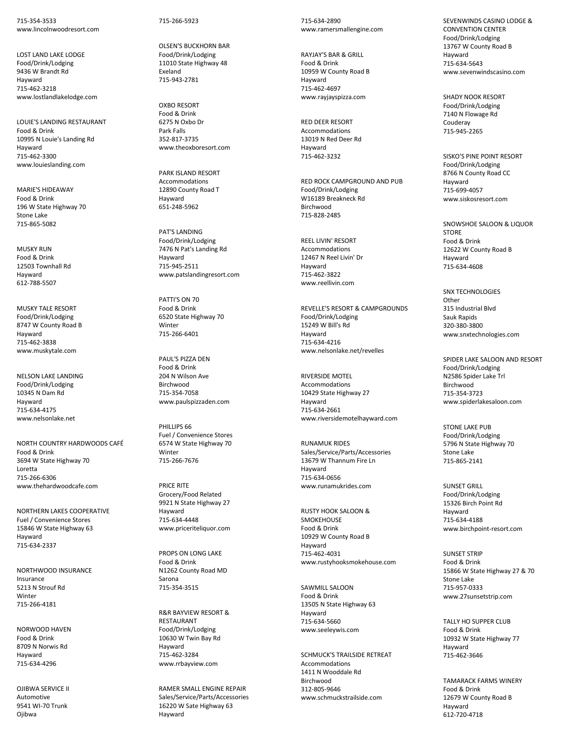715-354-3533
www.lincolnwoodresort.com

LOST LAND LAKE LODGE
Food/Drink/Lodging
9436 W Brandt Rd
Hayward
715-462-3218
www.lostlandlakelodge.com

LOUIE'S LANDING RESTAURANT
Food & Drink
10995 N Louie's Landing Rd
Hayward
715-462-3300
www.louieslanding.com

MARIE'S HIDEAWAY
Food & Drink
196 W State Highway 70
Stone Lake
715-865-5082

MUSKY RUN
Food & Drink
12503 Townhall Rd
Hayward
612-788-5507

MUSKY TALE RESORT
Food/Drink/Lodging
8747 W County Road B
Hayward
715-462-3838
www.muskytale.com

NELSON LAKE LANDING
Food/Drink/Lodging
10345 N Dam Rd
Hayward
715-634-4175
www.nelsonlake.net

NORTH COUNTRY HARDWOODS CAFÉ
Food & Drink
3694 W State Highway 70
Loretta
715-266-6306
www.thehardwoodcafe.com

NORTHERN LAKES COOPERATIVE
Fuel / Convenience Stores
15846 W State Highway 63
Hayward
715-634-2337

NORTHWOOD INSURANCE
Insurance
5213 N Strouf Rd
Winter
715-266-4181

NORWOOD HAVEN
Food & Drink
8709 N Norwis Rd
Hayward
715-634-4296

OJIBWA SERVICE II
Automotive
9541 WI-70 Trunk
Ojibwa
715-266-5923

OLSEN'S BUCKHORN BAR
Food/Drink/Lodging
11010 State Highway 48
Exeland
715-943-2781

OXBO RESORT
Food & Drink
6275 N Oxbo Dr
Park Falls
352-817-3735
www.theoxboresort.com

PARK ISLAND RESORT
Accommodations
12890 County Road T
Hayward
651-248-5962

PAT'S LANDING
Food/Drink/Lodging
7476 N Pat's Landing Rd
Hayward
715-945-2511
www.patslandingresort.com

PATTI'S ON 70
Food & Drink
6520 State Highway 70
Winter
715-266-6401

PAUL'S PIZZA DEN
Food & Drink
204 N Wilson Ave
Birchwood
715-354-7058
www.paulspizzaden.com

PHILLIPS 66
Fuel / Convenience Stores
6574 W State Highway 70
Winter
715-266-7676

PRICE RITE
Grocery/Food Related
9921 N State Highway 27
Hayward
715-634-4448
www.priceriteliquor.com

PROPS ON LONG LAKE
Food & Drink
N1262 County Road MD
Sarona
715-354-3515

R&R BAYVIEW RESORT & RESTAURANT
Food/Drink/Lodging
10630 W Twin Bay Rd
Hayward
715-462-3284
www.rrbayview.com

RAMER SMALL ENGINE REPAIR
Sales/Service/Parts/Accessories
16220 W Sate Highway 63
Hayward
715-634-2890
www.ramersmallengine.com

RAYJAY'S BAR & GRILL
Food & Drink
10959 W County Road B
Hayward
715-462-4697
www.rayjayspizza.com

RED DEER RESORT
Accommodations
13019 N Red Deer Rd
Hayward
715-462-3232

RED ROCK CAMPGROUND AND PUB
Food/Drink/Lodging
W16189 Breakneck Rd
Birchwood
715-828-2485

REEL LIVIN' RESORT
Accommodations
12467 N Reel Livin' Dr
Hayward
715-462-3822
www.reellivin.com

REVELLE'S RESORT & CAMPGROUNDS
Food/Drink/Lodging
15249 W Bill's Rd
Hayward
715-634-4216
www.nelsonlake.net/revelles

RIVERSIDE MOTEL
Accommodations
10429 State Highway 27
Hayward
715-634-2661
www.riversidemotelhayward.com

RUNAMUK RIDES
Sales/Service/Parts/Accessories
13679 W Thannum Fire Ln
Hayward
715-634-0656
www.runamukrides.com

RUSTY HOOK SALOON & SMOKEHOUSE
Food & Drink
10929 W County Road B
Hayward
715-462-4031
www.rustyhooksmokehouse.com

SAWMILL SALOON
Food & Drink
13505 N State Highway 63
Hayward
715-634-5660
www.seeleywis.com

SCHMUCK'S TRAILSIDE RETREAT
Accommodations
1411 N Wooddale Rd
Birchwood
312-805-9646
www.schmuckstrailside.com

SEVENWINDS CASINO LODGE & CONVENTION CENTER
Food/Drink/Lodging
13767 W County Road B
Hayward
715-634-5643
www.sevenwindscasino.com

SHADY NOOK RESORT
Food/Drink/Lodging
7140 N Flowage Rd
Couderay
715-945-2265

SISKO'S PINE POINT RESORT
Food/Drink/Lodging
8766 N County Road CC
Hayward
715-699-4057
www.siskosresort.com

SNOWSHOE SALOON & LIQUOR STORE
Food & Drink
12622 W County Road B
Hayward
715-634-4608

SNX TECHNOLOGIES
Other
315 Industrial Blvd
Sauk Rapids
320-380-3800
www.snxtechnologies.com

SPIDER LAKE SALOON AND RESORT
Food/Drink/Lodging
N2586 Spider Lake Trl
Birchwood
715-354-3723
www.spiderlakesaloon.com

STONE LAKE PUB
Food/Drink/Lodging
5796 N State Highway 70
Stone Lake
715-865-2141

SUNSET GRILL
Food/Drink/Lodging
15326 Birch Point Rd
Hayward
715-634-4188
www.birchpoint-resort.com

SUNSET STRIP
Food & Drink
15866 W State Highway 27 & 70
Stone Lake
715-957-0333
www.27sunsetstrip.com

TALLY HO SUPPER CLUB
Food & Drink
10932 W State Highway 77
Hayward
715-462-3646

TAMARACK FARMS WINERY
Food & Drink
12679 W County Road B
Hayward
612-720-4718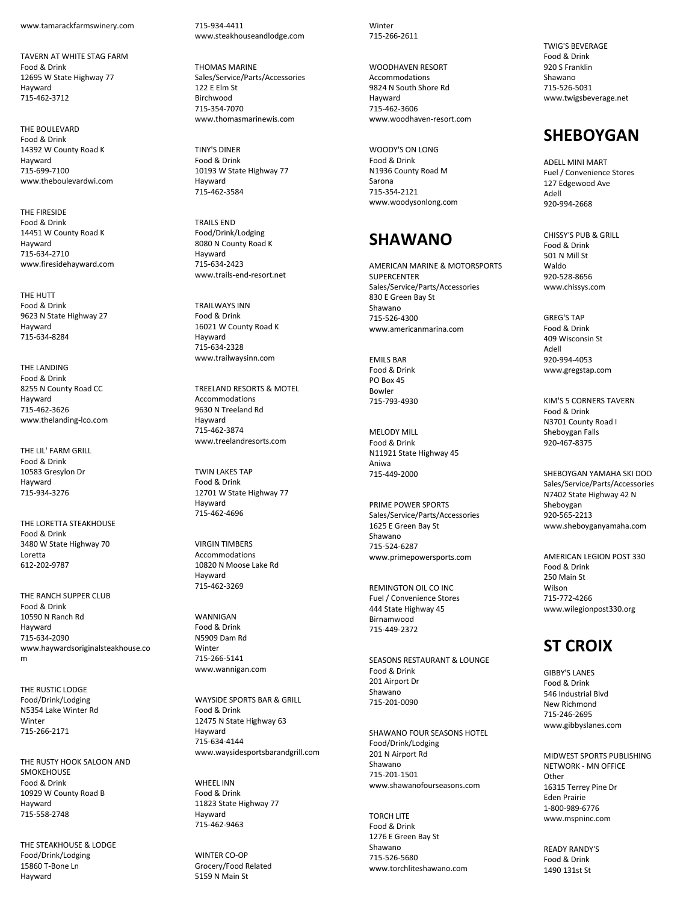www.tamarackfarmswinery.com

TAVERN AT WHITE STAG FARM
Food & Drink
12695 W State Highway 77
Hayward
715-462-3712

THE BOULEVARD
Food & Drink
14392 W County Road K
Hayward
715-699-7100
www.theboulevardwi.com

THE FIRESIDE
Food & Drink
14451 W County Road K
Hayward
715-634-2710
www.firesidehayward.com

THE HUTT
Food & Drink
9623 N State Highway 27
Hayward
715-634-8284

THE LANDING
Food & Drink
8255 N County Road CC
Hayward
715-462-3626
www.thelanding-lco.com

THE LIL' FARM GRILL
Food & Drink
10583 Gresylon Dr
Hayward
715-934-3276

THE LORETTA STEAKHOUSE
Food & Drink
3480 W State Highway 70
Loretta
612-202-9787

THE RANCH SUPPER CLUB
Food & Drink
10590 N Ranch Rd
Hayward
715-634-2090
www.haywardsoriginalsteakhouse.com

THE RUSTIC LODGE
Food/Drink/Lodging
N5354 Lake Winter Rd
Winter
715-266-2171

THE RUSTY HOOK SALOON AND SMOKEHOUSE
Food & Drink
10929 W County Road B
Hayward
715-558-2748

THE STEAKHOUSE & LODGE
Food/Drink/Lodging
15860 T-Bone Ln
Hayward
715-934-4411
www.steakhouseandlodge.com

THOMAS MARINE
Sales/Service/Parts/Accessories
122 E Elm St
Birchwood
715-354-7070
www.thomasmarinewis.com

TINY'S DINER
Food & Drink
10193 W State Highway 77
Hayward
715-462-3584

TRAILS END
Food/Drink/Lodging
8080 N County Road K
Hayward
715-634-2423
www.trails-end-resort.net

TRAILWAYS INN
Food & Drink
16021 W County Road K
Hayward
715-634-2328
www.trailwaysinn.com

TREELAND RESORTS & MOTEL
Accommodations
9630 N Treeland Rd
Hayward
715-462-3874
www.treelandresorts.com

TWIN LAKES TAP
Food & Drink
12701 W State Highway 77
Hayward
715-462-4696

VIRGIN TIMBERS
Accommodations
10820 N Moose Lake Rd
Hayward
715-462-3269

WANNIGAN
Food & Drink
N5909 Dam Rd
Winter
715-266-5141
www.wannigan.com

WAYSIDE SPORTS BAR & GRILL
Food & Drink
12475 N State Highway 63
Hayward
715-634-4144
www.waysidesportsbarandgrill.com

WHEEL INN
Food & Drink
11823 State Highway 77
Hayward
715-462-9463

WINTER CO-OP
Grocery/Food Related
5159 N Main St
Winter
715-266-2611

WOODHAVEN RESORT
Accommodations
9824 N South Shore Rd
Hayward
715-462-3606
www.woodhaven-resort.com

WOODY'S ON LONG
Food & Drink
N1936 County Road M
Sarona
715-354-2121
www.woodysonlong.com

## SHAWANO

AMERICAN MARINE & MOTORSPORTS SUPERCENTER
Sales/Service/Parts/Accessories
830 E Green Bay St
Shawano
715-526-4300
www.americanmarina.com

EMILS BAR
Food & Drink
PO Box 45
Bowler
715-793-4930

MELODY MILL
Food & Drink
N11921 State Highway 45
Aniwa
715-449-2000

PRIME POWER SPORTS
Sales/Service/Parts/Accessories
1625 E Green Bay St
Shawano
715-524-6287
www.primepowersports.com

REMINGTON OIL CO INC
Fuel / Convenience Stores
444 State Highway 45
Birnamwood
715-449-2372

SEASONS RESTAURANT & LOUNGE
Food & Drink
201 Airport Dr
Shawano
715-201-0090

SHAWANO FOUR SEASONS HOTEL
Food/Drink/Lodging
201 N Airport Rd
Shawano
715-201-1501
www.shawanofourseasons.com

TORCH LITE
Food & Drink
1276 E Green Bay St
Shawano
715-526-5680
www.torchliteshawano.com

TWIG'S BEVERAGE
Food & Drink
920 S Franklin
Shawano
715-526-5031
www.twigsbeverage.net

## SHEBOYGAN

ADELL MINI MART
Fuel / Convenience Stores
127 Edgewood Ave
Adell
920-994-2668

CHISSY'S PUB & GRILL
Food & Drink
501 N Mill St
Waldo
920-528-8656
www.chissys.com

GREG'S TAP
Food & Drink
409 Wisconsin St
Adell
920-994-4053
www.gregstap.com

KIM'S 5 CORNERS TAVERN
Food & Drink
N3701 County Road I
Sheboygan Falls
920-467-8375

SHEBOYGAN YAMAHA SKI DOO
Sales/Service/Parts/Accessories
N7402 State Highway 42 N
Sheboygan
920-565-2213
www.sheboyganyamaha.com

AMERICAN LEGION POST 330
Food & Drink
250 Main St
Wilson
715-772-4266
www.wilegionpost330.org

## ST CROIX

GIBBY'S LANES
Food & Drink
546 Industrial Blvd
New Richmond
715-246-2695
www.gibbyslanes.com

MIDWEST SPORTS PUBLISHING NETWORK - MN OFFICE
Other
16315 Terrey Pine Dr
Eden Prairie
1-800-989-6776
www.mspninc.com

READY RANDY'S
Food & Drink
1490 131st St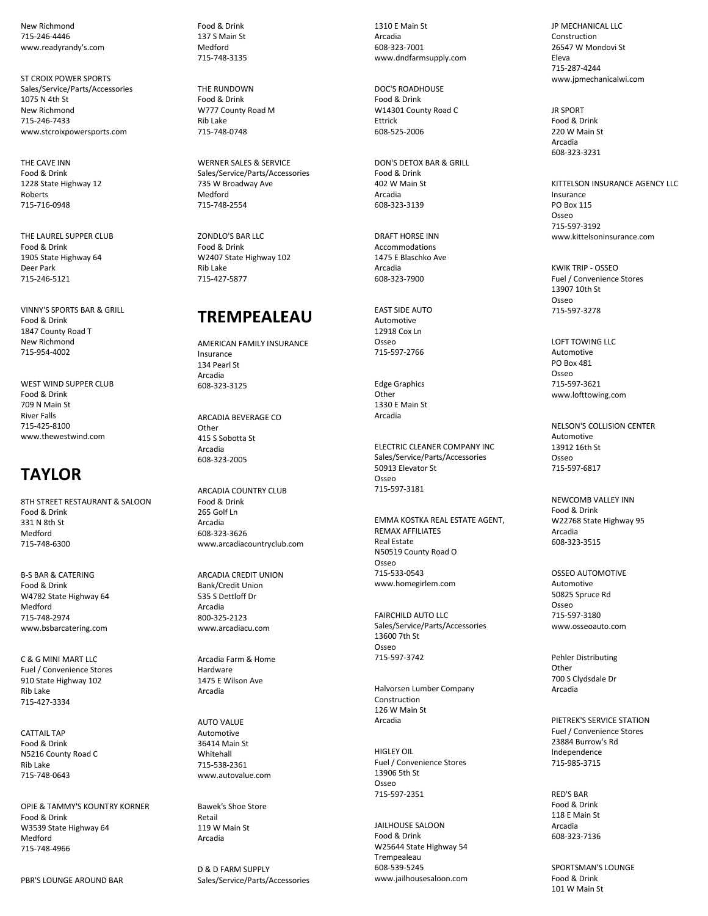New Richmond
715-246-4446
www.readyrandy's.com

ST CROIX POWER SPORTS
Sales/Service/Parts/Accessories
1075 N 4th St
New Richmond
715-246-7433
www.stcroixpowersports.com

THE CAVE INN
Food & Drink
1228 State Highway 12
Roberts
715-716-0948

THE LAUREL SUPPER CLUB
Food & Drink
1905 State Highway 64
Deer Park
715-246-5121

VINNY'S SPORTS BAR & GRILL
Food & Drink
1847 County Road T
New Richmond
715-954-4002

WEST WIND SUPPER CLUB
Food & Drink
709 N Main St
River Falls
715-425-8100
www.thewestwind.com

# TAYLOR

8TH STREET RESTAURANT & SALOON
Food & Drink
331 N 8th St
Medford
715-748-6300

B-S BAR & CATERING
Food & Drink
W4782 State Highway 64
Medford
715-748-2974
www.bsbarcatering.com

C & G MINI MART LLC
Fuel / Convenience Stores
910 State Highway 102
Rib Lake
715-427-3334

CATTAIL TAP
Food & Drink
N5216 County Road C
Rib Lake
715-748-0643

OPIE & TAMMY'S KOUNTRY KORNER
Food & Drink
W3539 State Highway 64
Medford
715-748-4966

PBR'S LOUNGE AROUND BAR
Food & Drink
137 S Main St
Medford
715-748-3135

THE RUNDOWN
Food & Drink
W777 County Road M
Rib Lake
715-748-0748

WERNER SALES & SERVICE
Sales/Service/Parts/Accessories
735 W Broadway Ave
Medford
715-748-2554

ZONDLO'S BAR LLC
Food & Drink
W2407 State Highway 102
Rib Lake
715-427-5877

# TREMPEALEAU

AMERICAN FAMILY INSURANCE
Insurance
134 Pearl St
Arcadia
608-323-3125

ARCADIA BEVERAGE CO
Other
415 S Sobotta St
Arcadia
608-323-2005

ARCADIA COUNTRY CLUB
Food & Drink
265 Golf Ln
Arcadia
608-323-3626
www.arcadiacountryclub.com

ARCADIA CREDIT UNION
Bank/Credit Union
535 S Dettloff Dr
Arcadia
800-325-2123
www.arcadiacu.com

Arcadia Farm & Home
Hardware
1475 E Wilson Ave
Arcadia

AUTO VALUE
Automotive
36414 Main St
Whitehall
715-538-2361
www.autovalue.com

Bawek's Shoe Store
Retail
119 W Main St
Arcadia

D & D FARM SUPPLY
Sales/Service/Parts/Accessories
1310 E Main St
Arcadia
608-323-7001
www.dndfarmsupply.com

DOC'S ROADHOUSE
Food & Drink
W14301 County Road C
Ettrick
608-525-2006

DON'S DETOX BAR & GRILL
Food & Drink
402 W Main St
Arcadia
608-323-3139

DRAFT HORSE INN
Accommodations
1475 E Blaschko Ave
Arcadia
608-323-7900

EAST SIDE AUTO
Automotive
12918 Cox Ln
Osseo
715-597-2766

Edge Graphics
Other
1330 E Main St
Arcadia

ELECTRIC CLEANER COMPANY INC
Sales/Service/Parts/Accessories
50913 Elevator St
Osseo
715-597-3181

EMMA KOSTKA REAL ESTATE AGENT, REMAX AFFILIATES
Real Estate
N50519 County Road O
Osseo
715-533-0543
www.homegirlem.com

FAIRCHILD AUTO LLC
Sales/Service/Parts/Accessories
13600 7th St
Osseo
715-597-3742

Halvorsen Lumber Company
Construction
126 W Main St
Arcadia

HIGLEY OIL
Fuel / Convenience Stores
13906 5th St
Osseo
715-597-2351

JAILHOUSE SALOON
Food & Drink
W25644 State Highway 54
Trempealeau
608-539-5245
www.jailhousesaloon.com

JP MECHANICAL LLC
Construction
26547 W Mondovi St
Eleva
715-287-4244
www.jpmechanicalwi.com

JR SPORT
Food & Drink
220 W Main St
Arcadia
608-323-3231

KITTELSON INSURANCE AGENCY LLC
Insurance
PO Box 115
Osseo
715-597-3192
www.kittelsoninsurance.com

KWIK TRIP - OSSEO
Fuel / Convenience Stores
13907 10th St
Osseo
715-597-3278

LOFT TOWING LLC
Automotive
PO Box 481
Osseo
715-597-3621
www.lofttowing.com

NELSON'S COLLISION CENTER
Automotive
13912 16th St
Osseo
715-597-6817

NEWCOMB VALLEY INN
Food & Drink
W22768 State Highway 95
Arcadia
608-323-3515

OSSEO AUTOMOTIVE
Automotive
50825 Spruce Rd
Osseo
715-597-3180
www.osseoauto.com

Pehler Distributing
Other
700 S Clydsdale Dr
Arcadia

PIETREK'S SERVICE STATION
Fuel / Convenience Stores
23884 Burrow's Rd
Independence
715-985-3715

RED'S BAR
Food & Drink
118 E Main St
Arcadia
608-323-7136

SPORTSMAN'S LOUNGE
Food & Drink
101 W Main St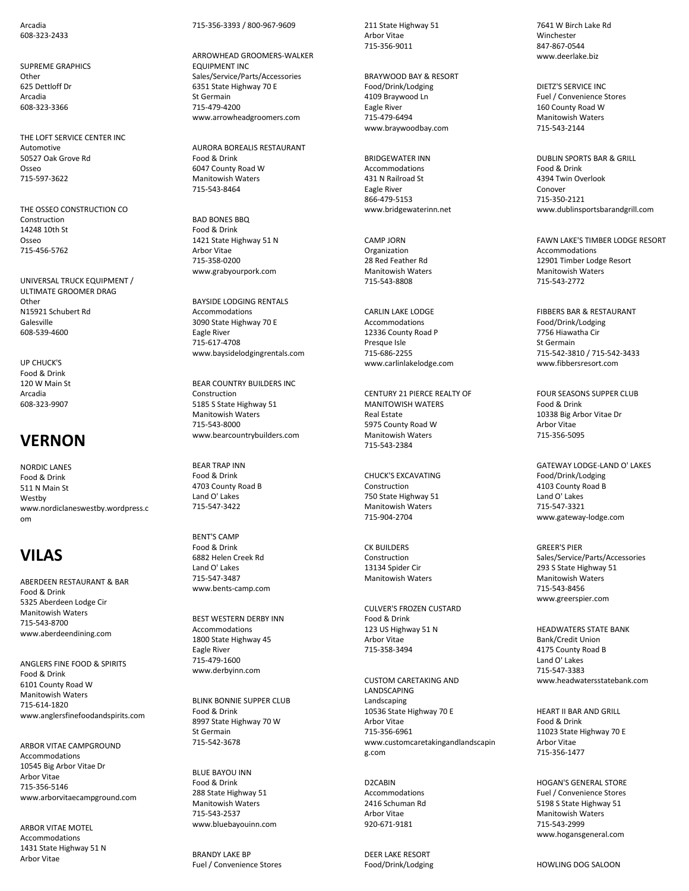Arcadia
608-323-2433

SUPREME GRAPHICS
Other
625 Dettloff Dr
Arcadia
608-323-3366

THE LOFT SERVICE CENTER INC
Automotive
50527 Oak Grove Rd
Osseo
715-597-3622

THE OSSEO CONSTRUCTION CO
Construction
14248 10th St
Osseo
715-456-5762

UNIVERSAL TRUCK EQUIPMENT / ULTIMATE GROOMER DRAG
Other
N15921 Schubert Rd
Galesville
608-539-4600

UP CHUCK'S
Food & Drink
120 W Main St
Arcadia
608-323-9907

## VERNON

NORDIC LANES
Food & Drink
511 N Main St
Westby
www.nordiclaneswestby.wordpress.com

## VILAS

ABERDEEN RESTAURANT & BAR
Food & Drink
5325 Aberdeen Lodge Cir
Manitowish Waters
715-543-8700
www.aberdeendining.com

ANGLERS FINE FOOD & SPIRITS
Food & Drink
6101 County Road W
Manitowish Waters
715-614-1820
www.anglersfinefoodandspirits.com

ARBOR VITAE CAMPGROUND
Accommodations
10545 Big Arbor Vitae Dr
Arbor Vitae
715-356-5146
www.arborvitaecampground.com

ARBOR VITAE MOTEL
Accommodations
1431 State Highway 51 N
Arbor Vitae
715-356-3393 / 800-967-9609

ARROWHEAD GROOMERS-WALKER EQUIPMENT INC
Sales/Service/Parts/Accessories
6351 State Highway 70 E
St Germain
715-479-4200
www.arrowheadgroomers.com

AURORA BOREALIS RESTAURANT
Food & Drink
6047 County Road W
Manitowish Waters
715-543-8464

BAD BONES BBQ
Food & Drink
1421 State Highway 51 N
Arbor Vitae
715-358-0200
www.grabyourpork.com

BAYSIDE LODGING RENTALS
Accommodations
3090 State Highway 70 E
Eagle River
715-617-4708
www.baysidelodgingrentals.com

BEAR COUNTRY BUILDERS INC
Construction
5185 S State Highway 51
Manitowish Waters
715-543-8000
www.bearcountrybuilders.com

BEAR TRAP INN
Food & Drink
4703 County Road B
Land O' Lakes
715-547-3422

BENT'S CAMP
Food & Drink
6882 Helen Creek Rd
Land O' Lakes
715-547-3487
www.bents-camp.com

BEST WESTERN DERBY INN
Accommodations
1800 State Highway 45
Eagle River
715-479-1600
www.derbyinn.com

BLINK BONNIE SUPPER CLUB
Food & Drink
8997 State Highway 70 W
St Germain
715-542-3678

BLUE BAYOU INN
Food & Drink
288 State Highway 51
Manitowish Waters
715-543-2537
www.bluebayouinn.com

BRANDY LAKE BP
Fuel / Convenience Stores
211 State Highway 51
Arbor Vitae
715-356-9011

BRAYWOOD BAY & RESORT
Food/Drink/Lodging
4109 Braywood Ln
Eagle River
715-479-6494
www.braywoodbay.com

BRIDGEWATER INN
Accommodations
431 N Railroad St
Eagle River
866-479-5153
www.bridgewaterinn.net

CAMP JORN
Organization
28 Red Feather Rd
Manitowish Waters
715-543-8808

CARLIN LAKE LODGE
Accommodations
12336 County Road P
Presque Isle
715-686-2255
www.carlinlakelodge.com

CENTURY 21 PIERCE REALTY OF MANITOWISH WATERS
Real Estate
5975 County Road W
Manitowish Waters
715-543-2384

CHUCK'S EXCAVATING
Construction
750 State Highway 51
Manitowish Waters
715-904-2704

CK BUILDERS
Construction
13134 Spider Cir
Manitowish Waters

CULVER'S FROZEN CUSTARD
Food & Drink
123 US Highway 51 N
Arbor Vitae
715-358-3494

CUSTOM CARETAKING AND LANDSCAPING
Landscaping
10536 State Highway 70 E
Arbor Vitae
715-356-6961
www.customcaretakingandlandscaping.com

D2CABIN
Accommodations
2416 Schuman Rd
Arbor Vitae
920-671-9181

DEER LAKE RESORT
Food/Drink/Lodging
7641 W Birch Lake Rd
Winchester
847-867-0544
www.deerlake.biz

DIETZ'S SERVICE INC
Fuel / Convenience Stores
160 County Road W
Manitowish Waters
715-543-2144

DUBLIN SPORTS BAR & GRILL
Food & Drink
4394 Twin Overlook
Conover
715-350-2121
www.dublinsportsbarandgrill.com

FAWN LAKE'S TIMBER LODGE RESORT
Accommodations
12901 Timber Lodge Resort
Manitowish Waters
715-543-2772

FIBBERS BAR & RESTAURANT
Food/Drink/Lodging
7756 Hiawatha Cir
St Germain
715-542-3810 / 715-542-3433
www.fibbersresort.com

FOUR SEASONS SUPPER CLUB
Food & Drink
10338 Big Arbor Vitae Dr
Arbor Vitae
715-356-5095

GATEWAY LODGE-LAND O' LAKES
Food/Drink/Lodging
4103 County Road B
Land O' Lakes
715-547-3321
www.gateway-lodge.com

GREER'S PIER
Sales/Service/Parts/Accessories
293 S State Highway 51
Manitowish Waters
715-543-8456
www.greerspier.com

HEADWATERS STATE BANK
Bank/Credit Union
4175 County Road B
Land O' Lakes
715-547-3383
www.headwatersstatebank.com

HEART II BAR AND GRILL
Food & Drink
11023 State Highway 70 E
Arbor Vitae
715-356-1477

HOGAN'S GENERAL STORE
Fuel / Convenience Stores
5198 S State Highway 51
Manitowish Waters
715-543-2999
www.hogansgeneral.com

HOWLING DOG SALOON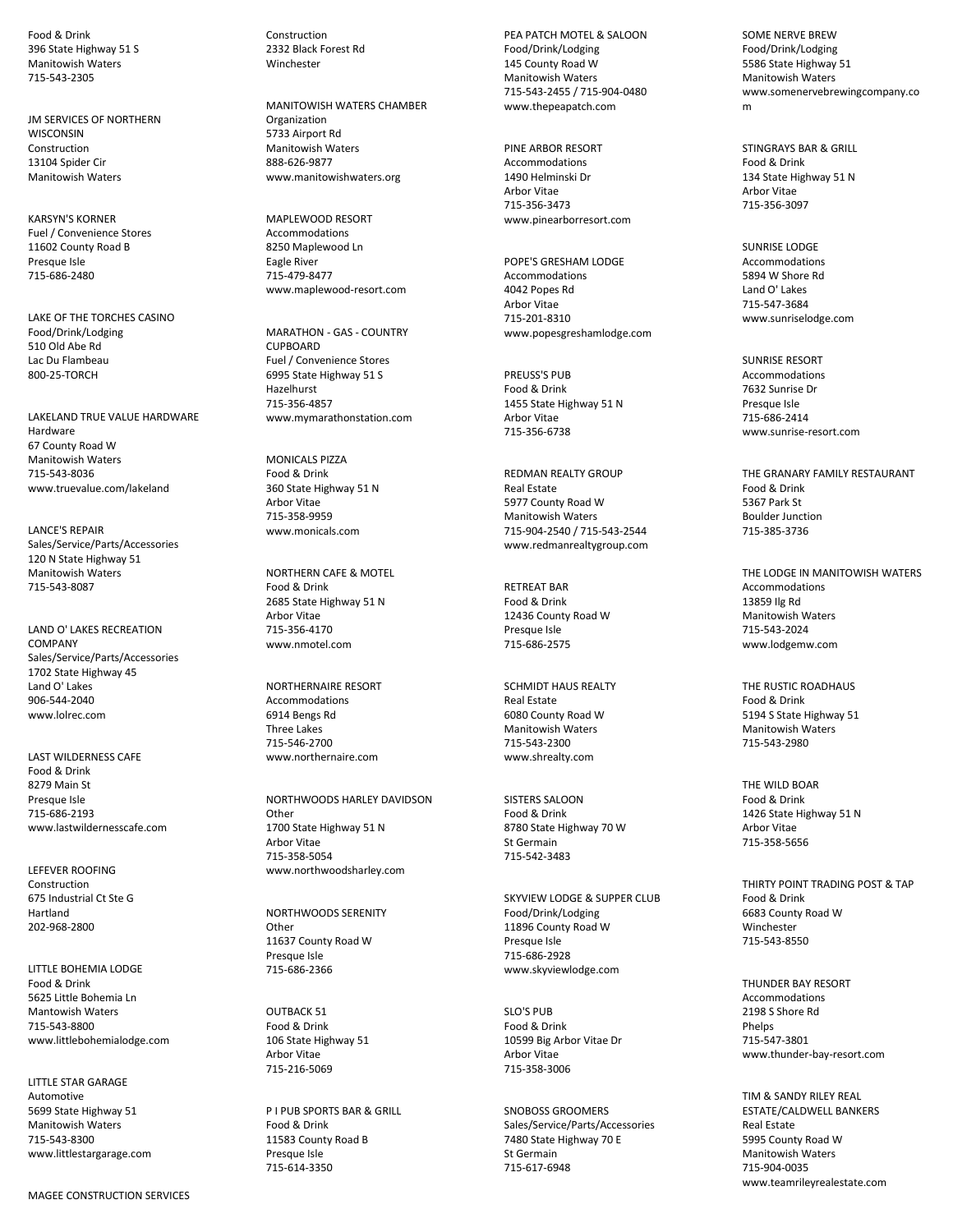Food & Drink
396 State Highway 51 S
Manitowish Waters
715-543-2305

JM SERVICES OF NORTHERN WISCONSIN
Construction
13104 Spider Cir
Manitowish Waters

KARSYN'S KORNER
Fuel / Convenience Stores
11602 County Road B
Presque Isle
715-686-2480

LAKE OF THE TORCHES CASINO
Food/Drink/Lodging
510 Old Abe Rd
Lac Du Flambeau
800-25-TORCH

LAKELAND TRUE VALUE HARDWARE
Hardware
67 County Road W
Manitowish Waters
715-543-8036
www.truevalue.com/lakeland

LANCE'S REPAIR
Sales/Service/Parts/Accessories
120 N State Highway 51
Manitowish Waters
715-543-8087

LAND O' LAKES RECREATION COMPANY
Sales/Service/Parts/Accessories
1702 State Highway 45
Land O' Lakes
906-544-2040
www.lolrec.com

LAST WILDERNESS CAFE
Food & Drink
8279 Main St
Presque Isle
715-686-2193
www.lastwildernesscafe.com

LEFEVER ROOFING
Construction
675 Industrial Ct Ste G
Hartland
202-968-2800

LITTLE BOHEMIA LODGE
Food & Drink
5625 Little Bohemia Ln
Mantowish Waters
715-543-8800
www.littlebohemialodge.com

LITTLE STAR GARAGE
Automotive
5699 State Highway 51
Manitowish Waters
715-543-8300
www.littlestargarage.com

MAGEE CONSTRUCTION SERVICES
Construction
2332 Black Forest Rd
Winchester

MANITOWISH WATERS CHAMBER
Organization
5733 Airport Rd
Manitowish Waters
888-626-9877
www.manitowishwaters.org

MAPLEWOOD RESORT
Accommodations
8250 Maplewood Ln
Eagle River
715-479-8477
www.maplewood-resort.com

MARATHON - GAS - COUNTRY CUPBOARD
Fuel / Convenience Stores
6995 State Highway 51 S
Hazelhurst
715-356-4857
www.mymarathonstation.com

MONICALS PIZZA
Food & Drink
360 State Highway 51 N
Arbor Vitae
715-358-9959
www.monicals.com

NORTHERN CAFE & MOTEL
Food & Drink
2685 State Highway 51 N
Arbor Vitae
715-356-4170
www.nmotel.com

NORTHERNAIRE RESORT
Accommodations
6914 Bengs Rd
Three Lakes
715-546-2700
www.northernaire.com

NORTHWOODS HARLEY DAVIDSON
Other
1700 State Highway 51 N
Arbor Vitae
715-358-5054
www.northwoodsharley.com

NORTHWOODS SERENITY
Other
11637 County Road W
Presque Isle
715-686-2366

OUTBACK 51
Food & Drink
106 State Highway 51
Arbor Vitae
715-216-5069

P I PUB SPORTS BAR & GRILL
Food & Drink
11583 County Road B
Presque Isle
715-614-3350

PEA PATCH MOTEL & SALOON
Food/Drink/Lodging
145 County Road W
Manitowish Waters
715-543-2455 / 715-904-0480
www.thepeapatch.com

PINE ARBOR RESORT
Accommodations
1490 Helminski Dr
Arbor Vitae
715-356-3473
www.pinearborresort.com

POPE'S GRESHAM LODGE
Accommodations
4042 Popes Rd
Arbor Vitae
715-201-8310
www.popesgreshamlodge.com

PREUSS'S PUB
Food & Drink
1455 State Highway 51 N
Arbor Vitae
715-356-6738

REDMAN REALTY GROUP
Real Estate
5977 County Road W
Manitowish Waters
715-904-2540 / 715-543-2544
www.redmanrealtygroup.com

RETREAT BAR
Food & Drink
12436 County Road W
Presque Isle
715-686-2575

SCHMIDT HAUS REALTY
Real Estate
6080 County Road W
Manitowish Waters
715-543-2300
www.shrealty.com

SISTERS SALOON
Food & Drink
8780 State Highway 70 W
St Germain
715-542-3483

SKYVIEW LODGE & SUPPER CLUB
Food/Drink/Lodging
11896 County Road W
Presque Isle
715-686-2928
www.skyviewlodge.com

SLO'S PUB
Food & Drink
10599 Big Arbor Vitae Dr
Arbor Vitae
715-358-3006

SNOBOSS GROOMERS
Sales/Service/Parts/Accessories
7480 State Highway 70 E
St Germain
715-617-6948

SOME NERVE BREW
Food/Drink/Lodging
5586 State Highway 51
Manitowish Waters
www.somenervebrewingcompany.com

STINGRAYS BAR & GRILL
Food & Drink
134 State Highway 51 N
Arbor Vitae
715-356-3097

SUNRISE LODGE
Accommodations
5894 W Shore Rd
Land O' Lakes
715-547-3684
www.sunriselodge.com

SUNRISE RESORT
Accommodations
7632 Sunrise Dr
Presque Isle
715-686-2414
www.sunrise-resort.com

THE GRANARY FAMILY RESTAURANT
Food & Drink
5367 Park St
Boulder Junction
715-385-3736

THE LODGE IN MANITOWISH WATERS
Accommodations
13859 Ilg Rd
Manitowish Waters
715-543-2024
www.lodgemw.com

THE RUSTIC ROADHAUS
Food & Drink
5194 S State Highway 51
Manitowish Waters
715-543-2980

THE WILD BOAR
Food & Drink
1426 State Highway 51 N
Arbor Vitae
715-358-5656

THIRTY POINT TRADING POST & TAP
Food & Drink
6683 County Road W
Winchester
715-543-8550

THUNDER BAY RESORT
Accommodations
2198 S Shore Rd
Phelps
715-547-3801
www.thunder-bay-resort.com

TIM & SANDY RILEY REAL ESTATE/CALDWELL BANKERS
Real Estate
5995 County Road W
Manitowish Waters
715-904-0035
www.teamrileyrealestate.com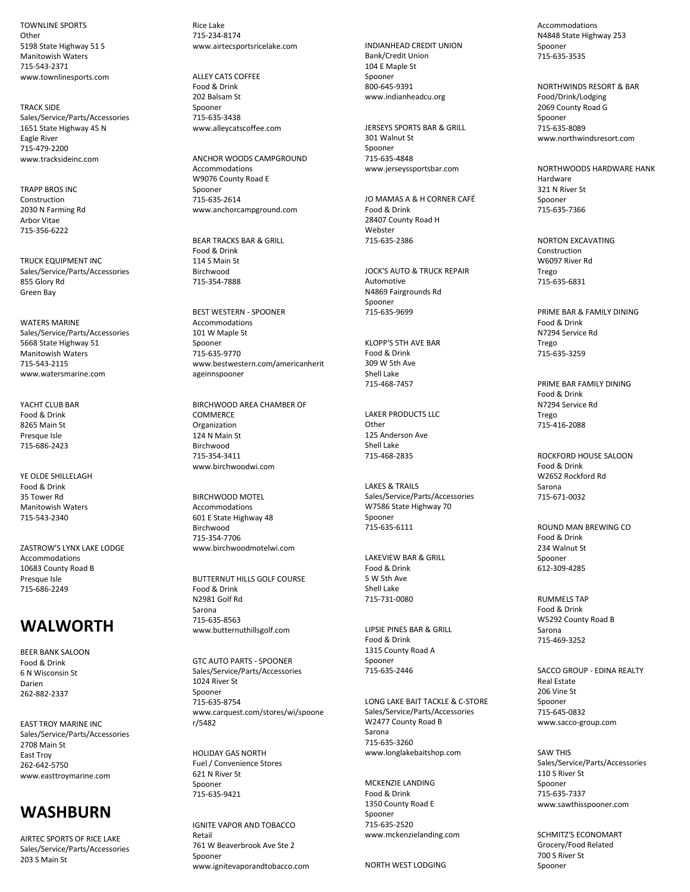TOWNLINE SPORTS
Other
5198 State Highway 51 S
Manitowish Waters
715-543-2371
www.townlinesports.com

TRACK SIDE
Sales/Service/Parts/Accessories
1651 State Highway 45 N
Eagle River
715-479-2200
www.tracksideinc.com

TRAPP BROS INC
Construction
2030 N Farming Rd
Arbor Vitae
715-356-6222

TRUCK EQUIPMENT INC
Sales/Service/Parts/Accessories
855 Glory Rd
Green Bay

WATERS MARINE
Sales/Service/Parts/Accessories
5668 State Highway 51
Manitowish Waters
715-543-2115
www.watersmarine.com

YACHT CLUB BAR
Food & Drink
8265 Main St
Presque Isle
715-686-2423

YE OLDE SHILLELAGH
Food & Drink
35 Tower Rd
Manitowish Waters
715-543-2340

ZASTROW'S LYNX LAKE LODGE
Accommodations
10683 County Road B
Presque Isle
715-686-2249

## WALWORTH

BEER BANK SALOON
Food & Drink
6 N Wisconsin St
Darien
262-882-2337

EAST TROY MARINE INC
Sales/Service/Parts/Accessories
2708 Main St
East Troy
262-642-5750
www.easttroymarine.com

## WASHBURN

AIRTEC SPORTS OF RICE LAKE
Sales/Service/Parts/Accessories
203 S Main St
Rice Lake
715-234-8174
www.airtecsportsricelake.com

ALLEY CATS COFFEE
Food & Drink
202 Balsam St
Spooner
715-635-3438
www.alleycatscoffee.com

ANCHOR WOODS CAMPGROUND
Accommodations
W9076 County Road E
Spooner
715-635-2614
www.anchorcampground.com

BEAR TRACKS BAR & GRILL
Food & Drink
114 S Main St
Birchwood
715-354-7888

BEST WESTERN - SPOONER
Accommodations
101 W Maple St
Spooner
715-635-9770
www.bestwestern.com/americanheritageinnspooner

BIRCHWOOD AREA CHAMBER OF COMMERCE
Organization
124 N Main St
Birchwood
715-354-3411
www.birchwoodwi.com

BIRCHWOOD MOTEL
Accommodations
601 E State Highway 48
Birchwood
715-354-7706
www.birchwoodmotelwi.com

BUTTERNUT HILLS GOLF COURSE
Food & Drink
N2981 Golf Rd
Sarona
715-635-8563
www.butternuthillsgolf.com

GTC AUTO PARTS - SPOONER
Sales/Service/Parts/Accessories
1024 River St
Spooner
715-635-8754
www.carquest.com/stores/wi/spooner/5482

HOLIDAY GAS NORTH
Fuel / Convenience Stores
621 N River St
Spooner
715-635-9421

IGNITE VAPOR AND TOBACCO
Retail
761 W Beaverbrook Ave Ste 2
Spooner
www.ignitevaporandtobacco.com

INDIANHEAD CREDIT UNION
Bank/Credit Union
104 E Maple St
Spooner
800-645-9391
www.indianheadcu.org

JERSEYS SPORTS BAR & GRILL
301 Walnut St
Spooner
715-635-4848
www.jerseyssportsbar.com

JO MAMAS A & H CORNER CAFÉ
Food & Drink
28407 County Road H
Webster
715-635-2386

JOCK'S AUTO & TRUCK REPAIR
Automotive
N4869 Fairgrounds Rd
Spooner
715-635-9699

KLOPP'S 5TH AVE BAR
Food & Drink
309 W 5th Ave
Shell Lake
715-468-7457

LAKER PRODUCTS LLC
Other
125 Anderson Ave
Shell Lake
715-468-2835

LAKES & TRAILS
Sales/Service/Parts/Accessories
W7586 State Highway 70
Spooner
715-635-6111

LAKEVIEW BAR & GRILL
Food & Drink
5 W 5th Ave
Shell Lake
715-731-0080

LIPSIE PINES BAR & GRILL
Food & Drink
1315 County Road A
Spooner
715-635-2446

LONG LAKE BAIT TACKLE & C-STORE
Sales/Service/Parts/Accessories
W2477 County Road B
Sarona
715-635-3260
www.longlakebaitshop.com

MCKENZIE LANDING
Food & Drink
1350 County Road E
Spooner
715-635-2520
www.mckenzielanding.com

NORTH WEST LODGING
Accommodations
N4848 State Highway 253
Spooner
715-635-3535

NORTHWINDS RESORT & BAR
Food/Drink/Lodging
2069 County Road G
Spooner
715-635-8089
www.northwindsresort.com

NORTHWOODS HARDWARE HANK
Hardware
321 N River St
Spooner
715-635-7366

NORTON EXCAVATING
Construction
W6097 River Rd
Trego
715-635-6831

PRIME BAR & FAMILY DINING
Food & Drink
N7294 Service Rd
Trego
715-635-3259

PRIME BAR FAMILY DINING
Food & Drink
N7294 Service Rd
Trego
715-416-2088

ROCKFORD HOUSE SALOON
Food & Drink
W2652 Rockford Rd
Sarona
715-671-0032

ROUND MAN BREWING CO
Food & Drink
234 Walnut St
Spooner
612-309-4285

RUMMELS TAP
Food & Drink
W5292 County Road B
Sarona
715-469-3252

SACCO GROUP - EDINA REALTY
Real Estate
206 Vine St
Spooner
715-645-0832
www.sacco-group.com

SAW THIS
Sales/Service/Parts/Accessories
110 S River St
Spooner
715-635-7337
www.sawthisspooner.com

SCHMITZ'S ECONOMART
Grocery/Food Related
700 S River St
Spooner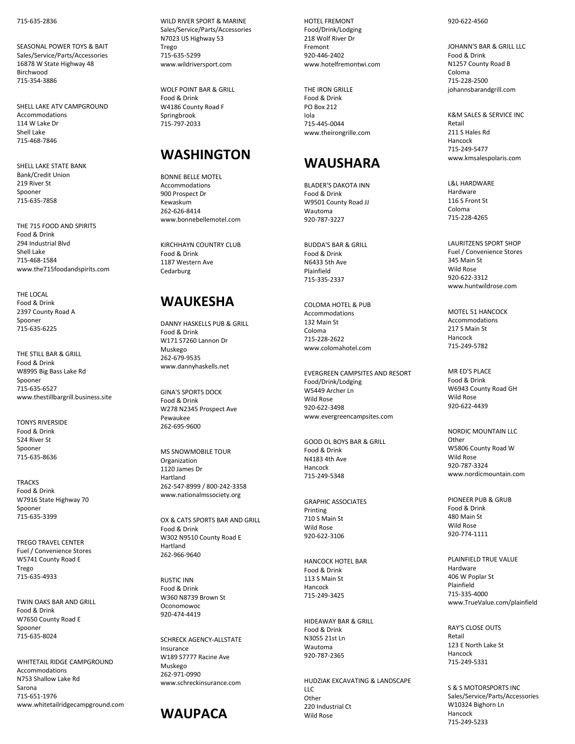715-635-2836

SEASONAL POWER TOYS & BAIT
Sales/Service/Parts/Accessories
16878 W State Highway 48
Birchwood
715-354-3886

SHELL LAKE ATV CAMPGROUND
Accommodations
114 W Lake Dr
Shell Lake
715-468-7846

SHELL LAKE STATE BANK
Bank/Credit Union
219 River St
Spooner
715-635-7858

THE 715 FOOD AND SPIRITS
Food & Drink
294 Industrial Blvd
Shell Lake
715-468-1584
www.the715foodandspirits.com

THE LOCAL
Food & Drink
2397 County Road A
Spooner
715-635-6225

THE STILL BAR & GRILL
Food & Drink
W8995 Big Bass Lake Rd
Spooner
715-635-6527
www.thestillbargrill.business.site

TONYS RIVERSIDE
Food & Drink
524 River St
Spooner
715-635-8636

TRACKS
Food & Drink
W7916 State Highway 70
Spooner
715-635-3399

TREGO TRAVEL CENTER
Fuel / Convenience Stores
W5741 County Road E
Trego
715-635-4933

TWIN OAKS BAR AND GRILL
Food & Drink
W7650 County Road E
Spooner
715-635-8024

WHITETAIL RIDGE CAMPGROUND
Accommodations
N753 Shallow Lake Rd
Sarona
715-651-1976
www.whitetailridgecampground.com

WILD RIVER SPORT & MARINE
Sales/Service/Parts/Accessories
N7023 US Highway 53
Trego
715-635-5299
www.wildriversport.com

WOLF POINT BAR & GRILL
Food & Drink
W4186 County Road F
Springbrook
715-797-2033

## WASHINGTON

BONNE BELLE MOTEL
Accommodations
900 Prospect Dr
Kewaskum
262-626-8414
www.bonnebellemotel.com

KIRCHHAYN COUNTRY CLUB
Food & Drink
1187 Western Ave
Cedarburg

## WAUKESHA

DANNY HASKELLS PUB & GRILL
Food & Drink
W171 S7260 Lannon Dr
Muskego
262-679-9535
www.dannyhaskells.net

GINA'S SPORTS DOCK
Food & Drink
W278 N2345 Prospect Ave
Pewaukee
262-695-9600

MS SNOWMOBILE TOUR
Organization
1120 James Dr
Hartland
262-547-8999 / 800-242-3358
www.nationalmssociety.org

OX & CATS SPORTS BAR AND GRILL
Food & Drink
W302 N9510 County Road E
Hartland
262-966-9640

RUSTIC INN
Food & Drink
W360 N8739 Brown St
Oconomowoc
920-474-4419

SCHRECK AGENCY-ALLSTATE
Insurance
W189 S7777 Racine Ave
Muskego
262-971-0990
www.schreckinsurance.com

## WAUPACA

HOTEL FREMONT
Food/Drink/Lodging
218 Wolf River Dr
Fremont
920-446-2402
www.hotelfremontwi.com

THE IRON GRILLE
Food & Drink
PO Box 212
Iola
715-445-0044
www.theirongrille.com

## WAUSHARA

BLADER'S DAKOTA INN
Food & Drink
W9501 County Road JJ
Wautoma
920-787-3227

BUDDA'S BAR & GRILL
Food & Drink
N6433 5th Ave
Plainfield
715-335-2337

COLOMA HOTEL & PUB
Accommodations
132 Main St
Coloma
715-228-2622
www.colomahotel.com

EVERGREEN CAMPSITES AND RESORT
Food/Drink/Lodging
W5449 Archer Ln
Wild Rose
920-622-3498
www.evergreencampsites.com

GOOD OL BOYS BAR & GRILL
Food & Drink
N4183 4th Ave
Hancock
715-249-5348

GRAPHIC ASSOCIATES
Printing
710 S Main St
Wild Rose
920-622-3106

HANCOCK HOTEL BAR
Food & Drink
113 S Main St
Hancock
715-249-3425

HIDEAWAY BAR & GRILL
Food & Drink
N3055 21st Ln
Wautoma
920-787-2365

HUDZIAK EXCAVATING & LANDSCAPE LLC
Other
220 Industrial Ct
Wild Rose
920-622-4560

JOHANN'S BAR & GRILL LLC
Food & Drink
N1257 County Road B
Coloma
715-228-2500
johannsbarandgrill.com

K&M SALES & SERVICE INC
Retail
211 S Hales Rd
Hancock
715-249-5477
www.kmsalespolaris.com

L&L HARDWARE
Hardware
116 S Front St
Coloma
715-228-4265

LAURITZENS SPORT SHOP
Fuel / Convenience Stores
345 Main St
Wild Rose
920-622-3312
www.huntwildrose.com

MOTEL 51 HANCOCK
Accommodations
217 S Main St
Hancock
715-249-5782

MR ED'S PLACE
Food & Drink
W6943 County Road GH
Wild Rose
920-622-4439

NORDIC MOUNTAIN LLC
Other
W5806 County Road W
Wild Rose
920-787-3324
www.nordicmountain.com

PIONEER PUB & GRUB
Food & Drink
480 Main St
Wild Rose
920-774-1111

PLAINFIELD TRUE VALUE
Hardware
406 W Poplar St
Plainfield
715-335-4000
www.TrueValue.com/plainfield

RAY'S CLOSE OUTS
Retail
123 E North Lake St
Hancock
715-249-5331

S & S MOTORSPORTS INC
Sales/Service/Parts/Accessories
W10324 Bighorn Ln
Hancock
715-249-5233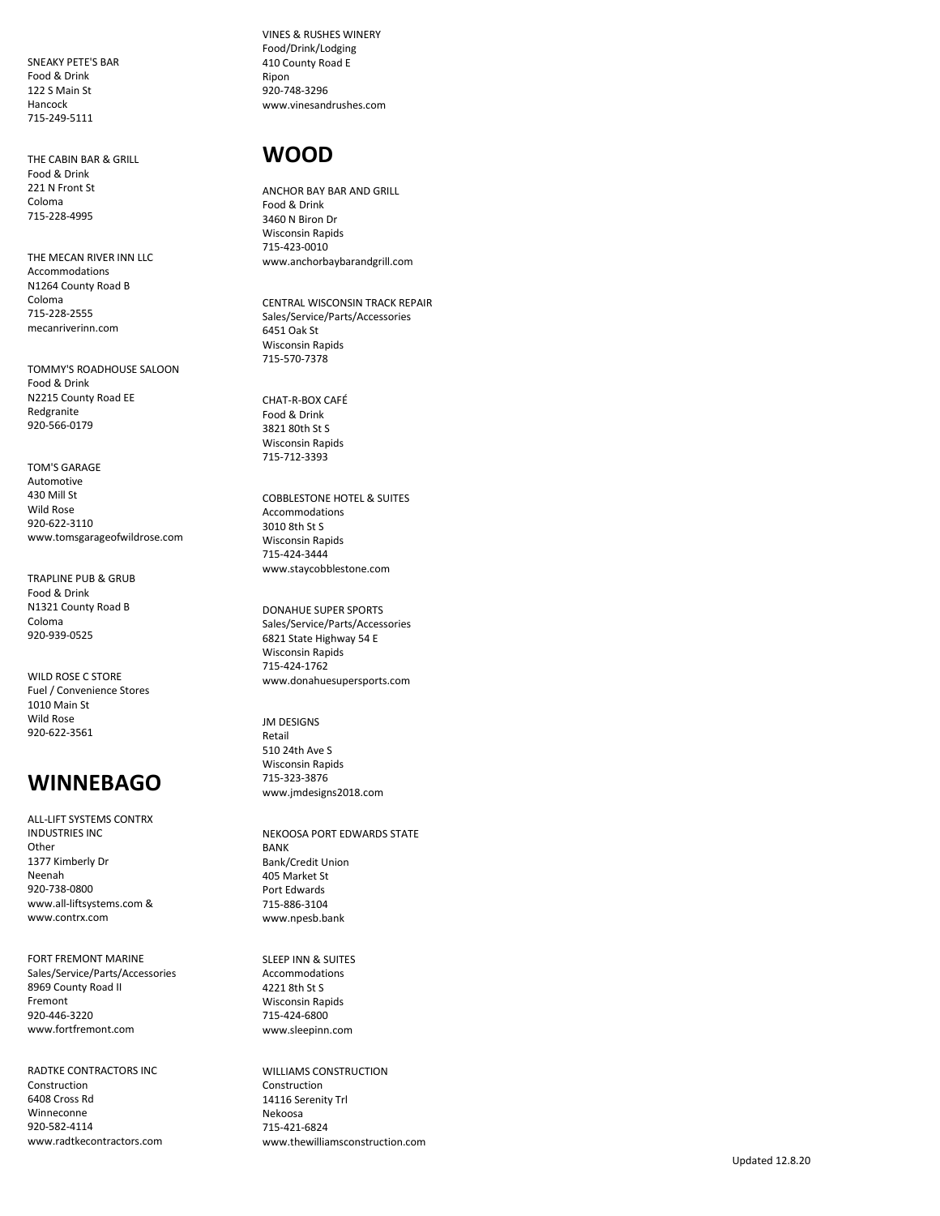SNEAKY PETE'S BAR
Food & Drink
122 S Main St
Hancock
715-249-5111

THE CABIN BAR & GRILL
Food & Drink
221 N Front St
Coloma
715-228-4995

THE MECAN RIVER INN LLC
Accommodations
N1264 County Road B
Coloma
715-228-2555
mecanriverinn.com

TOMMY'S ROADHOUSE SALOON
Food & Drink
N2215 County Road EE
Redgranite
920-566-0179

TOM'S GARAGE
Automotive
430 Mill St
Wild Rose
920-622-3110
www.tomsgarageofwildrose.com

TRAPLINE PUB & GRUB
Food & Drink
N1321 County Road B
Coloma
920-939-0525

WILD ROSE C STORE
Fuel / Convenience Stores
1010 Main St
Wild Rose
920-622-3561

# WINNEBAGO

ALL-LIFT SYSTEMS CONTRX INDUSTRIES INC
Other
1377 Kimberly Dr
Neenah
920-738-0800
www.all-liftsystems.com & www.contrx.com

FORT FREMONT MARINE
Sales/Service/Parts/Accessories
8969 County Road II
Fremont
920-446-3220
www.fortfremont.com

RADTKE CONTRACTORS INC
Construction
6408 Cross Rd
Winneconne
920-582-4114
www.radtkecontractors.com

VINES & RUSHES WINERY
Food/Drink/Lodging
410 County Road E
Ripon
920-748-3296
www.vinesandrushes.com

# WOOD

ANCHOR BAY BAR AND GRILL
Food & Drink
3460 N Biron Dr
Wisconsin Rapids
715-423-0010
www.anchorbaybarandgrill.com

CENTRAL WISCONSIN TRACK REPAIR
Sales/Service/Parts/Accessories
6451 Oak St
Wisconsin Rapids
715-570-7378

CHAT-R-BOX CAFÉ
Food & Drink
3821 80th St S
Wisconsin Rapids
715-712-3393

COBBLESTONE HOTEL & SUITES
Accommodations
3010 8th St S
Wisconsin Rapids
715-424-3444
www.staycobblestone.com

DONAHUE SUPER SPORTS
Sales/Service/Parts/Accessories
6821 State Highway 54 E
Wisconsin Rapids
715-424-1762
www.donahuesupersports.com

JM DESIGNS
Retail
510 24th Ave S
Wisconsin Rapids
715-323-3876
www.jmdesigns2018.com

NEKOOSA PORT EDWARDS STATE BANK
Bank/Credit Union
405 Market St
Port Edwards
715-886-3104
www.npesb.bank

SLEEP INN & SUITES
Accommodations
4221 8th St S
Wisconsin Rapids
715-424-6800
www.sleepinn.com

WILLIAMS CONSTRUCTION
Construction
14116 Serenity Trl
Nekoosa
715-421-6824
www.thewilliamsconstruction.com

Updated 12.8.20